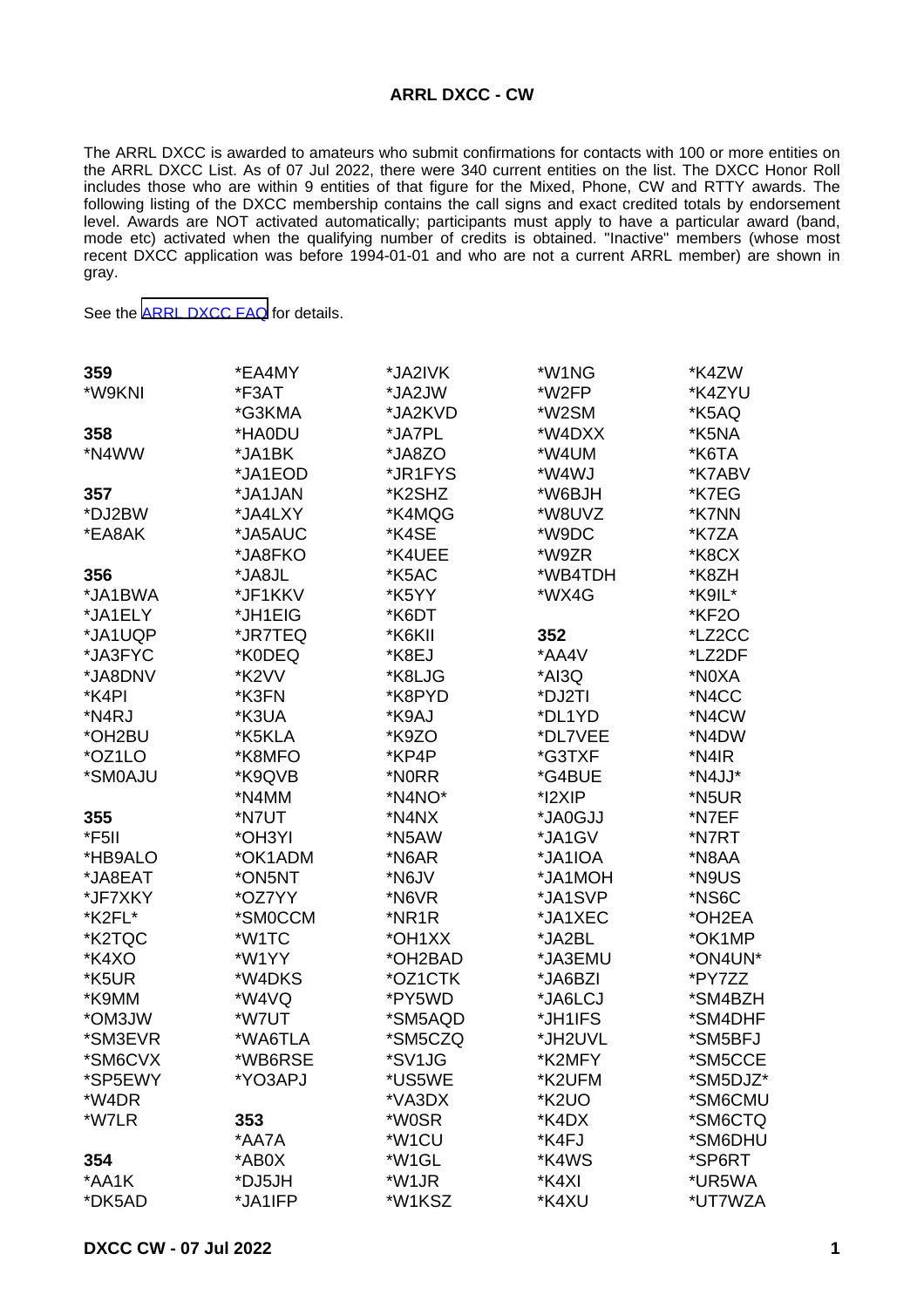# ARRL DXCC - CW

The ARRL DXCC is awarded to amateurs who submit confirmations for contacts with 100 or more entities on the ARRL DXCC List. As of 07 Jul 2022, there were 340 current entities on the list. The DXCC Honor Roll includes those who are within 9 entities of that figure for the Mixed, Phone, CW and RTTY awards. The following listing of the DXCC membership contains the call signs and exact credited totals by endorsement level. Awards are NOT activated automatically; participants must apply to have a particular award (band, mode etc) activated when the qualifying number of credits is obtained. "Inactive" members (whose most recent DXCC application was before 1994-01-01 and who are not a current ARRL member) are shown in gray.

See the [ARRL DXCC FAQ](ARRL DXCC FAQ) for details.

**359**
*W9KNI

**358**
*N4WW

**357**
*DJ2BW
*EA8AK

**356**
*JA1BWA
*JA1ELY
*JA1UQP
*JA3FYC
*JA8DNV
*K4PI
*N4RJ
*OH2BU
*OZ1LO
*SM0AJU

**355**
*F5II
*HB9ALO
*JA8EAT
*JF7XKY
*K2FL*
*K2TQC
*K4XO
*K5UR
*K9MM
*OM3JW
*SM3EVR
*SM6CVX
*SP5EWY
*W4DR
*W7LR

**354**
*AA1K
*DK5AD
*EA4MY
*F3AT
*G3KMA
*HA0DU
*JA1BK
*JA1EOD
*JA1JAN
*JA4LXY
*JA5AUC
*JA8FKO
*JA8JL
*JF1KKV
*JH1EIG
*JR7TEQ
*K0DEQ
*K2VV
*K3FN
*K3UA
*K5KLA
*K8MFO
*K9QVB
*N4MM
*N7UT
*OH3YI
*OK1ADM
*ON5NT
*OZ7YY
*SM0CCM
*W1TC
*W1YY
*W4DKS
*W4VQ
*W7UT
*WA6TLA
*WB6RSE
*YO3APJ

**353**
*AA7A
*AB0X
*DJ5JH
*JA1IFP
*JA2IVK
*JA2JW
*JA2KVD
*JA7PL
*JA8ZO
*JR1FYS
*K2SHZ
*K4MQG
*K4SE
*K4UEE
*K5AC
*K5YY
*K6DT
*K6KII
*K8EJ
*K8LJG
*K8PYD
*K9AJ
*K9ZO
*KP4P
*N0RR
*N4NO*
*N4NX
*N5AW
*N6AR
*N6JV
*N6VR
*NR1R
*OH1XX
*OH2BAD
*OZ1CTK
*PY5WD
*SM5AQD
*SM5CZQ
*SV1JG
*US5WE
*VA3DX
*W0SR
*W1CU
*W1GL
*W1JR
*W1KSZ
*W1NG
*W2FP
*W2SM
*W4DXX
*W4UM
*W4WJ
*W6BJH
*W8UVZ
*W9DC
*W9ZR
*WB4TDH
*WX4G

**352**
*AA4V
*AI3Q
*DJ2TI
*DL1YD
*DL7VEE
*G3TXF
*G4BUE
*I2XIP
*JA0GJJ
*JA1GV
*JA1IOA
*JA1MOH
*JA1SVP
*JA1XEC
*JA2BL
*JA3EMU
*JA6BZI
*JA6LCJ
*JH1IFS
*JH2UVL
*K2MFY
*K2UFM
*K2UO
*K4DX
*K4FJ
*K4WS
*K4XI
*K4XU
*K4ZW
*K4ZYU
*K5AQ
*K5NA
*K6TA
*K7ABV
*K7EG
*K7NN
*K7ZA
*K8CX
*K8ZH
*K9IL*
*KF2O
*LZ2CC
*LZ2DF
*N0XA
*N4CC
*N4CW
*N4DW
*N4IR
*N4JJ*
*N5UR
*N7EF
*N7RT
*N8AA
*N9US
*NS6C
*OH2EA
*OK1MP
*ON4UN*
*PY7ZZ
*SM4BZH
*SM4DHF
*SM5BFJ
*SM5CCE
*SM5DJZ*
*SM6CMU
*SM6CTQ
*SM6DHU
*SP6RT
*UR5WA
*UT7WZA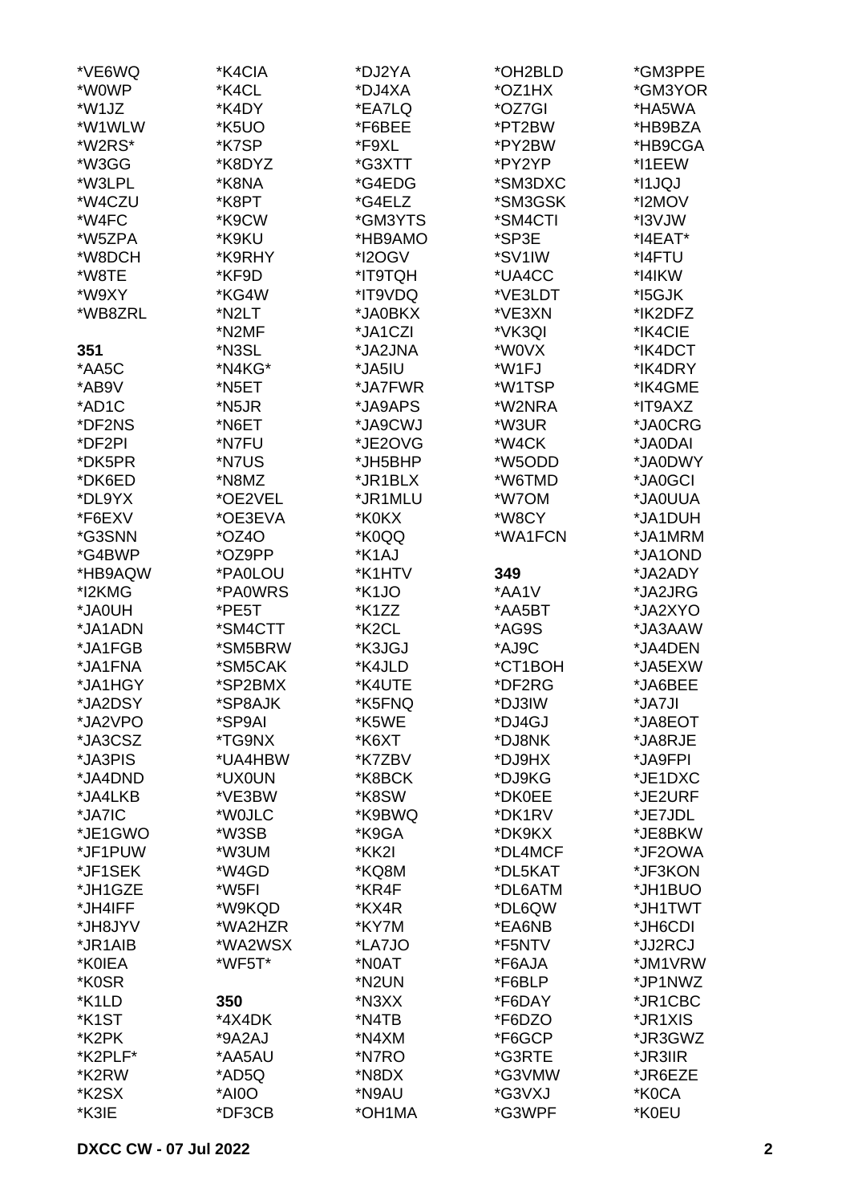*VE6WQ
*W0WP
*W1JZ
*W1WLW
*W2RS*
*W3GG
*W3LPL
*W4CZU
*W4FC
*W5ZPA
*W8DCH
*W8TE
*W9XY
*WB8ZRL

**351**

*AA5C
*AB9V
*AD1C
*DF2NS
*DF2PI
*DK5PR
*DK6ED
*DL9YX
*F6EXV
*G3SNN
*G4BWP
*HB9AQW
*I2KMG
*JA0UH
*JA1ADN
*JA1FGB
*JA1FNA
*JA1HGY
*JA2DSY
*JA2VPO
*JA3CSZ
*JA3PIS
*JA4DND
*JA4LKB
*JA7IC
*JE1GWO
*JF1PUW
*JF1SEK
*JH1GZE
*JH4IFF
*JH8JYV
*JR1AIB
*K0IEA
*K0SR
*K1LD
*K1ST
*K2PK
*K2PLF*
*K2RW
*K2SX
*K3IE
*K4CIA
*K4CL
*K4DY
*K5UO
*K7SP
*K8DYZ
*K8NA
*K8PT
*K9CW
*K9KU
*K9RHY
*KF9D
*KG4W
*N2LT
*N2MF
*N3SL
*N4KG*
*N5ET
*N5JR
*N6ET
*N7FU
*N7US
*N8MZ
*OE2VEL
*OE3EVA
*OZ4O
*OZ9PP
*PA0LOU
*PA0WRS
*PE5T
*SM4CTT
*SM5BRW
*SM5CAK
*SP2BMX
*SP8AJK
*SP9AI
*TG9NX
*UA4HBW
*UX0UN
*VE3BW
*W0JLC
*W3SB
*W3UM
*W4GD
*W5FI
*W9KQD
*WA2HZR
*WA2WSX
*WF5T*

**350**

*4X4DK
*9A2AJ
*AA5AU
*AD5Q
*AI0O
*DF3CB
*DJ2YA
*DJ4XA
*EA7LQ
*F6BEE
*F9XL
*G3XTT
*G4EDG
*G4ELZ
*GM3YTS
*HB9AMO
*I2OGV
*IT9TQH
*IT9VDQ
*JA0BKX
*JA1CZI
*JA2JNA
*JA5IU
*JA7FWR
*JA9APS
*JA9CWJ
*JE2OVG
*JH5BHP
*JR1BLX
*JR1MLU
*K0KX
*K0QQ
*K1AJ
*K1HTV
*K1JO
*K1ZZ
*K2CL
*K3JGJ
*K4JLD
*K4UTE
*K5FNQ
*K5WE
*K6XT
*K7ZBV
*K8BCK
*K8SW
*K9BWQ
*K9GA
*KK2I
*KQ8M
*KR4F
*KX4R
*KY7M
*LA7JO
*N0AT
*N2UN
*N3XX
*N4TB
*N4XM
*N7RO
*N8DX
*N9AU
*OH1MA
*OH2BLD
*OZ1HX
*OZ7GI
*PT2BW
*PY2BW
*PY2YP
*SM3DXC
*SM3GSK
*SM4CTI
*SP3E
*SV1IW
*UA4CC
*VE3LDT
*VE3XN
*VK3QI
*W0VX
*W1FJ
*W1TSP
*W2NRA
*W3UR
*W4CK
*W5ODD
*W6TMD
*W7OM
*W8CY
*WA1FCN

**349**

*AA1V
*AA5BT
*AG9S
*AJ9C
*CT1BOH
*DF2RG
*DJ3IW
*DJ4GJ
*DJ8NK
*DJ9HX
*DJ9KG
*DK0EE
*DK1RV
*DK9KX
*DL4MCF
*DL5KAT
*DL6ATM
*DL6QW
*EA6NB
*F5NTV
*F6AJA
*F6BLP
*F6DAY
*F6DZO
*F6GCP
*G3RTE
*G3VMW
*G3VXJ
*G3WPF
*GM3PPE
*GM3YOR
*HA5WA
*HB9BZA
*HB9CGA
*I1EEW
*I1JQJ
*I2MOV
*I3VJW
*I4EAT*
*I4FTU
*I4IKW
*I5GJK
*IK2DFZ
*IK4CIE
*IK4DCT
*IK4DRY
*IK4GME
*IT9AXZ
*JA0CRG
*JA0DAI
*JA0DWY
*JA0GCI
*JA0UUA
*JA1DUH
*JA1MRM
*JA1OND
*JA2ADY
*JA2JRG
*JA2XYO
*JA3AAW
*JA4DEN
*JA5EXW
*JA6BEE
*JA7JI
*JA8EOT
*JA8RJE
*JA9FPI
*JE1DXC
*JE2URF
*JE7JDL
*JE8BKW
*JF2OWA
*JF3KON
*JH1BUO
*JH1TWT
*JH6CDI
*JJ2RCJ
*JM1VRW
*JP1NWZ
*JR1CBC
*JR1XIS
*JR3GWZ
*JR3IIR
*JR6EZE
*K0CA
*K0EU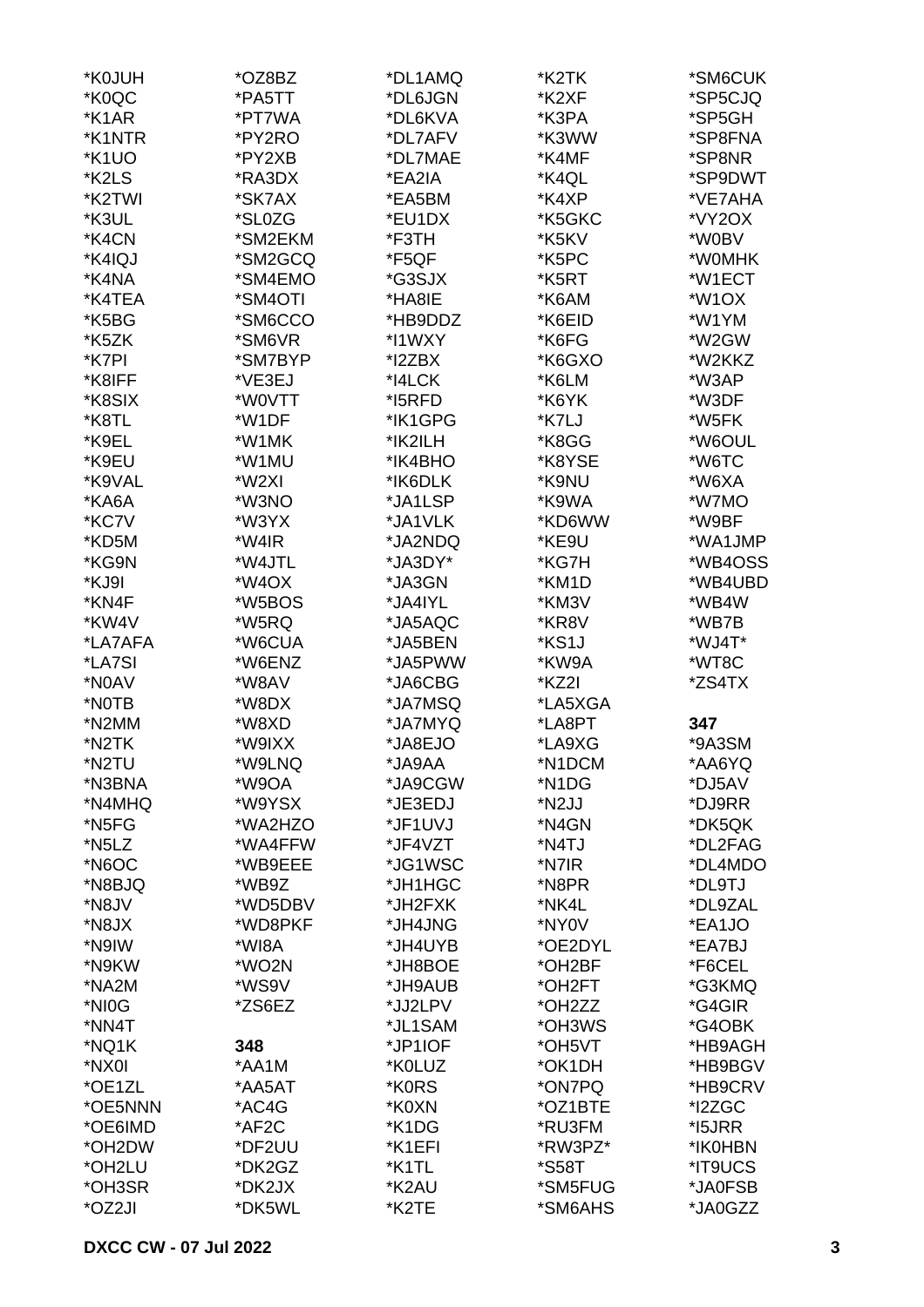*K0JUH
*K0QC
*K1AR
*K1NTR
*K1UO
*K2LS
*K2TWI
*K3UL
*K4CN
*K4IQJ
*K4NA
*K4TEA
*K5BG
*K5ZK
*K7PI
*K8IFF
*K8SIX
*K8TL
*K9EL
*K9EU
*K9VAL
*KA6A
*KC7V
*KD5M
*KG9N
*KJ9I
*KN4F
*KW4V
*LA7AFA
*LA7SI
*N0AV
*N0TB
*N2MM
*N2TK
*N2TU
*N3BNA
*N4MHQ
*N5FG
*N5LZ
*N6OC
*N8BJQ
*N8JV
*N8JX
*N9IW
*N9KW
*NA2M
*NI0G
*NN4T
*NQ1K
*NX0I
*OE1ZL
*OE5NNN
*OE6IMD
*OH2DW
*OH2LU
*OH3SR
*OZ2JI
*OZ8BZ
*PA5TT
*PT7WA
*PY2RO
*PY2XB
*RA3DX
*SK7AX
*SL0ZG
*SM2EKM
*SM2GCQ
*SM4EMO
*SM4OTI
*SM6CCO
*SM6VR
*SM7BYP
*VE3EJ
*W0VTT
*W1DF
*W1MK
*W1MU
*W2XI
*W3NO
*W3YX
*W4IR
*W4JTL
*W4OX
*W5BOS
*W5RQ
*W6CUA
*W6ENZ
*W8AV
*W8DX
*W8XD
*W9IXX
*W9LNQ
*W9OA
*W9YSX
*WA2HZO
*WA4FFW
*WB9EEE
*WB9Z
*WD5DBV
*WD8PKF
*WI8A
*WO2N
*WS9V
*ZS6EZ

**348**
*AA1M
*AA5AT
*AC4G
*AF2C
*DF2UU
*DK2GZ
*DK2JX
*DK5WL
*DL1AMQ
*DL6JGN
*DL6KVA
*DL7AFV
*DL7MAE
*EA2IA
*EA5BM
*EU1DX
*F3TH
*F5QF
*G3SJX
*HA8IE
*HB9DDZ
*I1WXY
*I2ZBX
*I4LCK
*I5RFD
*IK1GPG
*IK2ILH
*IK4BHO
*IK6DLK
*JA1LSP
*JA1VLK
*JA2NDQ
*JA3DY*
*JA3GN
*JA4IYL
*JA5AQC
*JA5BEN
*JA5PWW
*JA6CBG
*JA7MSQ
*JA7MYQ
*JA8EJO
*JA9AA
*JA9CGW
*JE3EDJ
*JF1UVJ
*JF4VZT
*JG1WSC
*JH1HGC
*JH2FXK
*JH4JNG
*JH4UYB
*JH8BOE
*JH9AUB
*JJ2LPV
*JL1SAM
*JP1IOF
*K0LUZ
*K0RS
*K0XN
*K1DG
*K1EFI
*K1TL
*K2AU
*K2TE
*K2TK
*K2XF
*K3PA
*K3WW
*K4MF
*K4QL
*K4XP
*K5GKC
*K5KV
*K5PC
*K5RT
*K6AM
*K6EID
*K6FG
*K6GXO
*K6LM
*K6YK
*K7LJ
*K8GG
*K8YSE
*K9NU
*K9WA
*KD6WW
*KE9U
*KG7H
*KM1D
*KM3V
*KR8V
*KS1J
*KW9A
*KZ2I
*LA5XGA
*LA8PT
*LA9XG
*N1DCM
*N1DG
*N2JJ
*N4GN
*N4TJ
*N7IR
*N8PR
*NK4L
*NY0V
*OE2DYL
*OH2BF
*OH2FT
*OH2ZZ
*OH3WS
*OH5VT
*OK1DH
*ON7PQ
*OZ1BTE
*RU3FM
*RW3PZ*
*S58T
*SM5FUG
*SM6AHS
*SM6CUK
*SP5CJQ
*SP5GH
*SP8FNA
*SP8NR
*SP9DWT
*VE7AHA
*VY2OX
*W0BV
*W0MHK
*W1ECT
*W1OX
*W1YM
*W2GW
*W2KKZ
*W3AP
*W3DF
*W5FK
*W6OUL
*W6TC
*W6XA
*W7MO
*W9BF
*WA1JMP
*WB4OSS
*WB4UBD
*WB4W
*WB7B
*WJ4T*
*WT8C
*ZS4TX

**347**
*9A3SM
*AA6YQ
*DJ5AV
*DJ9RR
*DK5QK
*DL2FAG
*DL4MDO
*DL9TJ
*DL9ZAL
*EA1JO
*EA7BJ
*F6CEL
*G3KMQ
*G4GIR
*G4OBK
*HB9AGH
*HB9BGV
*HB9CRV
*I2ZGC
*I5JRR
*IK0HBN
*IT9UCS
*JA0FSB
*JA0GZZ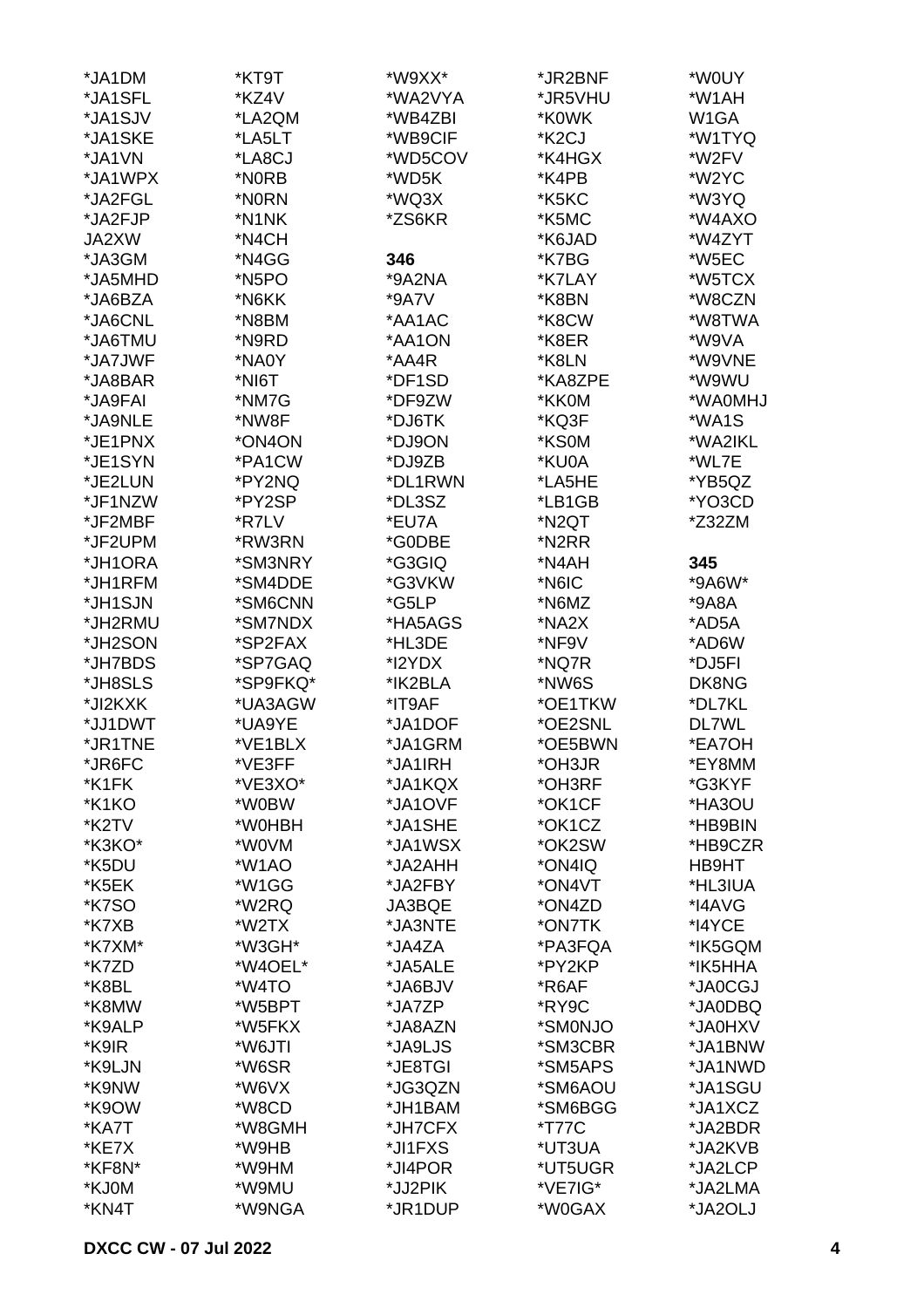*JA1DM
*JA1SFL
*JA1SJV
*JA1SKE
*JA1VN
*JA1WPX
*JA2FGL
*JA2FJP
JA2XW
*JA3GM
*JA5MHD
*JA6BZA
*JA6CNL
*JA6TMU
*JA7JWF
*JA8BAR
*JA9FAI
*JA9NLE
*JE1PNX
*JE1SYN
*JE2LUN
*JF1NZW
*JF2MBF
*JF2UPM
*JH1ORA
*JH1RFM
*JH1SJN
*JH2RMU
*JH2SON
*JH7BDS
*JH8SLS
*JI2KXK
*JJ1DWT
*JR1TNE
*JR6FC
*K1FK
*K1KO
*K2TV
*K3KO*
*K5DU
*K5EK
*K7SO
*K7XB
*K7XM*
*K7ZD
*K8BL
*K8MW
*K9ALP
*K9IR
*K9LJN
*K9NW
*K9OW
*KA7T
*KE7X
*KF8N*
*KJ0M
*KN4T

*KT9T
*KZ4V
*LA2QM
*LA5LT
*LA8CJ
*N0RB
*N0RN
*N1NK
*N4CH
*N4GG
*N5PO
*N6KK
*N8BM
*N9RD
*NA0Y
*NI6T
*NM7G
*NW8F
*ON4ON
*PA1CW
*PY2NQ
*PY2SP
*R7LV
*RW3RN
*SM3NRY
*SM4DDE
*SM6CNN
*SM7NDX
*SP2FAX
*SP7GAQ
*SP9FKQ*
*UA3AGW
*UA9YE
*VE1BLX
*VE3FF
*VE3XO*
*W0BW
*W0HBH
*W0VM
*W1AO
*W1GG
*W2RQ
*W2TX
*W3GH*
*W4OEL*
*W4TO
*W5BPT
*W5FKX
*W6JTI
*W6SR
*W6VX
*W8CD
*W8GMH
*W9HB
*W9HM
*W9MU
*W9NGA

*W9XX*
*WA2VYA
*WB4ZBI
*WB9CIF
*WD5COV
*WD5K
*WQ3X
*ZS6KR

**346**
*9A2NA
*9A7V
*AA1AC
*AA1ON
*AA4R
*DF1SD
*DF9ZW
*DJ6TK
*DJ9ON
*DJ9ZB
*DL1RWN
*DL3SZ
*EU7A
*G0DBE
*G3GIQ
*G3VKW
*G5LP
*HA5AGS
*HL3DE
*I2YDX
*IK2BLA
*IT9AF
*JA1DOF
*JA1GRM
*JA1IRH
*JA1KQX
*JA1OVF
*JA1SHE
*JA1WSX
*JA2AHH
*JA2FBY
JA3BQE
*JA3NTE
*JA4ZA
*JA5ALE
*JA6BJV
*JA7ZP
*JA8AZN
*JA9LJS
*JE8TGI
*JG3QZN
*JH1BAM
*JH7CFX
*JI1FXS
*JI4POR
*JJ2PIK
*JR1DUP

*JR2BNF
*JR5VHU
*K0WK
*K2CJ
*K4HGX
*K4PB
*K5KC
*K5MC
*K6JAD
*K7BG
*K7LAY
*K8BN
*K8CW
*K8ER
*K8LN
*KA8ZPE
*KK0M
*KQ3F
*KS0M
*KU0A
*LA5HE
*LB1GB
*N2QT
*N2RR
*N4AH
*N6IC
*N6MZ
*NA2X
*NF9V
*NQ7R
*NW6S
*OE1TKW
*OE2SNL
*OE5BWN
*OH3JR
*OH3RF
*OK1CF
*OK1CZ
*OK2SW
*ON4IQ
*ON4VT
*ON4ZD
*ON7TK
*PA3FQA
*PY2KP
*R6AF
*RY9C
*SM0NJO
*SM3CBR
*SM5APS
*SM6AOU
*SM6BGG
*T77C
*UT3UA
*UT5UGR
*VE7IG*
*W0GAX

*W0UY
*W1AH
W1GA
*W1TYQ
*W2FV
*W2YC
*W3YQ
*W4AXO
*W4ZYT
*W5EC
*W5TCX
*W8CZN
*W8TWA
*W9VA
*W9VNE
*W9WU
*WA0MHJ
*WA1S
*WA2IKL
*WL7E
*YB5QZ
*YO3CD
*Z32ZM

**345**
*9A6W*
*9A8A
*AD5A
*AD6W
*DJ5FI
DK8NG
*DL7KL
DL7WL
*EA7OH
*EY8MM
*G3KYF
*HA3OU
*HB9BIN
*HB9CZR
HB9HT
*HL3IUA
*I4AVG
*I4YCE
*IK5GQM
*IK5HHA
*JA0CGJ
*JA0DBQ
*JA0HXV
*JA1BNW
*JA1NWD
*JA1SGU
*JA1XCZ
*JA2BDR
*JA2KVB
*JA2LCP
*JA2LMA
*JA2OLJ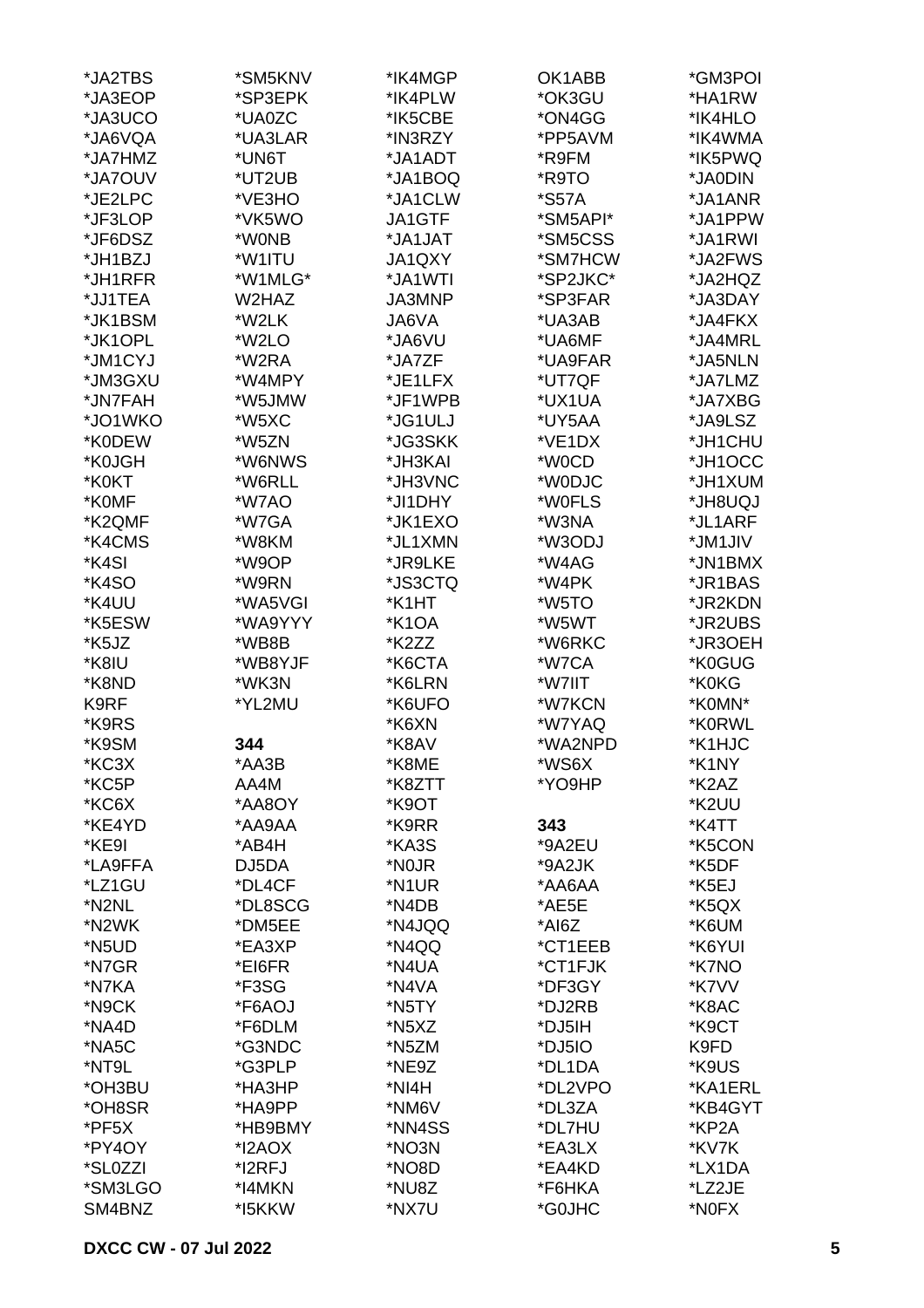*JA2TBS
*JA3EOP
*JA3UCO
*JA6VQA
*JA7HMZ
*JA7OUV
*JE2LPC
*JF3LOP
*JF6DSZ
*JH1BZJ
*JH1RFR
*JJ1TEA
*JK1BSM
*JK1OPL
*JM1CYJ
*JM3GXU
*JN7FAH
*JO1WKO
*K0DEW
*K0JGH
*K0KT
*K0MF
*K2QMF
*K4CMS
*K4SI
*K4SO
*K4UU
*K5ESW
*K5JZ
*K8IU
*K8ND
K9RF
*K9RS
*K9SM
*KC3X
*KC5P
*KC6X
*KE4YD
*KE9I
*LA9FFA
*LZ1GU
*N2NL
*N2WK
*N5UD
*N7GR
*N7KA
*N9CK
*NA4D
*NA5C
*NT9L
*OH3BU
*OH8SR
*PF5X
*PY4OY
*SL0ZZI
*SM3LGO
SM4BNZ

*SM5KNV
*SP3EPK
*UA0ZC
*UA3LAR
*UN6T
*UT2UB
*VE3HO
*VK5WO
*W0NB
*W1ITU
*W1MLG*
W2HAZ
*W2LK
*W2LO
*W2RA
*W4MPY
*W5JMW
*W5XC
*W5ZN
*W6NWS
*W6RLL
*W7AO
*W7GA
*W8KM
*W9OP
*W9RN
*WA5VGI
*WA9YYY
*WB8B
*WB8YJF
*WK3N
*YL2MU

**344**

*AA3B
AA4M
*AA8OY
*AA9AA
*AB4H
DJ5DA
*DL4CF
*DL8SCG
*DM5EE
*EA3XP
*EI6FR
*F3SG
*F6AOJ
*F6DLM
*G3NDC
*G3PLP
*HA3HP
*HA9PP
*HB9BMY
*I2AOX
*I2RFJ
*I4MKN
*I5KKW

*IK4MGP
*IK4PLW
*IK5CBE
*IN3RZY
*JA1ADT
*JA1BOQ
*JA1CLW
JA1GTF
*JA1JAT
JA1QXY
*JA1WTI
JA3MNP
JA6VA
*JA6VU
*JA7ZF
*JE1LFX
*JF1WPB
*JG1ULJ
*JG3SKK
*JH3KAI
*JH3VNC
*JI1DHY
*JK1EXO
*JL1XMN
*JR9LKE
*JS3CTQ
*K1HT
*K1OA
*K2ZZ
*K6CTA
*K6LRN
*K6UFO
*K6XN
*K8AV
*K8ME
*K8ZTT
*K9OT
*K9RR
*KA3S
*N0JR
*N1UR
*N4DB
*N4JQQ
*N4QQ
*N4UA
*N4VA
*N5TY
*N5XZ
*N5ZM
*NE9Z
*NI4H
*NM6V
*NN4SS
*NO3N
*NO8D
*NU8Z
*NX7U

OK1ABB
*OK3GU
*ON4GG
*PP5AVM
*R9FM
*R9TO
*S57A
*SM5API*
*SM5CSS
*SM7HCW
*SP2JKC*
*SP3FAR
*UA3AB
*UA6MF
*UA9FAR
*UT7QF
*UX1UA
*UY5AA
*VE1DX
*W0CD
*W0DJC
*W0FLS
*W3NA
*W3ODJ
*W4AG
*W4PK
*W5TO
*W5WT
*W6RKC
*W7CA
*W7IIT
*W7KCN
*W7YAQ
*WA2NPD
*WS6X
*YO9HP

**343**

*9A2EU
*9A2JK
*AA6AA
*AE5E
*AI6Z
*CT1EEB
*CT1FJK
*DF3GY
*DJ2RB
*DJ5IH
*DJ5IO
*DL1DA
*DL2VPO
*DL3ZA
*DL7HU
*EA3LX
*EA4KD
*F6HKA
*G0JHC

*GM3POI
*HA1RW
*IK4HLO
*IK4WMA
*IK5PWQ
*JA0DIN
*JA1ANR
*JA1PPW
*JA1RWI
*JA2FWS
*JA2HQZ
*JA3DAY
*JA4FKX
*JA4MRL
*JA5NLN
*JA7LMZ
*JA7XBG
*JA9LSZ
*JH1CHU
*JH1OCC
*JH1XUM
*JH8UQJ
*JL1ARF
*JM1JIV
*JN1BMX
*JR1BAS
*JR2KDN
*JR2UBS
*JR3OEH
*K0GUG
*K0KG
*K0MN*
*K0RWL
*K1HJC
*K1NY
*K2AZ
*K2UU
*K4TT
*K5CON
*K5DF
*K5EJ
*K5QX
*K6UM
*K6YUI
*K7NO
*K7VV
*K8AC
*K9CT
K9FD
*K9US
*KA1ERL
*KB4GYT
*KP2A
*KV7K
*LX1DA
*LZ2JE
*N0FX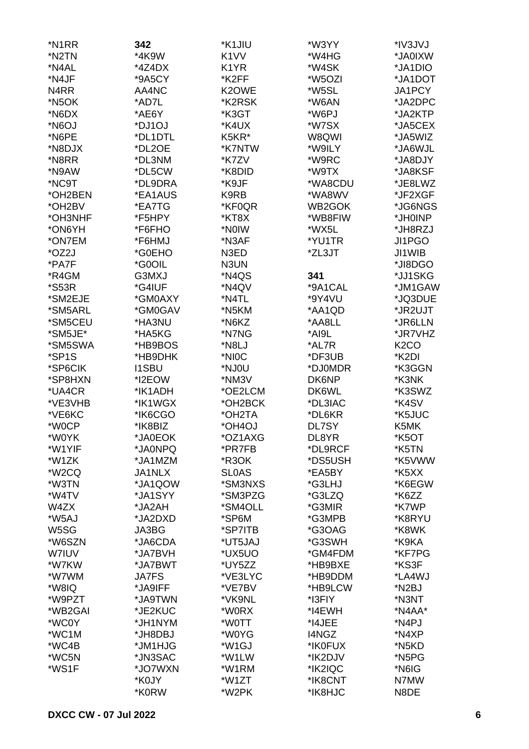*N1RR
*N2TN
*N4AL
*N4JF
N4RR
*N5OK
*N6DX
*N6OJ
*N6PE
*N8DJX
*N8RR
*N9AW
*NC9T
*OH2BEN
*OH2BV
*OH3NHF
*ON6YH
*ON7EM
*OZ2J
*PA7F
*R4GM
*S53R
*SM2EJE
*SM5ARL
*SM5CEU
*SM5JE*
*SM5SWA
*SP1S
*SP6CIK
*SP8HXN
*UA4CR
*VE3VHB
*VE6KC
*W0CP
*W0YK
*W1YIF
*W1ZK
*W2CQ
*W3TN
*W4TV
W4ZX
*W5AJ
W5SG
*W6SZN
W7IUV
*W7KW
*W7WM
*W8IQ
*W9PZT
*WB2GAI
*WC0Y
*WC1M
*WC4B
*WC5N
*WS1F

**342**

*4K9W
*4Z4DX
*9A5CY
AA4NC
*AD7L
*AE6Y
*DJ1OJ
*DL1DTL
*DL2OE
*DL3NM
*DL5CW
*DL9DRA
*EA1AUS
*EA7TG
*F5HPY
*F6FHO
*F6HMJ
*G0EHO
*G0OIL
G3MXJ
*G4IUF
*GM0AXY
*GM0GAV
*HA3NU
*HA5KG
*HB9BOS
*HB9DHK
I1SBU
*I2EOW
*IK1ADH
*IK1WGX
*IK6CGO
*IK8BIZ
*JA0EOK
*JA0NPQ
*JA1MZM
JA1NLX
*JA1QOW
*JA1SYY
*JA2AH
*JA2DXD
JA3BG
*JA6CDA
*JA7BVH
*JA7BWT
JA7FS
*JA9IFF
*JA9TWN
*JE2KUC
*JH1NYM
*JH8DBJ
*JM1HJG
*JN3SAC
*JO7WXN
*K0JY
*K0RW

*K1JIU
K1VV
K1YR
*K2FF
K2OWE
*K2RSK
*K3GT
*K4UX
K5KR*
*K7NTW
*K7ZV
*K8DID
*K9JF
K9RB
*KF0QR
*KT8X
*N0IW
*N3AF
N3ED
N3UN
*N4QS
*N4QV
*N4TL
*N5KM
*N6KZ
*N7NG
*N8LJ
*NI0C
*NJ0U
*NM3V
*OE2LCM
*OH2BCK
*OH2TA
*OH4OJ
*OZ1AXG
*PR7FB
*R3OK
SL0AS
*SM3NXS
*SM3PZG
*SM4OLL
*SP6M
*SP7ITB
*UT5JAJ
*UX5UO
*UY5ZZ
*VE3LYC
*VE7BV
*VK9NL
*W0RX
*W0TT
*W0YG
*W1GJ
*W1LW
*W1RM
*W1ZT
*W2PK

*W3YY
*W4HG
*W4SK
*W5OZI
*W5SL
*W6AN
*W6PJ
*W7SX
W8QWI
*W9ILY
*W9RC
*W9TX
*WA8CDU
*WA8WV
WB2GOK
*WB8FIW
*WX5L
*YU1TR
*ZL3JT

**341**

*9A1CAL
*9Y4VU
*AA1QD
*AA8LL
*AI9L
*AL7R
*DF3UB
*DJ0MDR
DK6NP
DK6WL
*DL3IAC
*DL6KR
DL7SY
DL8YR
*DL9RCF
*DS5USH
*EA5BY
*G3LHJ
*G3LZQ
*G3MIR
*G3MPB
*G3OAG
*G3SWH
*GM4FDM
*HB9BXE
*HB9DDM
*HB9LCW
*I3FIY
*I4EWH
*I4JEE
I4NGZ
*IK0FUX
*IK2DJV
*IK2IQC
*IK8CNT
*IK8HJC

*IV3JVJ
*JA0IXW
*JA1DIO
*JA1DOT
JA1PCY
*JA2DPC
*JA2KTP
*JA5CEX
*JA5WIZ
*JA6WJL
*JA8DJY
*JA8KSF
*JE8LWZ
*JF2XGF
*JG6NGS
*JH0INP
*JH8RZJ
JI1PGO
JI1WIB
*JI8DGO
*JJ1SKG
*JM1GAW
*JQ3DUE
*JR2UJT
*JR6LLN
*JR7VHZ
K2CO
*K2DI
*K3GGN
*K3NK
*K3SWZ
*K4SV
*K5JUC
K5MK
*K5OT
*K5TN
*K5VWW
*K5XX
*K6EGW
*K6ZZ
*K7WP
*K8RYU
*K8WK
*K9KA
*KF7PG
*KS3F
*LA4WJ
*N2BJ
*N3NT
*N4AA*
*N4PJ
*N4XP
*N5KD
*N5PG
*N6IG
N7MW
N8DE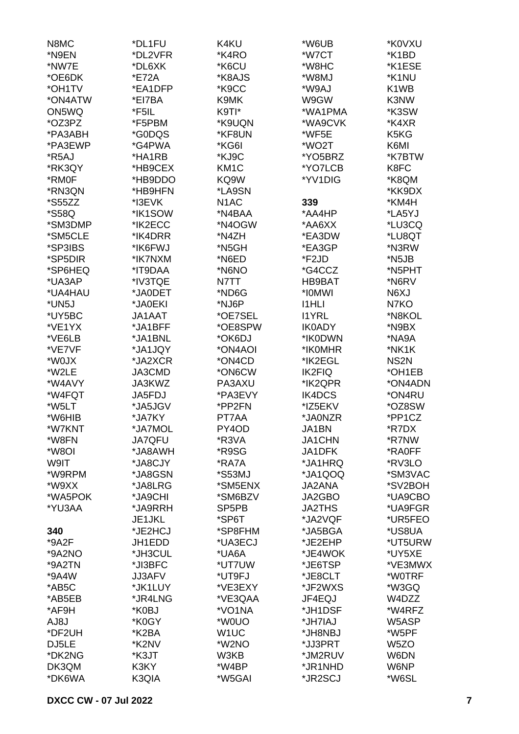N8MC
*N9EN
*NW7E
*OE6DK
*OH1TV
*ON4ATW
ON5WQ
*OZ3PZ
*PA3ABH
*PA3EWP
*R5AJ
*RK3QY
*RM0F
*RN3QN
*S55ZZ
*S58Q
*SM3DMP
*SM5CLE
*SP3IBS
*SP5DIR
*SP6HEQ
*UA3AP
*UA4HAU
*UN5J
*UY5BC
*VE1YX
*VE6LB
*VE7VF
*W0JX
*W2LE
*W4AVY
*W4FQT
*W5LT
*W6HIB
*W7KNT
*W8FN
*W8OI
W9IT
*W9RPM
*W9XX
*WA5POK
*YU3AA

**340**

*9A2F
*9A2NO
*9A2TN
*9A4W
*AB5C
*AB5EB
*AF9H
AJ8J
*DF2UH
DJ5LE
*DK2NG
DK3QM
*DK6WA
*DL1FU
*DL2VFR
*DL6XK
*E72A
*EA1DFP
*EI7BA
*F5IL
*F5PBM
*G0DQS
*G4PWA
*HA1RB
*HB9CEX
*HB9DDO
*HB9HFN
*I3EVK
*IK1SOW
*IK2ECC
*IK4DRR
*IK6FWJ
*IK7NXM
*IT9DAA
*IV3TQE
*JA0DET
*JA0EKI
JA1AAT
*JA1BFF
*JA1BNL
*JA1JQY
*JA2XCR
JA3CMD
JA3KWZ
JA5FDJ
*JA5JGV
*JA7KY
*JA7MOL
JA7QFU
*JA8AWH
*JA8CJY
*JA8GSN
*JA8LRG
*JA9CHI
*JA9RRH
JE1JKL
*JE2HCJ
JH1EDD
*JH3CUL
*JI3BFC
JJ3AFV
*JK1LUY
*JR4LNG
*K0BJ
*K0GY
*K2BA
*K2NV
*K3JT
K3KY
K3QIA
K4KU
*K4RO
*K6CU
*K8AJS
*K9CC
K9MK
K9TI*
*K9UQN
*KF8UN
*KG6I
*KJ9C
KM1C
KQ9W
*LA9SN
N1AC
*N4BAA
*N4OGW
*N4ZH
*N5GH
*N6ED
*N6NO
N7TT
*ND6G
*NJ6P
*OE7SEL
*OE8SPW
*OK6DJ
*ON4AOI
*ON4CD
*ON6CW
PA3AXU
*PA3EVY
*PP2FN
PT7AA
PY4OD
*R3VA
*R9SG
*RA7A
*S53MJ
*SM5ENX
*SM6BZV
SP5PB
*SP6T
*SP8FHM
*UA3ECJ
*UA6A
*UT7UW
*UT9FJ
*VE3EXY
*VE3QAA
*VO1NA
*W0UO
W1UC
*W2NO
W3KB
*W4BP
*W5GAI
*W6UB
*W7CT
*W8HC
*W8MJ
*W9AJ
W9GW
*WA1PMA
*WA9CVK
*WF5E
*WO2T
*YO5BRZ
*YO7LCB
*YV1DIG

**339**

*AA4HP
*AA6XX
*EA3DW
*EA3GP
*F2JD
*G4CCZ
HB9BAT
*I0MWI
I1HLI
I1YRL
IK0ADY
*IK0DWN
*IK0MHR
*IK2EGL
IK2FIQ
*IK2QPR
IK4DCS
*IZ5EKV
*JA0NZR
JA1BN
JA1CHN
JA1DFK
*JA1HRQ
*JA1QOQ
JA2ANA
JA2GBO
JA2THS
*JA2VQF
*JA5BGA
*JE2EHP
*JE4WOK
*JE6TSP
*JE8CLT
*JF2WXS
JF4EQJ
*JH1DSF
*JH7IAJ
*JH8NBJ
*JJ3PRT
*JM2RUV
*JR1NHD
*JR2SCJ
*K0VXU
*K1BD
*K1ESE
*K1NU
K1WB
K3NW
*K3SW
*K4XR
K5KG
K6MI
*K7BTW
K8FC
*K8QM
*KK9DX
*KM4H
*LA5YJ
*LU3CQ
*LU8QT
*N3RW
*N5JB
*N5PHT
*N6RV
N6XJ
N7KO
*N8KOL
*N9BX
*NA9A
*NK1K
NS2N
*OH1EB
*ON4ADN
*ON4RU
*OZ8SW
*PP1CZ
*R7DX
*R7NW
*RA0FF
*RV3LO
*SM3VAC
*SV2BOH
*UA9CBO
*UA9FGR
*UR5FEO
*US8UA
*UT5URW
*UY5XE
*VE3MWX
*W0TRF
*W3GQ
W4DZZ
*W4RFZ
W5ASP
*W5PF
W5ZO
W6DN
W6NP
*W6SL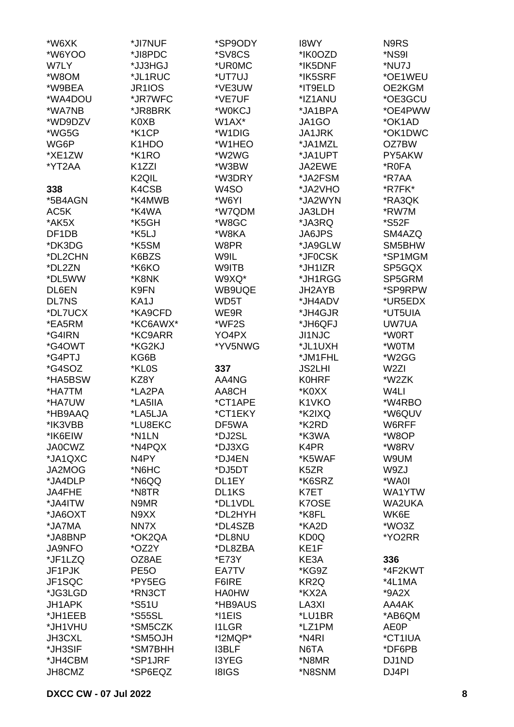*W6XK
*W6YOO
W7LY
*W8OM
*W9BEA
*WA4DOU
*WA7NB
*WD9DZV
*WG5G
WG6P
*XE1ZW
*YT2AA

**338**

*5B4AGN
AC5K
*AK5X
DF1DB
*DK3DG
*DL2CHN
*DL2ZN
*DL5WW
DL6EN
DL7NS
*DL7UCX
*EA5RM
*G4IRN
*G4OWT
*G4PTJ
*G4SOZ
*HA5BSW
*HA7TM
*HA7UW
*HB9AAQ
*IK3VBB
*IK6EIW
JA0CWZ
*JA1QXC
JA2MOG
*JA4DLP
JA4FHE
*JA4ITW
*JA6OXT
*JA7MA
*JA8BNP
JA9NFO
*JF1LZQ
JF1PJK
JF1SQC
*JG3LGD
JH1APK
*JH1EEB
*JH1VHU
JH3CXL
*JH3SIF
*JH4CBM
JH8CMZ

*JI7NUF
*JI8PDC
*JJ3HGJ
*JL1RUC
JR1IOS
*JR7WFC
*JR8BRK
K0XB
*K1CP
K1HDO
*K1RO
K1ZZI
K2QIL
K4CSB
*K4MWB
*K4WA
*K5GH
*K5LJ
*K5SM
K6BZS
*K6KO
*K8NK
K9FN
KA1J
*KA9CFD
*KC6AWX*
*KC9ARR
*KG2KJ
KG6B
*KL0S
KZ8Y
*LA2PA
*LA5IIA
*LA5LJA
*LU8EKC
*N1LN
*N4PQX
N4PY
*N6HC
*N6QQ
*N8TR
N9MR
N9XX
NN7X
*OK2QA
*OZ2Y
OZ8AE
PE5O
*PY5EG
*RN3CT
*S51U
*S55SL
*SM5CZK
*SM5OJH
*SM7BHH
*SP1JRF
*SP6EQZ

*SP9ODY
*SV8CS
*UR0MC
*UT7UJ
*VE3UW
*VE7UF
*W0KCJ
W1AX*
*W1DIG
*W1HEO
*W2WG
*W3BW
*W3DRY
W4SO
*W6YI
*W7QDM
*W8GC
*W8KA
W8PR
W9IL
W9ITB
W9XQ*
WB9UQE
WD5T
WE9R
*WF2S
YO4PX
*YV5NWG

**337**

AA4NG
AA8CH
*CT1APE
*CT1EKY
DF5WA
*DJ2SL
*DJ3XG
*DJ4EN
*DJ5DT
DL1EY
DL1KS
*DL1VDL
*DL2HYH
*DL4SZB
*DL8NU
*DL8ZBA
*E73Y
EA7TV
F6IRE
HA0HW
*HB9AUS
*I1EIS
I1LGR
*I2MQP*
I3BLF
I3YEG
I8IGS

I8WY
*IK0OZD
*IK5DNF
*IK5SRF
*IT9ELD
*IZ1ANU
*JA1BPA
JA1GO
JA1JRK
*JA1MZL
*JA1UPT
JA2EWE
*JA2FSM
*JA2VHO
*JA2WYN
JA3LDH
*JA3RQ
JA6JPS
*JA9GLW
*JF0CSK
*JH1IZR
*JH1RGG
JH2AYB
*JH4ADV
*JH4GJR
*JH6QFJ
JI1NJC
*JL1UXH
*JM1FHL
JS2LHI
K0HRF
*K0XX
K1VKO
*K2IXQ
*K2RD
*K3WA
K4PR
*K5WAF
K5ZR
*K6SRZ
K7ET
K7OSE
*K8FL
*KA2D
KD0Q
KE1F
KE3A
*KG9Z
KR2Q
*KX2A
LA3XI
*LU1BR
*LZ1PM
*N4RI
N6TA
*N8MR
*N8SNM

N9RS
*NS9I
*NU7J
*OE1WEU
OE2KGM
*OE3GCU
*OE4PWW
*OK1AD
*OK1DWC
OZ7BW
PY5AKW
*R0FA
*R7AA
*R7FK*
*RA3QK
*RW7M
*S52F
SM4AZQ
SM5BHW
*SP1MGM
SP5GQX
SP5GRM
*SP9RPW
*UR5EDX
*UT5UIA
UW7UA
*W0RT
*W0TM
*W2GG
W2ZI
*W2ZK
W4LI
*W4RBO
*W6QUV
W6RFF
*W8OP
*W8RV
W9UM
W9ZJ
*WA0I
WA1YTW
WA2UKA
WK6E
*WO3Z
*YO2RR

**336**

*4F2KWT
*4L1MA
*9A2X
AA4AK
*AB6QM
AE0P
*CT1IUA
*DF6PB
DJ1ND
DJ4PI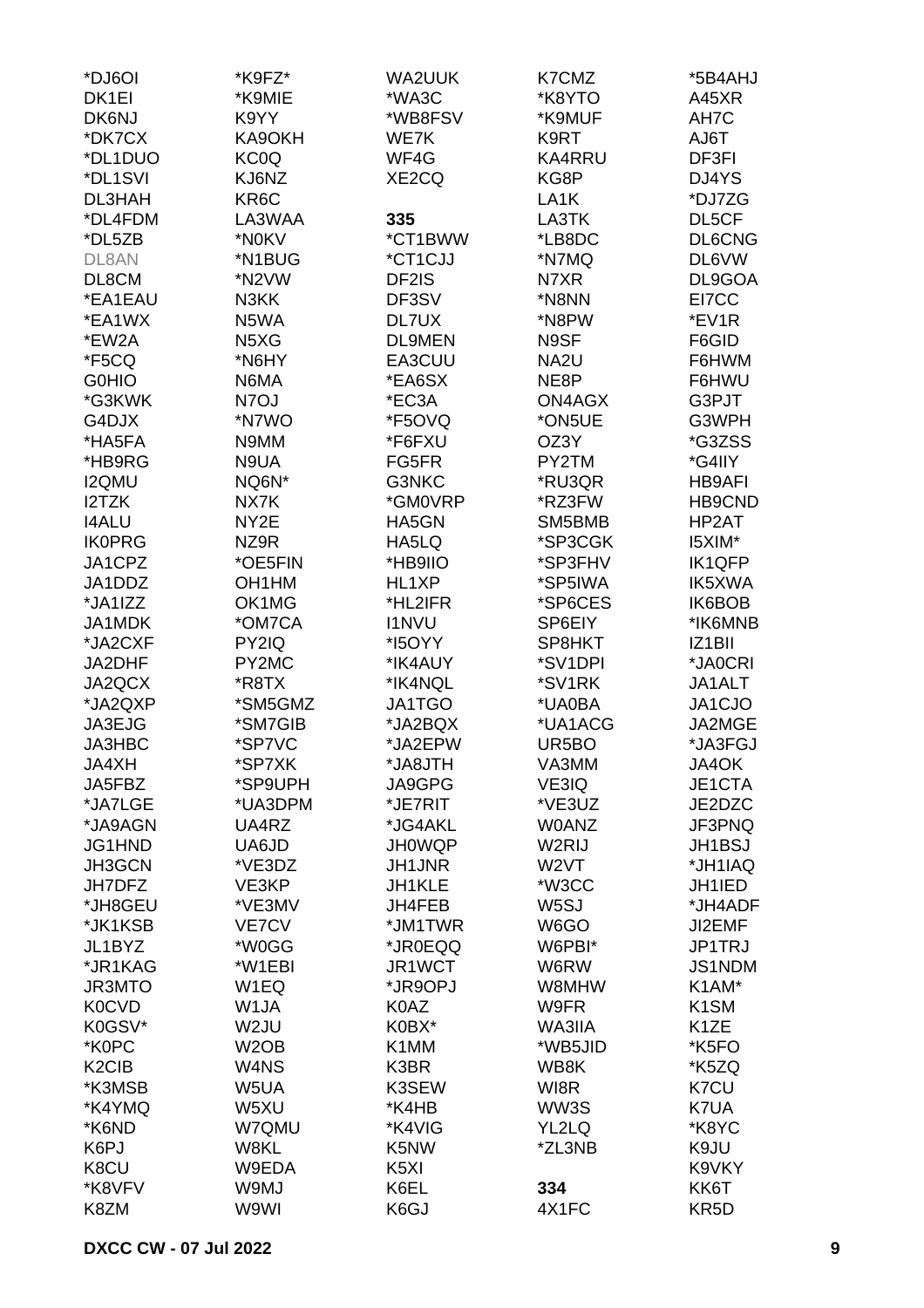*DJ6OI
DK1EI
DK6NJ
*DK7CX
*DL1DUO
*DL1SVI
DL3HAH
*DL4FDM
*DL5ZB
DL8AN
DL8CM
*EA1EAU
*EA1WX
*EW2A
*F5CQ
G0HIO
*G3KWK
G4DJX
*HA5FA
*HB9RG
I2QMU
I2TZK
I4ALU
IK0PRG
JA1CPZ
JA1DDZ
*JA1IZZ
JA1MDK
*JA2CXF
JA2DHF
JA2QCX
*JA2QXP
JA3EJG
JA3HBC
JA4XH
JA5FBZ
*JA7LGE
*JA9AGN
JG1HND
JH3GCN
JH7DFZ
*JH8GEU
*JK1KSB
JL1BYZ
*JR1KAG
JR3MTO
K0CVD
K0GSV*
*K0PC
K2CIB
*K3MSB
*K4YMQ
*K6ND
K6PJ
K8CU
*K8VFV
K8ZM

*K9FZ*
*K9MIE
K9YY
KA9OKH
KC0Q
KJ6NZ
KR6C
LA3WAA
*N0KV
*N1BUG
*N2VW
N3KK
N5WA
N5XG
*N6HY
N6MA
N7OJ
*N7WO
N9MM
N9UA
NQ6N*
NX7K
NY2E
NZ9R
*OE5FIN
OH1HM
OK1MG
*OM7CA
PY2IQ
PY2MC
*R8TX
*SM5GMZ
*SM7GIB
*SP7VC
*SP7XK
*SP9UPH
*UA3DPM
UA4RZ
UA6JD
*VE3DZ
VE3KP
*VE3MV
VE7CV
*W0GG
*W1EBI
W1EQ
W1JA
W2JU
W2OB
W4NS
W5UA
W5XU
W7QMU
W8KL
W9EDA
W9MJ
W9WI

WA2UUK
*WA3C
*WB8FSV
WE7K
WF4G
XE2CQ

**335**
*CT1BWW
*CT1CJJ
DF2IS
DF3SV
DL7UX
DL9MEN
EA3CUU
*EA6SX
*EC3A
*F5OVQ
*F6FXU
FG5FR
G3NKC
*GM0VRP
HA5GN
HA5LQ
*HB9IIO
HL1XP
*HL2IFR
I1NVU
*I5OYY
*IK4AUY
*IK4NQL
JA1TGO
*JA2BQX
*JA2EPW
*JA8JTH
JA9GPG
*JE7RIT
*JG4AKL
JH0WQP
JH1JNR
JH1KLE
JH4FEB
*JM1TWR
*JR0EQQ
JR1WCT
*JR9OPJ
K0AZ
K0BX*
K1MM
K3BR
K3SEW
*K4HB
*K4VIG
K5NW
K5XI
K6EL
K6GJ

K7CMZ
*K8YTO
*K9MUF
K9RT
KA4RRU
KG8P
LA1K
LA3TK
*LB8DC
*N7MQ
N7XR
*N8NN
*N8PW
N9SF
NA2U
NE8P
ON4AGX
*ON5UE
OZ3Y
PY2TM
*RU3QR
*RZ3FW
SM5BMB
*SP3CGK
*SP3FHV
*SP5IWA
*SP6CES
SP6EIY
SP8HKT
*SV1DPI
*SV1RK
*UA0BA
*UA1ACG
UR5BO
VA3MM
VE3IQ
*VE3UZ
W0ANZ
W2RIJ
W2VT
*W3CC
W5SJ
W6GO
W6PBI*
W6RW
W8MHW
W9FR
WA3IIA
*WB5JID
WB8K
WI8R
WW3S
YL2LQ
*ZL3NB

**334**
4X1FC

*5B4AHJ
A45XR
AH7C
AJ6T
DF3FI
DJ4YS
*DJ7ZG
DL5CF
DL6CNG
DL6VW
DL9GOA
EI7CC
*EV1R
F6GID
F6HWM
F6HWU
G3PJT
G3WPH
*G3ZSS
*G4IIY
HB9AFI
HB9CND
HP2AT
I5XIM*
IK1QFP
IK5XWA
IK6BOB
*IK6MNB
IZ1BII
*JA0CRI
JA1ALT
JA1CJO
JA2MGE
*JA3FGJ
JA4OK
JE1CTA
JE2DZC
JF3PNQ
JH1BSJ
*JH1IAQ
JH1IED
*JH4ADF
JI2EMF
JP1TRJ
JS1NDM
K1AM*
K1SM
K1ZE
*K5FO
*K5ZQ
K7CU
K7UA
*K8YC
K9JU
K9VKY
KK6T
KR5D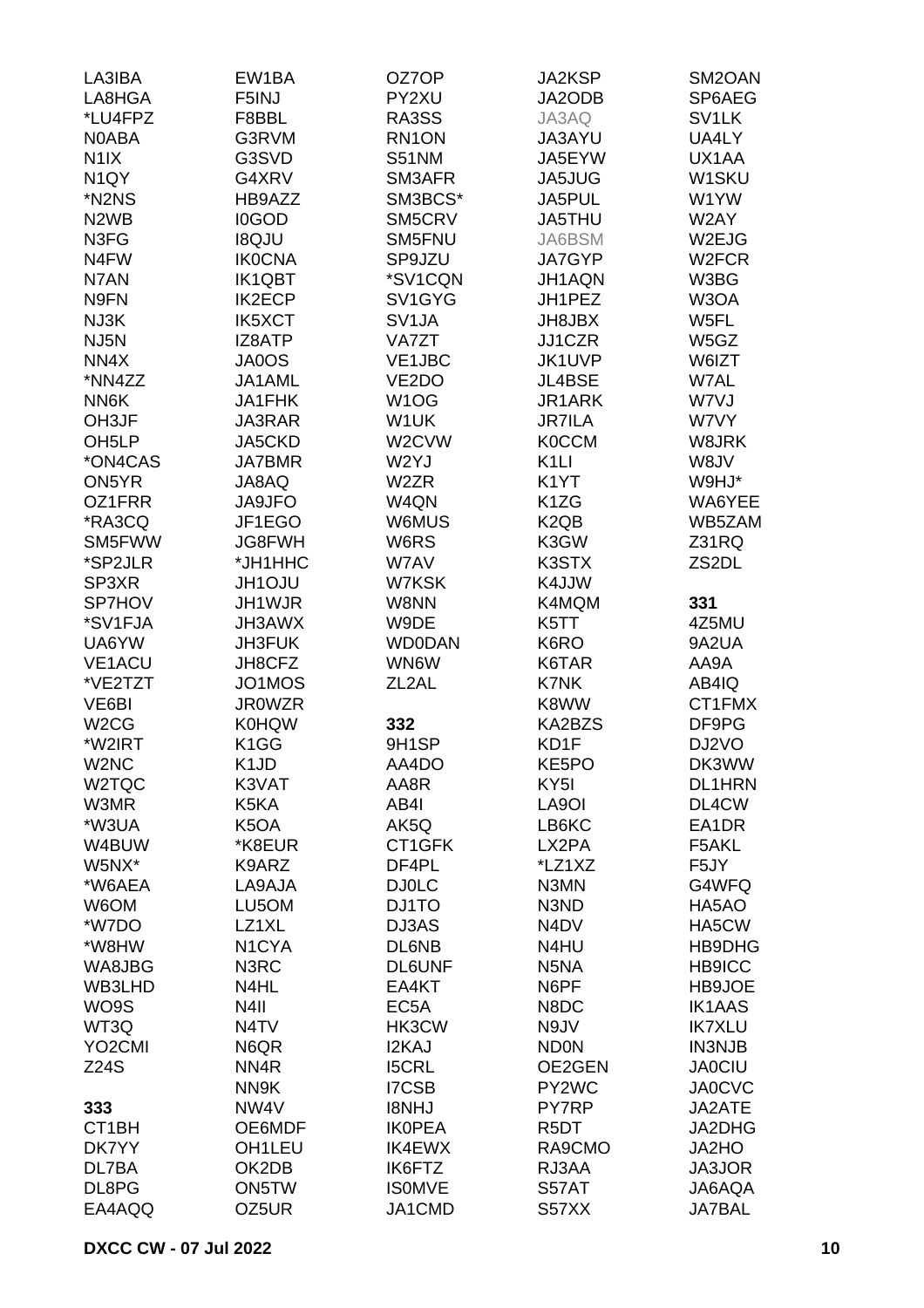LA3IBA
LA8HGA
*LU4FPZ
N0ABA
N1IX
N1QY
*N2NS
N2WB
N3FG
N4FW
N7AN
N9FN
NJ3K
NJ5N
NN4X
*NN4ZZ
NN6K
OH3JF
OH5LP
*ON4CAS
ON5YR
OZ1FRR
*RA3CQ
SM5FWW
*SP2JLR
SP3XR
SP7HOV
*SV1FJA
UA6YW
VE1ACU
*VE2TZT
VE6BI
W2CG
*W2IRT
W2NC
W2TQC
W3MR
*W3UA
W4BUW
W5NX*
*W6AEA
W6OM
*W7DO
*W8HW
WA8JBG
WB3LHD
WO9S
WT3Q
YO2CMI
Z24S

**333**

CT1BH
DK7YY
DL7BA
DL8PG
EA4AQQ
EW1BA
F5INJ
F8BBL
G3RVM
G3SVD
G4XRV
HB9AZZ
I0GOD
I8QJU
IK0CNA
IK1QBT
IK2ECP
IK5XCT
IZ8ATP
JA0OS
JA1AML
JA1FHK
JA3RAR
JA5CKD
JA7BMR
JA8AQ
JA9JFO
JF1EGO
JG8FWH
*JH1HHC
JH1OJU
JH1WJR
JH3AWX
JH3FUK
JH8CFZ
JO1MOS
JR0WZR
K0HQW
K1GG
K1JD
K3VAT
K5KA
K5OA
*K8EUR
K9ARZ
LA9AJA
LU5OM
LZ1XL
N1CYA
N3RC
N4HL
N4II
N4TV
N6QR
NN4R
NN9K
NW4V
OE6MDF
OH1LEU
OK2DB
ON5TW
OZ5UR
OZ7OP
PY2XU
RA3SS
RN1ON
S51NM
SM3AFR
SM3BCS*
SM5CRV
SM5FNU
SP9JZU
*SV1CQN
SV1GYG
SV1JA
VA7ZT
VE1JBC
VE2DO
W1OG
W1UK
W2CVW
W2YJ
W2ZR
W4QN
W6MUS
W6RS
W7AV
W7KSK
W8NN
W9DE
WD0DAN
WN6W
ZL2AL

**332**

9H1SP
AA4DO
AA8R
AB4I
AK5Q
CT1GFK
DF4PL
DJ0LC
DJ1TO
DJ3AS
DL6NB
DL6UNF
EA4KT
EC5A
HK3CW
I2KAJ
I5CRL
I7CSB
I8NHJ
IK0PEA
IK4EWX
IK6FTZ
IS0MVE
JA1CMD
JA2KSP
JA2ODB
JA3AQ
JA3AYU
JA5EYW
JA5JUG
JA5PUL
JA5THU
JA6BSM
JA7GYP
JH1AQN
JH1PEZ
JH8JBX
JJ1CZR
JK1UVP
JL4BSE
JR1ARK
JR7ILA
K0CCM
K1LI
K1YT
K1ZG
K2QB
K3GW
K3STX
K4JJW
K4MQM
K5TT
K6RO
K6TAR
K7NK
K8WW
KA2BZS
KD1F
KE5PO
KY5I
LA9OI
LB6KC
LX2PA
*LZ1XZ
N3MN
N3ND
N4DV
N4HU
N5NA
N6PF
N8DC
N9JV
ND0N
OE2GEN
PY2WC
PY7RP
R5DT
RA9CMO
RJ3AA
S57AT
S57XX
SM2OAN
SP6AEG
SV1LK
UA4LY
UX1AA
W1SKU
W1YW
W2AY
W2EJG
W2FCR
W3BG
W3OA
W5FL
W5GZ
W6IZT
W7AL
W7VJ
W7VY
W8JRK
W8JV
W9HJ*
WA6YEE
WB5ZAM
Z31RQ
ZS2DL

**331**

4Z5MU
9A2UA
AA9A
AB4IQ
CT1FMX
DF9PG
DJ2VO
DK3WW
DL1HRN
DL4CW
EA1DR
F5AKL
F5JY
G4WFQ
HA5AO
HA5CW
HB9DHG
HB9ICC
HB9JOE
IK1AAS
IK7XLU
IN3NJB
JA0CIU
JA0CVC
JA2ATE
JA2DHG
JA2HO
JA3JOR
JA6AQA
JA7BAL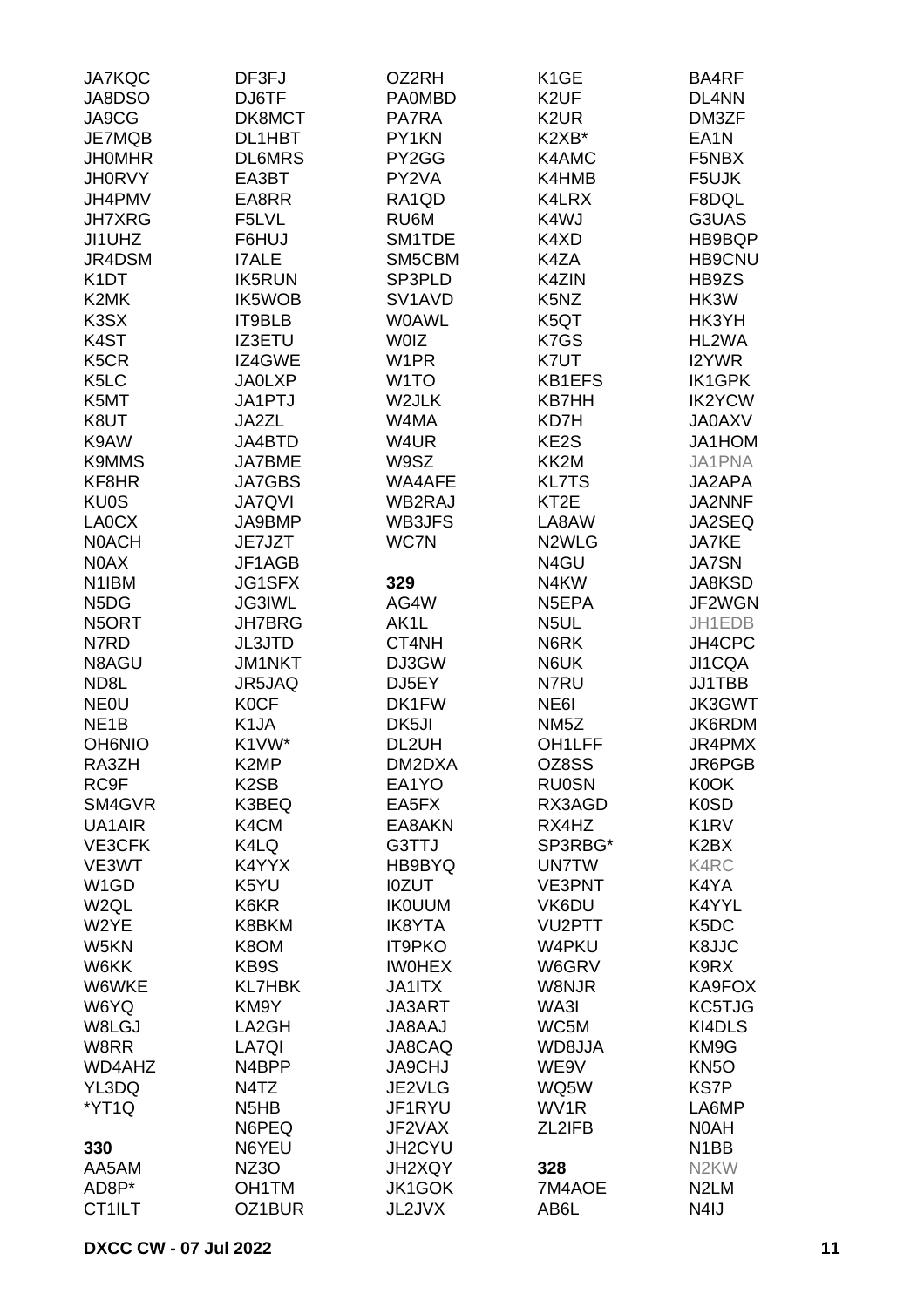JA7KQC
JA8DSO
JA9CG
JE7MQB
JH0MHR
JH0RVY
JH4PMV
JH7XRG
JI1UHZ
JR4DSM
K1DT
K2MK
K3SX
K4ST
K5CR
K5LC
K5MT
K8UT
K9AW
K9MMS
KF8HR
KU0S
LA0CX
N0ACH
N0AX
N1IBM
N5DG
N5ORT
N7RD
N8AGU
ND8L
NE0U
NE1B
OH6NIO
RA3ZH
RC9F
SM4GVR
UA1AIR
VE3CFK
VE3WT
W1GD
W2QL
W2YE
W5KN
W6KK
W6WKE
W6YQ
W8LGJ
W8RR
WD4AHZ
YL3DQ
*YT1Q

**330**
AA5AM
AD8P*
CT1ILT
DF3FJ
DJ6TF
DK8MCT
DL1HBT
DL6MRS
EA3BT
EA8RR
F5LVL
F6HUJ
I7ALE
IK5RUN
IK5WOB
IT9BLB
IZ3ETU
IZ4GWE
JA0LXP
JA1PTJ
JA2ZL
JA4BTD
JA7BME
JA7GBS
JA7QVI
JA9BMP
JE7JZT
JF1AGB
JG1SFX
JG3IWL
JH7BRG
JL3JTD
JM1NKT
JR5JAQ
K0CF
K1JA
K1VW*
K2MP
K2SB
K3BEQ
K4CM
K4LQ
K4YYX
K5YU
K6KR
K8BKM
K8OM
KB9S
KL7HBK
KM9Y
LA2GH
LA7QI
N4BPP
N4TZ
N5HB
N6PEQ
N6YEU
NZ3O
OH1TM
OZ1BUR
OZ2RH
PA0MBD
PA7RA
PY1KN
PY2GG
PY2VA
RA1QD
RU6M
SM1TDE
SM5CBM
SP3PLD
SV1AVD
W0AWL
W0IZ
W1PR
W1TO
W2JLK
W4MA
W4UR
W9SZ
WA4AFE
WB2RAJ
WB3JFS
WC7N

**329**
AG4W
AK1L
CT4NH
DJ3GW
DJ5EY
DK1FW
DK5JI
DL2UH
DM2DXA
EA1YO
EA5FX
EA8AKN
G3TTJ
HB9BYQ
I0ZUT
IK0UUM
IK8YTA
IT9PKO
IW0HEX
JA1ITX
JA3ART
JA8AAJ
JA8CAQ
JA9CHJ
JE2VLG
JF1RYU
JF2VAX
JH2CYU
JH2XQY
JK1GOK
JL2JVX
K1GE
K2UF
K2UR
K2XB*
K4AMC
K4HMB
K4LRX
K4WJ
K4XD
K4ZA
K4ZIN
K5NZ
K5QT
K7GS
K7UT
KB1EFS
KB7HH
KD7H
KE2S
KK2M
KL7TS
KT2E
LA8AW
N2WLG
N4GU
N4KW
N5EPA
N5UL
N6RK
N6UK
N7RU
NE6I
NM5Z
OH1LFF
OZ8SS
RU0SN
RX3AGD
RX4HZ
SP3RBG*
UN7TW
VE3PNT
VK6DU
VU2PTT
W4PKU
W6GRV
W8NJR
WA3I
WC5M
WD8JJA
WE9V
WQ5W
WV1R
ZL2IFB

**328**
7M4AOE
AB6L
BA4RF
DL4NN
DM3ZF
EA1N
F5NBX
F5UJK
F8DQL
G3UAS
HB9BQP
HB9CNU
HB9ZS
HK3W
HK3YH
HL2WA
I2YWR
IK1GPK
IK2YCW
JA0AXV
JA1HOM
JA1PNA
JA2APA
JA2NNF
JA2SEQ
JA7KE
JA7SN
JA8KSD
JF2WGN
JH1EDB
JH4CPC
JI1CQA
JJ1TBB
JK3GWT
JK6RDM
JR4PMX
JR6PGB
K0OK
K0SD
K1RV
K2BX
K4RC
K4YA
K4YYL
K5DC
K8JJC
K9RX
KA9FOX
KC5TJG
KI4DLS
KM9G
KN5O
KS7P
LA6MP
N0AH
N1BB
N2KW
N2LM
N4IJ

**DXCC CW - 07 Jul 2022**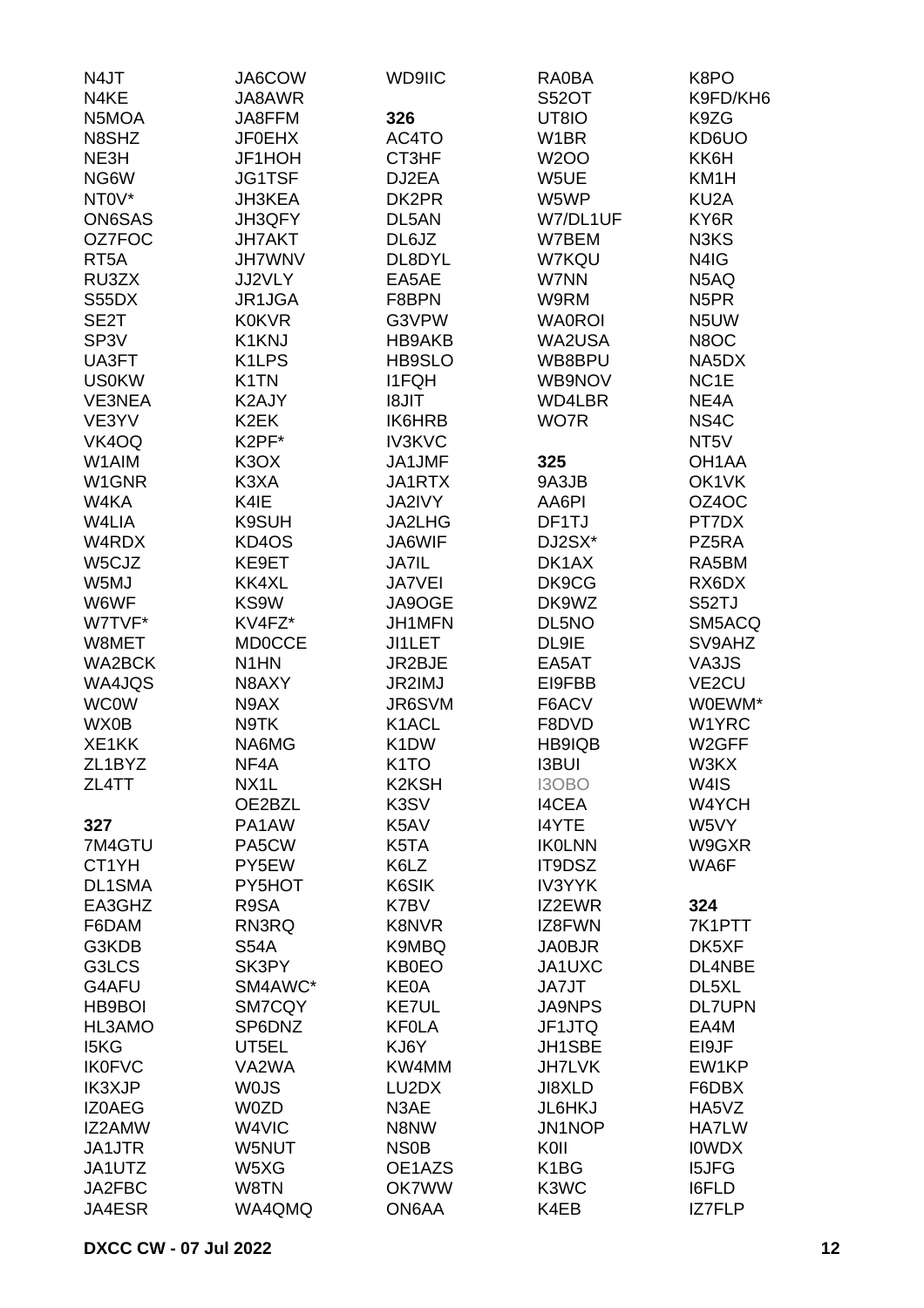N4JT
N4KE
N5MOA
N8SHZ
NE3H
NG6W
NT0V*
ON6SAS
OZ7FOC
RT5A
RU3ZX
S55DX
SE2T
SP3V
UA3FT
US0KW
VE3NEA
VE3YV
VK4OQ
W1AIM
W1GNR
W4KA
W4LIA
W4RDX
W5CJZ
W5MJ
W6WF
W7TVF*
W8MET
WA2BCK
WA4JQS
WC0W
WX0B
XE1KK
ZL1BYZ
ZL4TT

**327**
7M4GTU
CT1YH
DL1SMA
EA3GHZ
F6DAM
G3KDB
G3LCS
G4AFU
HB9BOI
HL3AMO
I5KG
IK0FVC
IK3XJP
IZ0AEG
IZ2AMW
JA1JTR
JA1UTZ
JA2FBC
JA4ESR

JA6COW
JA8AWR
JA8FFM
JF0EHX
JF1HOH
JG1TSF
JH3KEA
JH3QFY
JH7AKT
JH7WNV
JJ2VLY
JR1JGA
K0KVR
K1KNJ
K1LPS
K1TN
K2AJY
K2EK
K2PF*
K3OX
K3XA
K4IE
K9SUH
KD4OS
KE9ET
KK4XL
KS9W
KV4FZ*
MD0CCE
N1HN
N8AXY
N9AX
N9TK
NA6MG
NF4A
NX1L
OE2BZL
PA1AW
PA5CW
PY5EW
PY5HOT
R9SA
RN3RQ
S54A
SK3PY
SM4AWC*
SM7CQY
SP6DNZ
UT5EL
VA2WA
W0JS
W0ZD
W4VIC
W5NUT
W5XG
W8TN
WA4QMQ

WD9IIC

**326**
AC4TO
CT3HF
DJ2EA
DK2PR
DL5AN
DL6JZ
DL8DYL
EA5AE
F8BPN
G3VPW
HB9AKB
HB9SLO
I1FQH
I8JIT
IK6HRB
IV3KVC
JA1JMF
JA1RTX
JA2IVY
JA2LHG
JA6WIF
JA7IL
JA7VEI
JA9OGE
JH1MFN
JI1LET
JR2BJE
JR2IMJ
JR6SVM
K1ACL
K1DW
K1TO
K2KSH
K3SV
K5AV
K5TA
K6LZ
K6SIK
K7BV
K8NVR
K9MBQ
KB0EO
KE0A
KE7UL
KF0LA
KJ6Y
KW4MM
LU2DX
N3AE
N8NW
NS0B
OE1AZS
OK7WW
ON6AA

RA0BA
S52OT
UT8IO
W1BR
W2OO
W5UE
W5WP
W7/DL1UF
W7BEM
W7KQU
W7NN
W9RM
WA0ROI
WA2USA
WB8BPU
WB9NOV
WD4LBR
WO7R

**325**
9A3JB
AA6PI
DF1TJ
DJ2SX*
DK1AX
DK9CG
DK9WZ
DL5NO
DL9IE
EA5AT
EI9FBB
F6ACV
F8DVD
HB9IQB
I3BUI
I3OBO
I4CEA
I4YTE
IK0LNN
IT9DSZ
IV3YYK
IZ2EWR
IZ8FWN
JA0BJR
JA1UXC
JA7JT
JA9NPS
JF1JTQ
JH1SBE
JH7LVK
JI8XLD
JL6HKJ
JN1NOP
K0II
K1BG
K3WC
K4EB

K8PO
K9FD/KH6
K9ZG
KD6UO
KK6H
KM1H
KU2A
KY6R
N3KS
N4IG
N5AQ
N5PR
N5UW
N8OC
NA5DX
NC1E
NE4A
NS4C
NT5V
OH1AA
OK1VK
OZ4OC
PT7DX
PZ5RA
RA5BM
RX6DX
S52TJ
SM5ACQ
SV9AHZ
VA3JS
VE2CU
W0EWM*
W1YRC
W2GFF
W3KX
W4IS
W4YCH
W5VY
W9GXR
WA6F

**324**
7K1PTT
DK5XF
DL4NBE
DL5XL
DL7UPN
EA4M
EI9JF
EW1KP
F6DBX
HA5VZ
HA7LW
I0WDX
I5JFG
I6FLD
IZ7FLP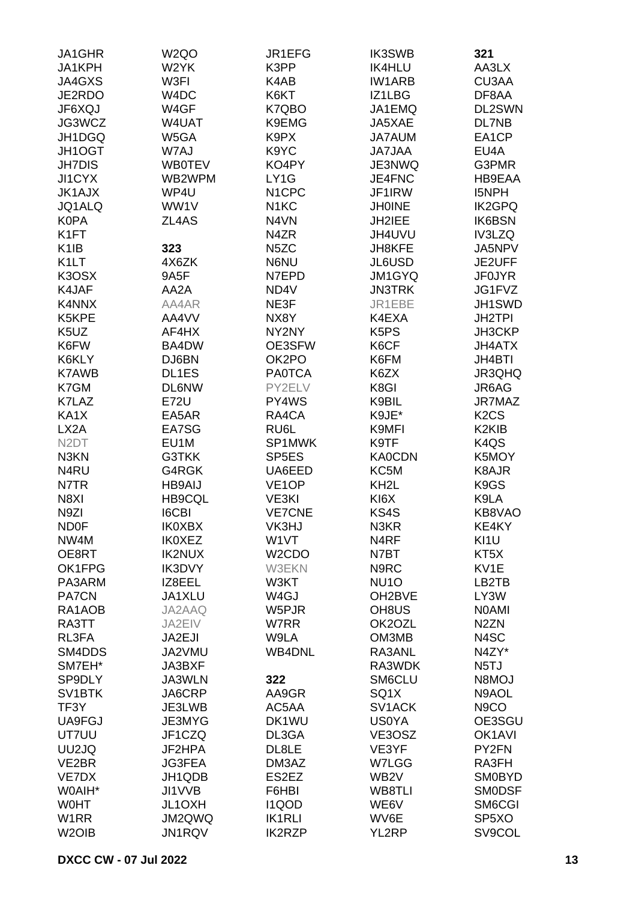JA1GHR
JA1KPH
JA4GXS
JE2RDO
JF6XQJ
JG3WCZ
JH1DGQ
JH1OGT
JH7DIS
JI1CYX
JK1AJX
JQ1ALQ
K0PA
K1FT
K1IB
K1LT
K3OSX
K4JAF
K4NNX
K5KPE
K5UZ
K6FW
K6KLY
K7AWB
K7GM
K7LAZ
KA1X
LX2A
N2DT
N3KN
N4RU
N7TR
N8XI
N9ZI
ND0F
NW4M
OE8RT
OK1FPG
PA3ARM
PA7CN
RA1AOB
RA3TT
RL3FA
SM4DDS
SM7EH*
SP9DLY
SV1BTK
TF3Y
UA9FGJ
UT7UU
UU2JQ
VE2BR
VE7DX
W0AIH*
W0HT
W1RR
W2OIB
W2QO
W2YK
W3FI
W4DC
W4GF
W4UAT
W5GA
W7AJ
WB0TEV
WB2WPM
WP4U
WW1V
ZL4AS

**323**

4X6ZK
9A5F
AA2A
AA4AR
AA4VV
AF4HX
BA4DW
DJ6BN
DL1ES
DL6NW
E72U
EA5AR
EA7SG
EU1M
G3TKK
G4RGK
HB9AIJ
HB9CQL
I6CBI
IK0XBX
IK0XEZ
IK2NUX
IK3DVY
IZ8EEL
JA1XLU
JA2AAQ
JA2EIV
JA2EJI
JA2VMU
JA3BXF
JA3WLN
JA6CRP
JE3LWB
JE3MYG
JF1CZQ
JF2HPA
JG3FEA
JH1QDB
JI1VVB
JL1OXH
JM2QWQ
JN1RQV
JR1EFG
K3PP
K4AB
K6KT
K7QBO
K9EMG
K9PX
K9YC
KO4PY
LY1G
N1CPC
N1KC
N4VN
N4ZR
N5ZC
N6NU
N7EPD
ND4V
NE3F
NX8Y
NY2NY
OE3SFW
OK2PO
PA0TCA
PY2ELV
PY4WS
RA4CA
RU6L
SP1MWK
SP5ES
UA6EED
VE1OP
VE3KI
VE7CNE
VK3HJ
W1VT
W2CDO
W3EKN
W3KT
W4GJ
W5PJR
W7RR
W9LA
WB4DNL

**322**

AA9GR
AC5AA
DK1WU
DL3GA
DL8LE
DM3AZ
ES2EZ
F6HBI
I1QOD
IK1RLI
IK2RZP
IK3SWB
IK4HLU
IW1ARB
IZ1LBG
JA1EMQ
JA5XAE
JA7AUM
JA7JAA
JE3NWQ
JE4FNC
JF1IRW
JH0INE
JH2IEE
JH4UVU
JH8KFE
JL6USD
JM1GYQ
JN3TRK
JR1EBE
K4EXA
K5PS
K6CF
K6FM
K6ZX
K8GI
K9BIL
K9JE*
K9MFI
K9TF
KA0CDN
KC5M
KH2L
KI6X
KS4S
N3KR
N4RF
N7BT
N9RC
NU1O
OH2BVE
OH8US
OK2OZL
OM3MB
RA3ANL
RA3WDK
SM6CLU
SQ1X
SV1ACK
US0YA
VE3OSZ
VE3YF
W7LGG
WB2V
WB8TLI
WE6V
WV6E
YL2RP

**321**

AA3LX
CU3AA
DF8AA
DL2SWN
DL7NB
EA1CP
EU4A
G3PMR
HB9EAA
I5NPH
IK2GPQ
IK6BSN
IV3LZQ
JA5NPV
JE2UFF
JF0JYR
JG1FVZ
JH1SWD
JH2TPI
JH3CKP
JH4ATX
JH4BTI
JR3QHQ
JR6AG
JR7MAZ
K2CS
K2KIB
K4QS
K5MOY
K8AJR
K9GS
K9LA
KB8VAO
KE4KY
KI1U
KT5X
KV1E
LB2TB
LY3W
N0AMI
N2ZN
N4SC
N4ZY*
N5TJ
N8MOJ
N9AOL
N9CO
OE3SGU
OK1AVI
PY2FN
RA3FH
SM0BYD
SM0DSF
SM6CGI
SP5XO
SV9COL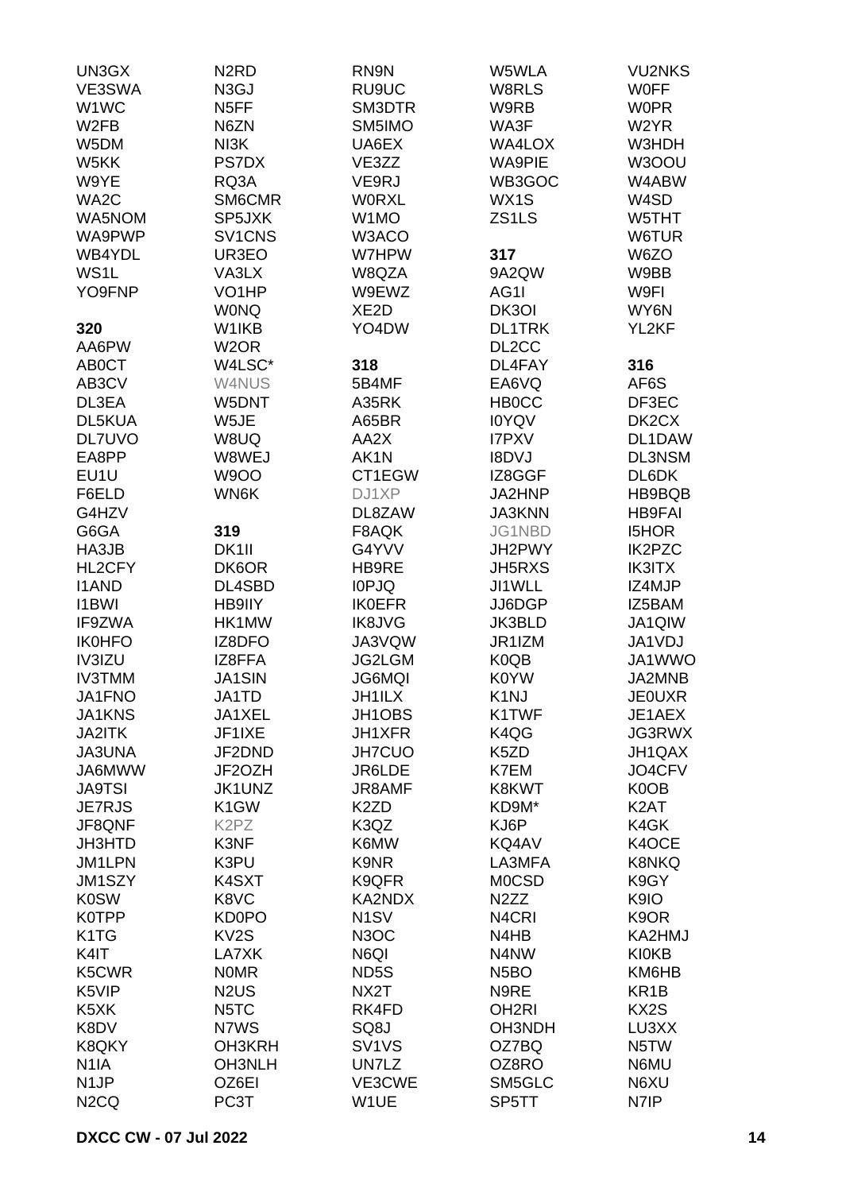UN3GX
VE3SWA
W1WC
W2FB
W5DM
W5KK
W9YE
WA2C
WA5NOM
WA9PWP
WB4YDL
WS1L
YO9FNP

**320**

AA6PW
AB0CT
AB3CV
DL3EA
DL5KUA
DL7UVO
EA8PP
EU1U
F6ELD
G4HZV
G6GA
HA3JB
HL2CFY
I1AND
I1BWI
IF9ZWA
IK0HFO
IV3IZU
IV3TMM
JA1FNO
JA1KNS
JA2ITK
JA3UNA
JA6MWW
JA9TSI
JE7RJS
JF8QNF
JH3HTD
JM1LPN
JM1SZY
K0SW
K0TPP
K1TG
K4IT
K5CWR
K5VIP
K5XK
K8DV
K8QKY
N1IA
N1JP
N2CQ
N2RD
N3GJ
N5FF
N6ZN
NI3K
PS7DX
RQ3A
SM6CMR
SP5JXK
SV1CNS
UR3EO
VA3LX
VO1HP
W0NQ
W1IKB
W2OR
W4LSC*
W4NUS
W5DNT
W5JE
W8UQ
W8WEJ
W9OO
WN6K

**319**

DK1II
DK6OR
DL4SBD
HB9IIY
HK1MW
IZ8DFO
IZ8FFA
JA1SIN
JA1TD
JA1XEL
JF1IXE
JF2DND
JF2OZH
JK1UNZ
K1GW
K2PZ
K3NF
K3PU
K4SXT
K8VC
KD0PO
KV2S
LA7XK
N0MR
N2US
N5TC
N7WS
OH3KRH
OH3NLH
OZ6EI
PC3T
RN9N
RU9UC
SM3DTR
SM5IMO
UA6EX
VE3ZZ
VE9RJ
W0RXL
W1MO
W3ACO
W7HPW
W8QZA
W9EWZ
XE2D
YO4DW

**318**

5B4MF
A35RK
A65BR
AA2X
AK1N
CT1EGW
DJ1XP
DL8ZAW
F8AQK
G4YVV
HB9RE
I0PJQ
IK0EFR
IK8JVG
JA3VQW
JG2LGM
JG6MQI
JH1ILX
JH1OBS
JH1XFR
JH7CUO
JR6LDE
JR8AMF
K2ZD
K3QZ
K6MW
K9NR
K9QFR
KA2NDX
N1SV
N3OC
N6QI
ND5S
NX2T
RK4FD
SQ8J
SV1VS
UN7LZ
VE3CWE
W1UE
W5WLA
W8RLS
W9RB
WA3F
WA4LOX
WA9PIE
WB3GOC
WX1S
ZS1LS

**317**

9A2QW
AG1I
DK3OI
DL1TRK
DL2CC
DL4FAY
EA6VQ
HB0CC
I0YQV
I7PXV
I8DVJ
IZ8GGF
JA2HNP
JA3KNN
JG1NBD
JH2PWY
JH5RXS
JI1WLL
JJ6DGP
JK3BLD
JR1IZM
K0QB
K0YW
K1NJ
K1TWF
K4QG
K5ZD
K7EM
K8KWT
KD9M*
KJ6P
KQ4AV
LA3MFA
M0CSD
N2ZZ
N4CRI
N4HB
N4NW
N5BO
N9RE
OH2RI
OH3NDH
OZ7BQ
OZ8RO
SM5GLC
SP5TT
VU2NKS
W0FF
W0PR
W2YR
W3HDH
W3OOU
W4ABW
W4SD
W5THT
W6TUR
W6ZO
W9BB
W9FI
WY6N
YL2KF

**316**

AF6S
DF3EC
DK2CX
DL1DAW
DL3NSM
DL6DK
HB9BQB
HB9FAI
I5HOR
IK2PZC
IK3ITX
IZ4MJP
IZ5BAM
JA1QIW
JA1VDJ
JA1WWO
JA2MNB
JE0UXR
JE1AEX
JG3RWX
JH1QAX
JO4CFV
K0OB
K2AT
K4GK
K4OCE
K8NKQ
K9GY
K9IO
K9OR
KA2HMJ
KI0KB
KM6HB
KR1B
KX2S
LU3XX
N5TW
N6MU
N6XU
N7IP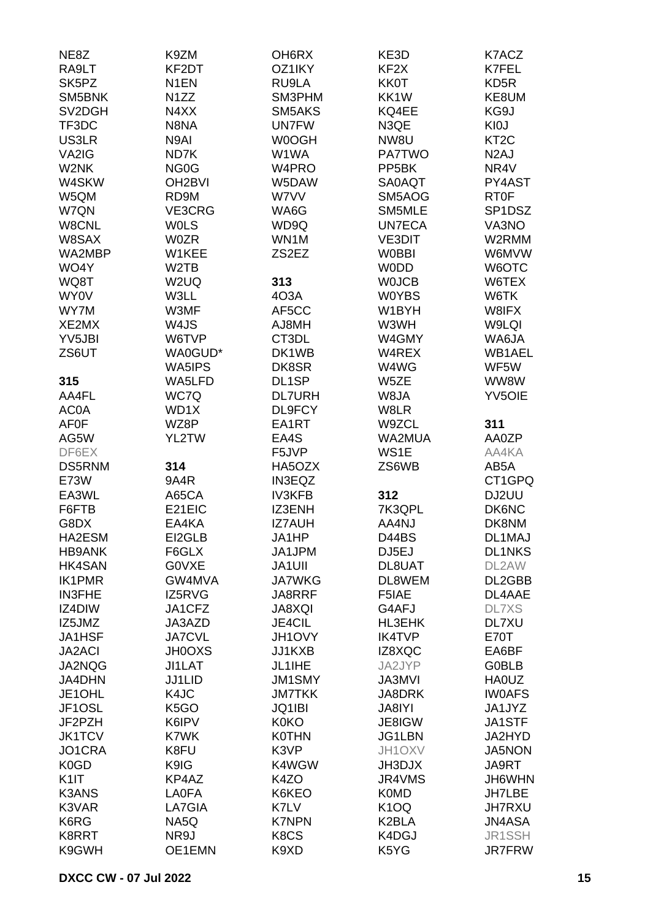NE8Z
RA9LT
SK5PZ
SM5BNK
SV2DGH
TF3DC
US3LR
VA2IG
W2NK
W4SKW
W5QM
W7QN
W8CNL
W8SAX
WA2MBP
WO4Y
WQ8T
WY0V
WY7M
XE2MX
YV5JBI
ZS6UT

**315**

AA4FL
AC0A
AF0F
AG5W
DF6EX
DS5RNM
E73W
EA3WL
F6FTB
G8DX
HA2ESM
HB9ANK
HK4SAN
IK1PMR
IN3FHE
IZ4DIW
IZ5JMZ
JA1HSF
JA2ACI
JA2NQG
JA4DHN
JE1OHL
JF1OSL
JF2PZH
JK1TCV
JO1CRA
K0GD
K1IT
K3ANS
K3VAR
K6RG
K8RRT
K9GWH

K9ZM
KF2DT
N1EN
N1ZZ
N4XX
N8NA
N9AI
ND7K
NG0G
OH2BVI
RD9M
VE3CRG
W0LS
W0ZR
W1KEE
W2TB
W2UQ
W3LL
W3MF
W4JS
W6TVP
WA0GUD*
WA5IPS
WA5LFD
WC7Q
WD1X
WZ8P
YL2TW

**314**

9A4R
A65CA
E21EIC
EA4KA
EI2GLB
F6GLX
G0VXE
GW4MVA
IZ5RVG
JA1CFZ
JA3AZD
JA7CVL
JH0OXS
JI1LAT
JJ1LID
K4JC
K5GO
K6IPV
K7WK
K8FU
K9IG
KP4AZ
LA0FA
LA7GIA
NA5Q
NR9J
OE1EMN

OH6RX
OZ1IKY
RU9LA
SM3PHM
SM5AKS
UN7FW
W0OGH
W1WA
W4PRO
W5DAW
W7VV
WA6G
WD9Q
WN1M
ZS2EZ

**313**

4O3A
AF5CC
AJ8MH
CT3DL
DK1WB
DK8SR
DL1SP
DL7URH
DL9FCY
EA1RT
EA4S
F5JVP
HA5OZX
IN3EQZ
IV3KFB
IZ3ENH
IZ7AUH
JA1HP
JA1JPM
JA1UII
JA7WKG
JA8RRF
JA8XQI
JE4CIL
JH1OVY
JJ1KXB
JL1IHE
JM1SMY
JM7TKK
JQ1IBI
K0KO
K0THN
K3VP
K4WGW
K4ZO
K6KEO
K7LV
K7NPN
K8CS
K9XD

KE3D
KF2X
KK0T
KK1W
KQ4EE
N3QE
NW8U
PA7TWO
PP5BK
SA0AQT
SM5AOG
SM5MLE
UN7ECA
VE3DIT
W0BBI
W0DD
W0JCB
W0YBS
W1BYH
W3WH
W4GMY
W4REX
W4WG
W5ZE
W8JA
W8LR
W9ZCL
WA2MUA
WS1E
ZS6WB

**312**

7K3QPL
AA4NJ
D44BS
DJ5EJ
DL8UAT
DL8WEM
F5IAE
G4AFJ
HL3EHK
IK4TVP
IZ8XQC
JA2JYP
JA3MVI
JA8DRK
JA8IYI
JE8IGW
JG1LBN
JH1OXV
JH3DJX
JR4VMS
K0MD
K1OQ
K2BLA
K4DGJ
K5YG

K7ACZ
K7FEL
KD5R
KE8UM
KG9J
KI0J
KT2C
N2AJ
NR4V
PY4AST
RT0F
SP1DSZ
VA3NO
W2RMM
W6MVW
W6OTC
W6TEX
W6TK
W8IFX
W9LQI
WA6JA
WB1AEL
WF5W
WW8W
YV5OIE

**311**

AA0ZP
AA4KA
AB5A
CT1GPQ
DJ2UU
DK6NC
DK8NM
DL1MAJ
DL1NKS
DL2AW
DL2GBB
DL4AAE
DL7XS
DL7XU
E70T
EA6BF
G0BLB
HA0UZ
IW0AFS
JA1JYZ
JA1STF
JA2HYD
JA5NON
JA9RT
JH6WHN
JH7LBE
JH7RXU
JN4ASA
JR1SSH
JR7FRW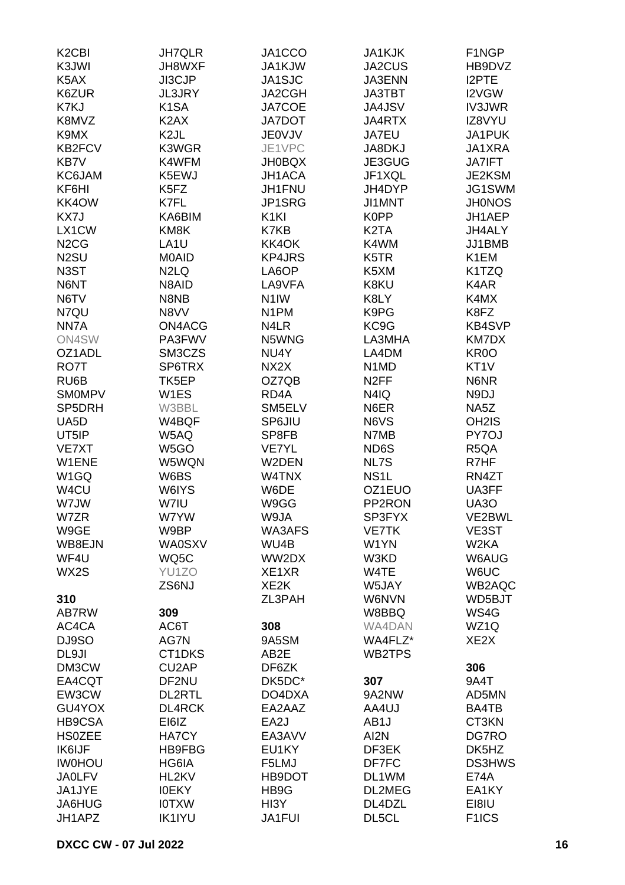K2CBI
K3JWI
K5AX
K6ZUR
K7KJ
K8MVZ
K9MX
KB2FCV
KB7V
KC6JAM
KF6HI
KK4OW
KX7J
LX1CW
N2CG
N2SU
N3ST
N6NT
N6TV
N7QU
NN7A
ON4SW
OZ1ADL
RO7T
RU6B
SM0MPV
SP5DRH
UA5D
UT5IP
VE7XT
W1ENE
W1GQ
W4CU
W7JW
W7ZR
W9GE
WB8EJN
WF4U
WX2S

**310**
AB7RW
AC4CA
DJ9SO
DL9JI
DM3CW
EA4CQT
EW3CW
GU4YOX
HB9CSA
HS0ZEE
IK6IJF
IW0HOU
JA0LFV
JA1JYE
JA6HUG
JH1APZ

JH7QLR
JH8WXF
JI3CJP
JL3JRY
K1SA
K2AX
K2JL
K3WGR
K4WFM
K5EWJ
K5FZ
K7FL
KA6BIM
KM8K
LA1U
M0AID
N2LQ
N8AID
N8NB
N8VV
ON4ACG
PA3FWV
SM3CZS
SP6TRX
TK5EP
W1ES
W3BBL
W4BQF
W5AQ
W5GO
W5WQN
W6BS
W6IYS
W7IU
W7YW
W9BP
WA0SXV
WQ5C
YU1ZO
ZS6NJ

**309**
AC6T
AG7N
CT1DKS
CU2AP
DF2NU
DL2RTL
DL4RCK
EI6IZ
HA7CY
HB9FBG
HG6IA
HL2KV
I0EKY
I0TXW
IK1IYU

JA1CCO
JA1KJW
JA1SJC
JA2CGH
JA7COE
JA7DOT
JE0VJV
JE1VPC
JH0BQX
JH1ACA
JH1FNU
JP1SRG
K1KI
K7KB
KK4OK
KP4JRS
LA6OP
LA9VFA
N1IW
N1PM
N4LR
N5WNG
NU4Y
NX2X
OZ7QB
RD4A
SM5ELV
SP6JIU
SP8FB
VE7YL
W2DEN
W4TNX
W6DE
W9GG
W9JA
WA3AFS
WU4B
WW2DX
XE1XR
XE2K
ZL3PAH

**308**
9A5SM
AB2E
DF6ZK
DK5DC*
DO4DXA
EA2AAZ
EA2J
EA3AVV
EU1KY
F5LMJ
HB9DOT
HB9G
HI3Y
JA1FUI

JA1KJK
JA2CUS
JA3ENN
JA3TBT
JA4JSV
JA4RTX
JA7EU
JA8DKJ
JE3GUG
JF1XQL
JH4DYP
JI1MNT
K0PP
K2TA
K4WM
K5TR
K5XM
K8KU
K8LY
K9PG
KC9G
LA3MHA
LA4DM
N1MD
N2FF
N4IQ
N6ER
N6VS
N7MB
ND6S
NL7S
NS1L
OZ1EUO
PP2RON
SP3FYX
VE7TK
W1YN
W3KD
W4TE
W5JAY
W6NVN
W8BBQ
WA4DAN
WA4FLZ*
WB2TPS

**307**
9A2NW
AA4UJ
AB1J
AI2N
DF3EK
DF7FC
DL1WM
DL2MEG
DL4DZL
DL5CL

F1NGP
HB9DVZ
I2PTE
I2VGW
IV3JWR
IZ8VYU
JA1PUK
JA1XRA
JA7IFT
JE2KSM
JG1SWM
JH0NOS
JH1AEP
JH4ALY
JJ1BMB
K1EM
K1TZQ
K4AR
K4MX
K8FZ
KB4SVP
KM7DX
KR0O
KT1V
N6NR
N9DJ
NA5Z
OH2IS
PY7OJ
R5QA
R7HF
RN4ZT
UA3FF
UA3O
VE2BWL
VE3ST
W2KA
W6AUG
W6UC
WB2AQC
WD5BJT
WS4G
WZ1Q
XE2X

**306**
9A4T
AD5MN
BA4TB
CT3KN
DG7RO
DK5HZ
DS3HWS
E74A
EA1KY
EI8IU
F1ICS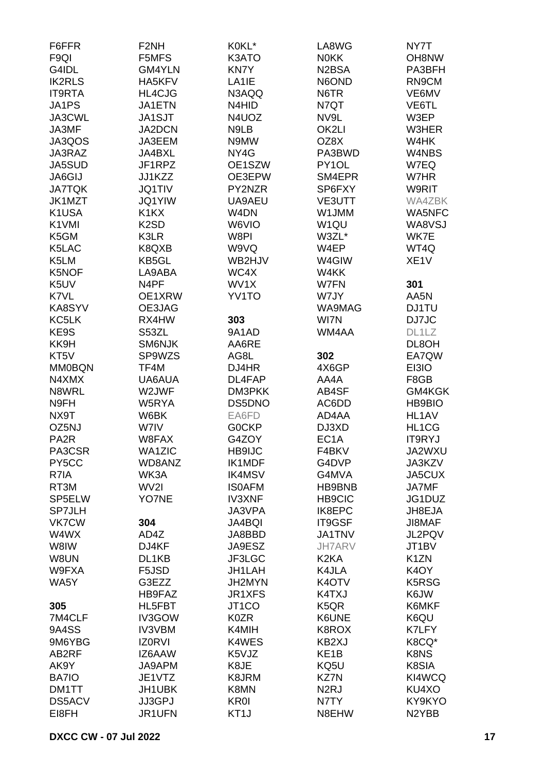F6FFR
F9QI
G4IDL
IK2RLS
IT9RTA
JA1PS
JA3CWL
JA3MF
JA3QOS
JA3RAZ
JA5SUD
JA6GIJ
JA7TQK
JK1MZT
K1USA
K1VMI
K5GM
K5LAC
K5LM
K5NOF
K5UV
K7VL
KA8SYV
KC5LK
KE9S
KK9H
KT5V
MM0BQN
N4XMX
N8WRL
N9FH
NX9T
OZ5NJ
PA2R
PA3CSR
PY5CC
R7IA
RT3M
SP5ELW
SP7JLH
VK7CW
W4WX
W8IW
W8UN
W9FXA
WA5Y

**305**
7M4CLF
9A4SS
9M6YBG
AB2RF
AK9Y
BA7IO
DM1TT
DS5ACV
EI8FH

F2NH
F5MFS
GM4YLN
HA5KFV
HL4CJG
JA1ETN
JA1SJT
JA2DCN
JA3EEM
JA4BXL
JF1RPZ
JJ1KZZ
JQ1TIV
JQ1YIW
K1KX
K2SD
K3LR
K8QXB
KB5GL
LA9ABA
N4PF
OE1XRW
OE3JAG
RX4HW
S53ZL
SM6NJK
SP9WZS
TF4M
UA6AUA
W2JWF
W5RYA
W6BK
W7IV
W8FAX
WA1ZIC
WD8ANZ
WK3A
WV2I
YO7NE

**304**
AD4Z
DJ4KF
DL1KB
F5JSD
G3EZZ
HB9FAZ
HL5FBT
IV3GOW
IV3VBM
IZ0RVI
IZ6AAW
JA9APM
JE1VTZ
JH1UBK
JJ3GPJ
JR1UFN

K0KL*
K3ATO
KN7Y
LA1IE
N3AQQ
N4HID
N4UOZ
N9LB
N9MW
NY4G
OE1SZW
OE3EPW
PY2NZR
UA9AEU
W4DN
W6VIO
W8PI
W9VQ
WB2HJV
WC4X
WV1X
YV1TO

**303**
9A1AD
AA6RE
AG8L
DJ4HR
DL4FAP
DM3PKK
DS5DNO
EA6FD
G0CKP
G4ZOY
HB9IJC
IK1MDF
IK4MSV
IS0AFM
IV3XNF
JA3VPA
JA4BQI
JA8BBD
JA9ESZ
JF3LGC
JH1LAH
JH2MYN
JR1XFS
JT1CO
K0ZR
K4MIH
K4WES
K5VJZ
K8JE
K8JRM
K8MN
KR0I
KT1J

LA8WG
N0KK
N2BSA
N6OND
N6TR
N7QT
NV9L
OK2LI
OZ8X
PA3BWD
PY1OL
SM4EPR
SP6FXY
VE3UTT
W1JMM
W1QU
W3ZL*
W4EP
W4GIW
W4KK
W7FN
W7JY
WA9MAG
WI7N
WM4AA

**302**
4X6GP
AA4A
AB4SF
AC6DD
AD4AA
DJ3XD
EC1A
F4BKV
G4DVP
G4MVA
HB9BNB
HB9CIC
IK8EPC
IT9GSF
JA1TNV
JH7ARV
K2KA
K4JLA
K4OTV
K4TXJ
K5QR
K6UNE
K8ROX
KB2XJ
KE1B
KQ5U
KZ7N
N2RJ
N7TY
N8EHW

NY7T
OH8NW
PA3BFH
RN9CM
VE6MV
VE6TL
W3EP
W3HER
W4HK
W4NBS
W7EQ
W7HR
W9RIT
WA4ZBK
WA5NFC
WA8VSJ
WK7E
WT4Q
XE1V

**301**
AA5N
DJ1TU
DJ7JC
DL1LZ
DL8OH
EA7QW
EI3IO
F8GB
GM4KGK
HB9BIO
HL1AV
HL1CG
IT9RYJ
JA2WXU
JA3KZV
JA5CUX
JA7MF
JG1DUZ
JH8EJA
JI8MAF
JL2PQV
JT1BV
K1ZN
K4OY
K5RSG
K6JW
K6MKF
K6QU
K7LFY
K8CQ*
K8NS
K8SIA
KI4WCQ
KU4XO
KY9KYO
N2YBB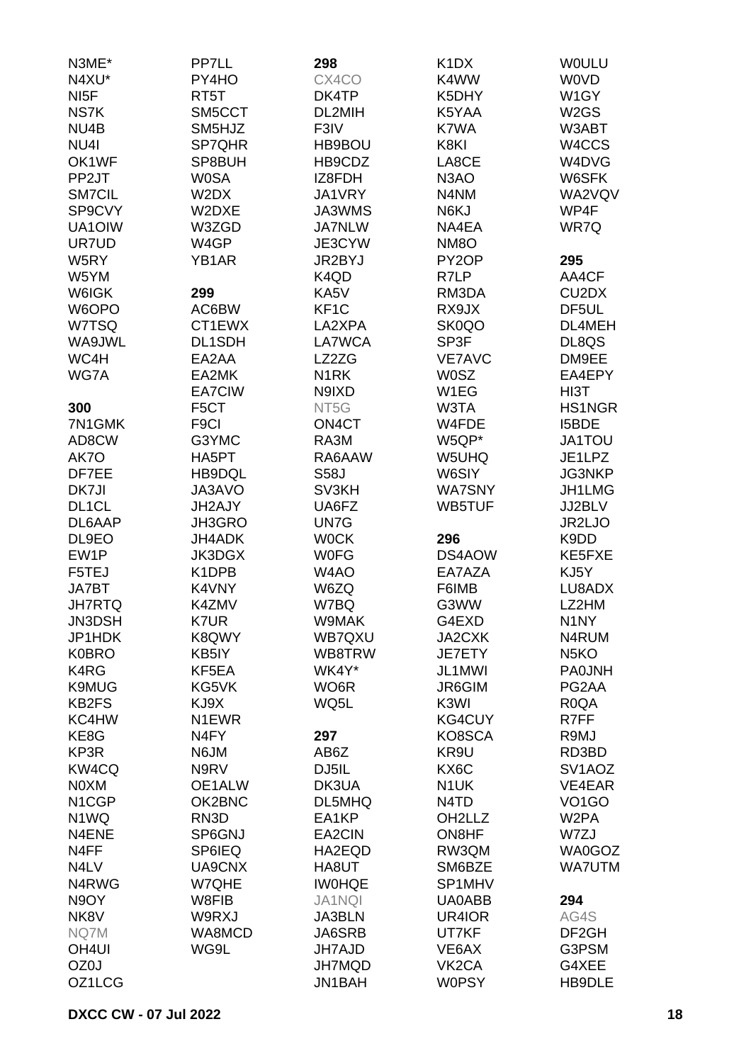N3ME*
N4XU*
NI5F
NS7K
NU4B
NU4I
OK1WF
PP2JT
SM7CIL
SP9CVY
UA1OIW
UR7UD
W5RY
W5YM
W6IGK
W6OPO
W7TSQ
WA9JWL
WC4H
WG7A

**300**

7N1GMK
AD8CW
AK7O
DF7EE
DK7JI
DL1CL
DL6AAP
DL9EO
EW1P
F5TEJ
JA7BT
JH7RTQ
JN3DSH
JP1HDK
K0BRO
K4RG
K9MUG
KB2FS
KC4HW
KE8G
KP3R
KW4CQ
N0XM
N1CGP
N1WQ
N4ENE
N4FF
N4LV
N4RWG
N9OY
NK8V
NQ7M
OH4UI
OZ0J
OZ1LCG
PP7LL
PY4HO
RT5T
SM5CCT
SM5HJZ
SP7QHR
SP8BUH
W0SA
W2DX
W2DXE
W3ZGD
W4GP
YB1AR

**299**

AC6BW
CT1EWX
DL1SDH
EA2AA
EA2MK
EA7CIW
F5CT
F9CI
G3YMC
HA5PT
HB9DQL
JA3AVO
JH2AJY
JH3GRO
JH4ADK
JK3DGX
K1DPB
K4VNY
K4ZMV
K7UR
K8QWY
KB5IY
KF5EA
KG5VK
KJ9X
N1EWR
N4FY
N6JM
N9RV
OE1ALW
OK2BNC
RN3D
SP6GNJ
SP6IEQ
UA9CNX
W7QHE
W8FIB
W9RXJ
WA8MCD
WG9L

**298**

CX4CO
DK4TP
DL2MIH
F3IV
HB9BOU
HB9CDZ
IZ8FDH
JA1VRY
JA3WMS
JA7NLW
JE3CYW
JR2BYJ
K4QD
KA5V
KF1C
LA2XPA
LA7WCA
LZ2ZG
N1RK
N9IXD
NT5G
ON4CT
RA3M
RA6AAW
S58J
SV3KH
UA6FZ
UN7G
W0CK
W0FG
W4AO
W6ZQ
W7BQ
W9MAK
WB7QXU
WB8TRW
WK4Y*
WO6R
WQ5L

**297**

AB6Z
DJ5IL
DK3UA
DL5MHQ
EA1KP
EA2CIN
HA2EQD
HA8UT
IW0HQE
JA1NQI
JA3BLN
JA6SRB
JH7AJD
JH7MQD
JN1BAH
K1DX
K4WW
K5DHY
K5YAA
K7WA
K8KI
LA8CE
N3AO
N4NM
N6KJ
NA4EA
NM8O
PY2OP
R7LP
RM3DA
RX9JX
SK0QO
SP3F
VE7AVC
W0SZ
W1EG
W3TA
W4FDE
W5QP*
W5UHQ
W6SIY
WA7SNY
WB5TUF

**296**

DS4AOW
EA7AZA
F6IMB
G3WW
G4EXD
JA2CXK
JE7ETY
JL1MWI
JR6GIM
K3WI
KG4CUY
KO8SCA
KR9U
KX6C
N1UK
N4TD
OH2LLZ
ON8HF
RW3QM
SM6BZE
SP1MHV
UA0ABB
UR4IOR
UT7KF
VE6AX
VK2CA
W0PSY
W0ULU
W0VD
W1GY
W2GS
W3ABT
W4CCS
W4DVG
W6SFK
WA2VQV
WP4F
WR7Q

**295**

AA4CF
CU2DX
DF5UL
DL4MEH
DL8QS
DM9EE
EA4EPY
HI3T
HS1NGR
I5BDE
JA1TOU
JE1LPZ
JG3NKP
JH1LMG
JJ2BLV
JR2LJO
K9DD
KE5FXE
KJ5Y
LU8ADX
LZ2HM
N1NY
N4RUM
N5KO
PA0JNH
PG2AA
R0QA
R7FF
R9MJ
RD3BD
SV1AOZ
VE4EAR
VO1GO
W2PA
W7ZJ
WA0GOZ
WA7UTM

**294**

AG4S
DF2GH
G3PSM
G4XEE
HB9DLE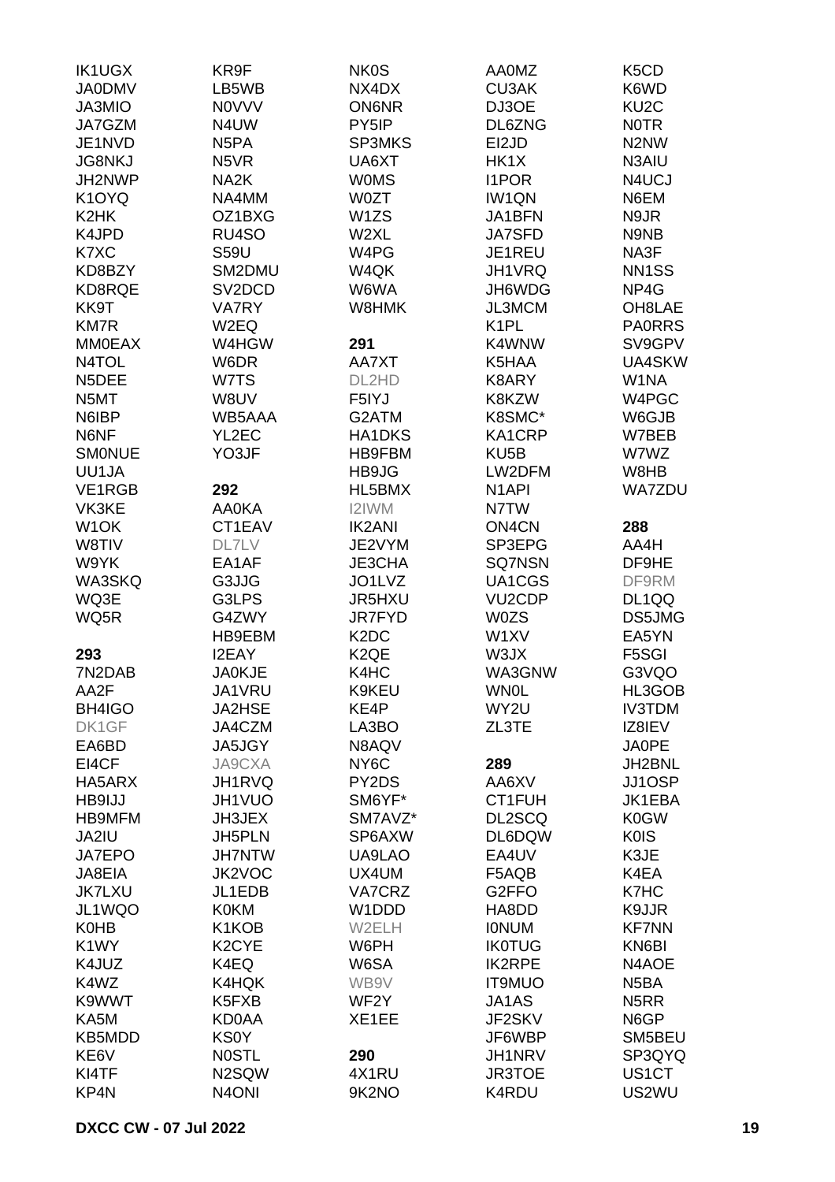IK1UGX
JA0DMV
JA3MIO
JA7GZM
JE1NVD
JG8NKJ
JH2NWP
K1OYQ
K2HK
K4JPD
K7XC
KD8BZY
KD8RQE
KK9T
KM7R
MM0EAX
N4TOL
N5DEE
N5MT
N6IBP
N6NF
SM0NUE
UU1JA
VE1RGB
VK3KE
W1OK
W8TIV
W9YK
WA3SKQ
WQ3E
WQ5R

**293**

7N2DAB
AA2F
BH4IGO
DK1GF
EA6BD
EI4CF
HA5ARX
HB9IJJ
HB9MFM
JA2IU
JA7EPO
JA8EIA
JK7LXU
JL1WQO
K0HB
K1WY
K4JUZ
K4WZ
K9WWT
KA5M
KB5MDD
KE6V
KI4TF
KP4N

KR9F
LB5WB
N0VVV
N4UW
N5PA
N5VR
NA2K
NA4MM
OZ1BXG
RU4SO
S59U
SM2DMU
SV2DCD
VA7RY
W2EQ
W4HGW
W6DR
W7TS
W8UV
WB5AAA
YL2EC
YO3JF

**292**

AA0KA
CT1EAV
DL7LV
EA1AF
G3JJG
G3LPS
G4ZWY
HB9EBM
I2EAY
JA0KJE
JA1VRU
JA2HSE
JA4CZM
JA5JGY
JA9CXA
JH1RVQ
JH1VUO
JH3JEX
JH5PLN
JH7NTW
JK2VOC
JL1EDB
K0KM
K1KOB
K2CYE
K4EQ
K4HQK
K5FXB
KD0AA
KS0Y
N0STL
N2SQW
N4ONI

NK0S
NX4DX
ON6NR
PY5IP
SP3MKS
UA6XT
W0MS
W0ZT
W1ZS
W2XL
W4PG
W4QK
W6WA
W8HMK

**291**

AA7XT
DL2HD
F5IYJ
G2ATM
HA1DKS
HB9FBM
HB9JG
HL5BMX
I2IWM
IK2ANI
JE2VYM
JE3CHA
JO1LVZ
JR5HXU
JR7FYD
K2DC
K2QE
K4HC
K9KEU
KE4P
LA3BO
N8AQV
NY6C
PY2DS
SM6YF*
SM7AVZ*
SP6AXW
UA9LAO
UX4UM
VA7CRZ
W1DDD
W2ELH
W6PH
W6SA
WB9V
WF2Y
XE1EE

**290**

4X1RU
9K2NO

AA0MZ
CU3AK
DJ3OE
DL6ZNG
EI2JD
HK1X
I1POR
IW1QN
JA1BFN
JA7SFD
JE1REU
JH1VRQ
JH6WDG
JL3MCM
K1PL
K4WNW
K5HAA
K8ARY
K8KZW
K8SMC*
KA1CRP
KU5B
LW2DFM
N1API
N7TW
ON4CN
SP3EPG
SQ7NSN
UA1CGS
VU2CDP
W0ZS
W1XV
W3JX
WA3GNW
WN0L
WY2U
ZL3TE

**289**

AA6XV
CT1FUH
DL2SCQ
DL6DQW
EA4UV
F5AQB
G2FFO
HA8DD
I0NUM
IK0TUG
IK2RPE
IT9MUO
JA1AS
JF2SKV
JF6WBP
JH1NRV
JR3TOE
K4RDU

K5CD
K6WD
KU2C
N0TR
N2NW
N3AIU
N4UCJ
N6EM
N9JR
N9NB
NA3F
NN1SS
NP4G
OH8LAE
PA0RRS
SV9GPV
UA4SKW
W1NA
W4PGC
W6GJB
W7BEB
W7WZ
W8HB
WA7ZDU

**288**

AA4H
DF9HE
DF9RM
DL1QQ
DS5JMG
EA5YN
F5SGI
G3VQO
HL3GOB
IV3TDM
IZ8IEV
JA0PE
JH2BNL
JJ1OSP
JK1EBA
K0GW
K0IS
K3JE
K4EA
K7HC
K9JJR
KF7NN
KN6BI
N4AOE
N5BA
N5RR
N6GP
SM5BEU
SP3QYQ
US1CT
US2WU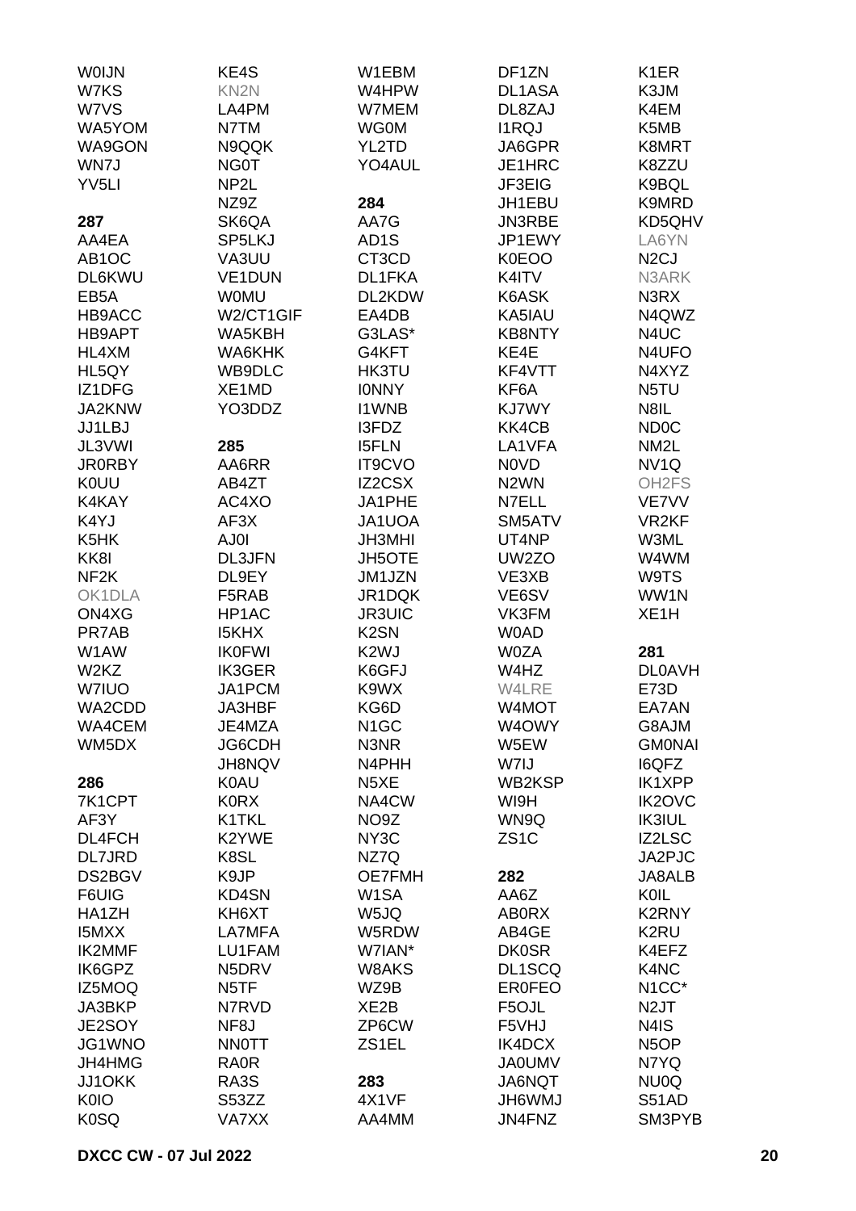W0IJN
W7KS
W7VS
WA5YOM
WA9GON
WN7J
YV5LI

**287**

AA4EA
AB1OC
DL6KWU
EB5A
HB9ACC
HB9APT
HL4XM
HL5QY
IZ1DFG
JA2KNW
JJ1LBJ
JL3VWI
JR0RBY
K0UU
K4KAY
K4YJ
K5HK
KK8I
NF2K
OK1DLA
ON4XG
PR7AB
W1AW
W2KZ
W7IUO
WA2CDD
WA4CEM
WM5DX

**286**

7K1CPT
AF3Y
DL4FCH
DL7JRD
DS2BGV
F6UIG
HA1ZH
I5MXX
IK2MMF
IK6GPZ
IZ5MOQ
JA3BKP
JE2SOY
JG1WNO
JH4HMG
JJ1OKK
K0IO
K0SQ
KE4S
KN2N
LA4PM
N7TM
N9QQK
NG0T
NP2L
NZ9Z
SK6QA
SP5LKJ
VA3UU
VE1DUN
W0MU
W2/CT1GIF
WA5KBH
WA6KHK
WB9DLC
XE1MD
YO3DDZ

**285**

AA6RR
AB4ZT
AC4XO
AF3X
AJ0I
DL3JFN
DL9EY
F5RAB
HP1AC
I5KHX
IK0FWI
IK3GER
JA1PCM
JA3HBF
JE4MZA
JG6CDH
JH8NQV
K0AU
K0RX
K1TKL
K2YWE
K8SL
K9JP
KD4SN
KH6XT
LA7MFA
LU1FAM
N5DRV
N5TF
N7RVD
NF8J
NN0TT
RA0R
RA3S
S53ZZ
VA7XX
W1EBM
W4HPW
W7MEM
WG0M
YL2TD
YO4AUL

**284**

AA7G
AD1S
CT3CD
DL1FKA
DL2KDW
EA4DB
G3LAS*
G4KFT
HK3TU
I0NNY
I1WNB
I3FDZ
I5FLN
IT9CVO
IZ2CSX
JA1PHE
JA1UOA
JH3MHI
JH5OTE
JM1JZN
JR1DQK
JR3UIC
K2SN
K2WJ
K6GFJ
K9WX
KG6D
N1GC
N3NR
N4PHH
N5XE
NA4CW
NO9Z
NY3C
NZ7Q
OE7FMH
W1SA
W5JQ
W5RDW
W7IAN*
W8AKS
WZ9B
XE2B
ZP6CW
ZS1EL

**283**

4X1VF
AA4MM
DF1ZN
DL1ASA
DL8ZAJ
I1RQJ
JA6GPR
JE1HRC
JF3EIG
JH1EBU
JN3RBE
JP1EWY
K0EOO
K4ITV
K6ASK
KA5IAU
KB8NTY
KE4E
KF4VTT
KF6A
KJ7WY
KK4CB
LA1VFA
N0VD
N2WN
N7ELL
SM5ATV
UT4NP
UW2ZO
VE3XB
VE6SV
VK3FM
W0AD
W0ZA
W4HZ
W4LRE
W4MOT
W4OWY
W5EW
W7IJ
WB2KSP
WI9H
WN9Q
ZS1C

**282**

AA6Z
AB0RX
AB4GE
DK0SR
DL1SCQ
ER0FEO
F5OJL
F5VHJ
IK4DCX
JA0UMV
JA6NQT
JH6WMJ
JN4FNZ
K1ER
K3JM
K4EM
K5MB
K8MRT
K8ZZU
K9BQL
K9MRD
KD5QHV
LA6YN
N2CJ
N3ARK
N3RX
N4QWZ
N4UC
N4UFO
N4XYZ
N5TU
N8IL
ND0C
NM2L
NV1Q
OH2FS
VE7VV
VR2KF
W3ML
W4WM
W9TS
WW1N
XE1H

**281**

DL0AVH
E73D
EA7AN
G8AJM
GM0NAI
I6QFZ
IK1XPP
IK2OVC
IK3IUL
IZ2LSC
JA2PJC
JA8ALB
K0IL
K2RNY
K2RU
K4EFZ
K4NC
N1CC*
N2JT
N4IS
N5OP
N7YQ
NU0Q
S51AD
SM3PYB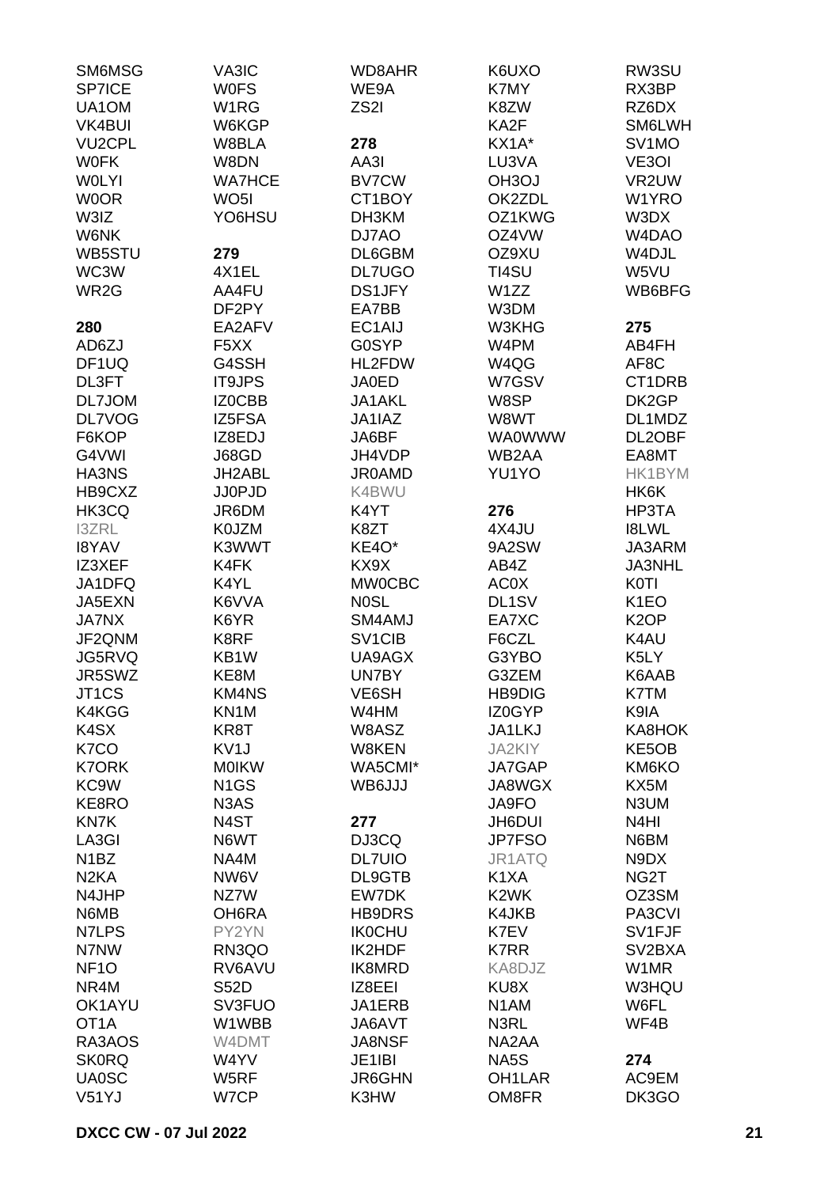SM6MSG
SP7ICE
UA1OM
VK4BUI
VU2CPL
W0FK
W0LYI
W0OR
W3IZ
W6NK
WB5STU
WC3W
WR2G

**280**
AD6ZJ
DF1UQ
DL3FT
DL7JOM
DL7VOG
F6KOP
G4VWI
HA3NS
HB9CXZ
HK3CQ
I3ZRL
I8YAV
IZ3XEF
JA1DFQ
JA5EXN
JA7NX
JF2QNM
JG5RVQ
JR5SWZ
JT1CS
K4KGG
K4SX
K7CO
K7ORK
KC9W
KE8RO
KN7K
LA3GI
N1BZ
N2KA
N4JHP
N6MB
N7LPS
N7NW
NF1O
NR4M
OK1AYU
OT1A
RA3AOS
SK0RQ
UA0SC
V51YJ

VA3IC
W0FS
W1RG
W6KGP
W8BLA
W8DN
WA7HCE
WO5I
YO6HSU

**279**
4X1EL
AA4FU
DF2PY
EA2AFV
F5XX
G4SSH
IT9JPS
IZ0CBB
IZ5FSA
IZ8EDJ
J68GD
JH2ABL
JJ0PJD
JR6DM
K0JZM
K3WWT
K4FK
K4YL
K6VVA
K6YR
K8RF
KB1W
KE8M
KM4NS
KN1M
KR8T
KV1J
M0IKW
N1GS
N3AS
N4ST
N6WT
NA4M
NW6V
NZ7W
OH6RA
PY2YN
RN3QO
RV6AVU
S52D
SV3FUO
W1WBB
W4DMT
W4YV
W5RF
W7CP

WD8AHR
WE9A
ZS2I

**278**
AA3I
BV7CW
CT1BOY
DH3KM
DJ7AO
DL6GBM
DL7UGO
DS1JFY
EA7BB
EC1AIJ
G0SYP
HL2FDW
JA0ED
JA1AKL
JA1IAZ
JA6BF
JH4VDP
JR0AMD
K4BWU
K4YT
K8ZT
KE4O*
KX9X
MW0CBC
N0SL
SM4AMJ
SV1CIB
UA9AGX
UN7BY
VE6SH
W4HM
W8ASZ
W8KEN
WA5CMI*
WB6JJJ

**277**
DJ3CQ
DL7UIO
DL9GTB
EW7DK
HB9DRS
IK0CHU
IK2HDF
IK8MRD
IZ8EEI
JA1ERB
JA6AVT
JA8NSF
JE1IBI
JR6GHN
K3HW

K6UXO
K7MY
K8ZW
KA2F
KX1A*
LU3VA
OH3OJ
OK2ZDL
OZ1KWG
OZ4VW
OZ9XU
TI4SU
W1ZZ
W3DM
W3KHG
W4PM
W4QG
W7GSV
W8SP
W8WT
WA0WWW
WB2AA
YU1YO

**276**
4X4JU
9A2SW
AB4Z
AC0X
DL1SV
EA7XC
F6CZL
G3YBO
G3ZEM
HB9DIG
IZ0GYP
JA1LKJ
JA2KIY
JA7GAP
JA8WGX
JA9FO
JH6DUI
JP7FSO
JR1ATQ
K1XA
K2WK
K4JKB
K7EV
K7RR
KA8DJZ
KU8X
N1AM
N3RL
NA2AA
NA5S
OH1LAR
OM8FR

RW3SU
RX3BP
RZ6DX
SM6LWH
SV1MO
VE3OI
VR2UW
W1YRO
W3DX
W4DAO
W4DJL
W5VU
WB6BFG

**275**
AB4FH
AF8C
CT1DRB
DK2GP
DL1MDZ
DL2OBF
EA8MT
HK1BYM
HK6K
HP3TA
I8LWL
JA3ARM
JA3NHL
K0TI
K1EO
K2OP
K4AU
K5LY
K6AAB
K7TM
K9IA
KA8HOK
KE5OB
KM6KO
KX5M
N3UM
N4HI
N6BM
N9DX
NG2T
OZ3SM
PA3CVI
SV1FJF
SV2BXA
W1MR
W3HQU
W6FL
WF4B

**274**
AC9EM
DK3GO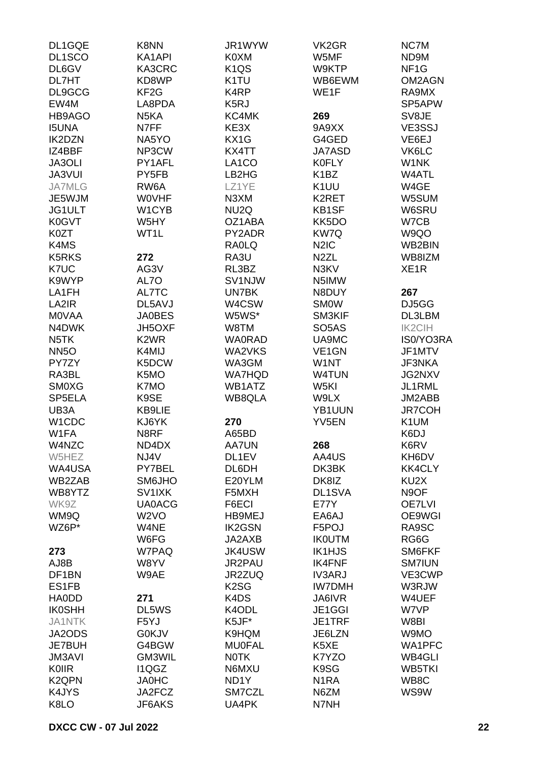DL1GQE
DL1SCO
DL6GV
DL7HT
DL9GCG
EW4M
HB9AGO
I5UNA
IK2DZN
IZ4BBF
JA3OLI
JA3VUI
JA7MLG
JE5WJM
JG1ULT
K0GVT
K0ZT
K4MS
K5RKS
K7UC
K9WYP
LA1FH
LA2IR
M0VAA
N4DWK
N5TK
NN5O
PY7ZY
RA3BL
SM0XG
SP5ELA
UB3A
W1CDC
W1FA
W4NZC
W5HEZ
WA4USA
WB2ZAB
WB8YTZ
WK9Z
WM9Q
WZ6P*

**273**
AJ8B
DF1BN
ES1FB
HA0DD
IK0SHH
JA1NTK
JA2ODS
JE7BUH
JM3AVI
K0IIR
K2QPN
K4JYS
K8LO
K8NN
KA1API
KA3CRC
KD8WP
KF2G
LA8PDA
N5KA
N7FF
NA5YO
NP3CW
PY1AFL
PY5FB
RW6A
W0VHF
W1CYB
W5HY
WT1L

**272**
AG3V
AL7O
AL7TC
DL5AVJ
JA0BES
JH5OXF
K2WR
K4MIJ
K5DCW
K5MO
K7MO
K9SE
KB9LIE
KJ6YK
N8RF
ND4DX
NJ4V
PY7BEL
SM6JHO
SV1IXK
UA0ACG
W2VO
W4NE
W6FG
W7PAQ
W8YV
W9AE

**271**
DL5WS
F5YJ
G0KJV
G4BGW
GM3WIL
I1QGZ
JA0HC
JA2FCZ
JF6AKS
JR1WYW
K0XM
K1QS
K1TU
K4RP
K5RJ
KC4MK
KE3X
KX1G
KX4TT
LA1CO
LB2HG
LZ1YE
N3XM
NU2Q
OZ1ABA
PY2ADR
RA0LQ
RA3U
RL3BZ
SV1NJW
UN7BK
W4CSW
W5WS*
W8TM
WA0RAD
WA2VKS
WA3GM
WA7HQD
WB1ATZ
WB8QLA

**270**
A65BD
AA7UN
DL1EV
DL6DH
E20YLM
F5MXH
F6ECI
HB9MEJ
IK2GSN
JA2AXB
JK4USW
JR2PAU
JR2ZUQ
K2SG
K4DS
K4ODL
K5JF*
K9HQM
MU0FAL
N0TK
N6MXU
ND1Y
SM7CZL
UA4PK
VK2GR
W5MF
W9KTP
WB6EWM
WE1F

**269**
9A9XX
G4GED
JA7ASD
K0FLY
K1BZ
K1UU
K2RET
KB1SF
KK5DO
KW7Q
N2IC
N2ZL
N3KV
N5IMW
N8DUY
SM0W
SM3KIF
SO5AS
UA9MC
VE1GN
W1NT
W4TUN
W5KI
W9LX
YB1UUN
YV5EN

**268**
AA4US
DK3BK
DK8IZ
DL1SVA
E77Y
EA6AJ
F5POJ
IK0UTM
IK1HJS
IK4FNF
IV3ARJ
IW7DMH
JA6IVR
JE1GGI
JE1TRF
JE6LZN
K5XE
K7YZO
K9SG
N1RA
N6ZM
N7NH
NC7M
ND9M
NF1G
OM2AGN
RA9MX
SP5APW
SV8JE
VE3SSJ
VE6EJ
VK6LC
W1NK
W4ATL
W4GE
W5SUM
W6SRU
W7CB
W9QO
WB2BIN
WB8IZM
XE1R

**267**
DJ5GG
DL3LBM
IK2CIH
IS0/YO3RA
JF1MTV
JF3NKA
JG2NXV
JL1RML
JM2ABB
JR7COH
K1UM
K6DJ
K6RV
KH6DV
KK4CLY
KU2X
N9OF
OE7LVI
OE9WGI
RA9SC
RG6G
SM6FKF
SM7IUN
VE3CWP
W3RJW
W4UEF
W7VP
W8BI
W9MO
WA1PFC
WB4GLI
WB5TKI
WB8C
WS9W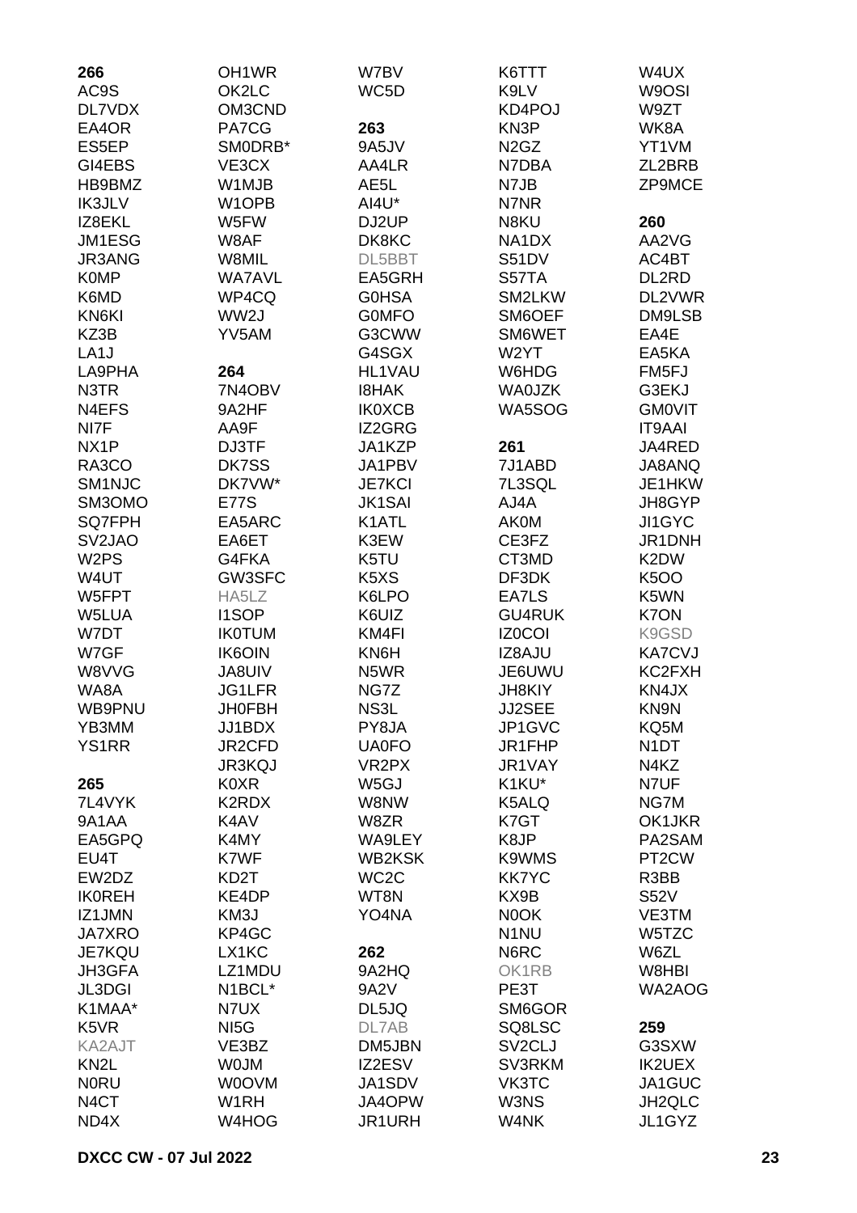**266**
AC9S
DL7VDX
EA4OR
ES5EP
GI4EBS
HB9BMZ
IK3JLV
IZ8EKL
JM1ESG
JR3ANG
K0MP
K6MD
KN6KI
KZ3B
LA1J
LA9PHA
N3TR
N4EFS
NI7F
NX1P
RA3CO
SM1NJC
SM3OMO
SQ7FPH
SV2JAO
W2PS
W4UT
W5FPT
W5LUA
W7DT
W7GF
W8VVG
WA8A
WB9PNU
YB3MM
YS1RR

**265**
7L4VYK
9A1AA
EA5GPQ
EU4T
EW2DZ
IK0REH
IZ1JMN
JA7XRO
JE7KQU
JH3GFA
JL3DGI
K1MAA*
K5VR
KA2AJT
KN2L
N0RU
N4CT
ND4X
OH1WR
OK2LC
OM3CND
PA7CG
SM0DRB*
VE3CX
W1MJB
W1OPB
W5FW
W8AF
W8MIL
WA7AVL
WP4CQ
WW2J
YV5AM

**264**
7N4OBV
9A2HF
AA9F
DJ3TF
DK7SS
DK7VW*
E77S
EA5ARC
EA6ET
G4FKA
GW3SFC
HA5LZ
I1SOP
IK0TUM
IK6OIN
JA8UIV
JG1LFR
JH0FBH
JJ1BDX
JR2CFD
JR3KQJ
K0XR
K2RDX
K4AV
K4MY
K7WF
KD2T
KE4DP
KM3J
KP4GC
LX1KC
LZ1MDU
N1BCL*
N7UX
NI5G
VE3BZ
W0JM
W0OVM
W1RH
W4HOG
W7BV
WC5D

**263**
9A5JV
AA4LR
AE5L
AI4U*
DJ2UP
DK8KC
DL5BBT
EA5GRH
G0HSA
G0MFO
G3CWW
G4SGX
HL1VAU
I8HAK
IK0XCB
IZ2GRG
JA1KZP
JA1PBV
JE7KCI
JK1SAI
K1ATL
K3EW
K5TU
K5XS
K6LPO
K6UIZ
KM4FI
KN6H
N5WR
NG7Z
NS3L
PY8JA
UA0FO
VR2PX
W5GJ
W8NW
W8ZR
WA9LEY
WB2KSK
WC2C
WT8N
YO4NA

**262**
9A2HQ
9A2V
DL5JQ
DL7AB
DM5JBN
IZ2ESV
JA1SDV
JA4OPW
JR1URH
K6TTT
K9LV
KD4POJ
KN3P
N2GZ
N7DBA
N7JB
N7NR
N8KU
NA1DX
S51DV
S57TA
SM2LKW
SM6OEF
SM6WET
W2YT
W6HDG
WA0JZK
WA5SOG

**261**
7J1ABD
7L3SQL
AJ4A
AK0M
CE3FZ
CT3MD
DF3DK
EA7LS
GU4RUK
IZ0COI
IZ8AJU
JE6UWU
JH8KIY
JJ2SEE
JP1GVC
JR1FHP
JR1VAY
K1KU*
K5ALQ
K7GT
K8JP
K9WMS
KK7YC
KX9B
N0OK
N1NU
N6RC
OK1RB
PE3T
SM6GOR
SQ8LSC
SV2CLJ
SV3RKM
VK3TC
W3NS
W4NK
W4UX
W9OSI
W9ZT
WK8A
YT1VM
ZL2BRB
ZP9MCE

**260**
AA2VG
AC4BT
DL2RD
DL2VWR
DM9LSB
EA4E
EA5KA
FM5FJ
G3EKJ
GM0VIT
IT9AAI
JA4RED
JA8ANQ
JE1HKW
JH8GYP
JI1GYC
JR1DNH
K2DW
K5OO
K5WN
K7ON
K9GSD
KA7CVJ
KC2FXH
KN4JX
KN9N
KQ5M
N1DT
N4KZ
N7UF
NG7M
OK1JKR
PA2SAM
PT2CW
R3BB
S52V
VE3TM
W5TZC
W6ZL
W8HBI
WA2AOG

**259**
G3SXW
IK2UEX
JA1GUC
JH2QLC
JL1GYZ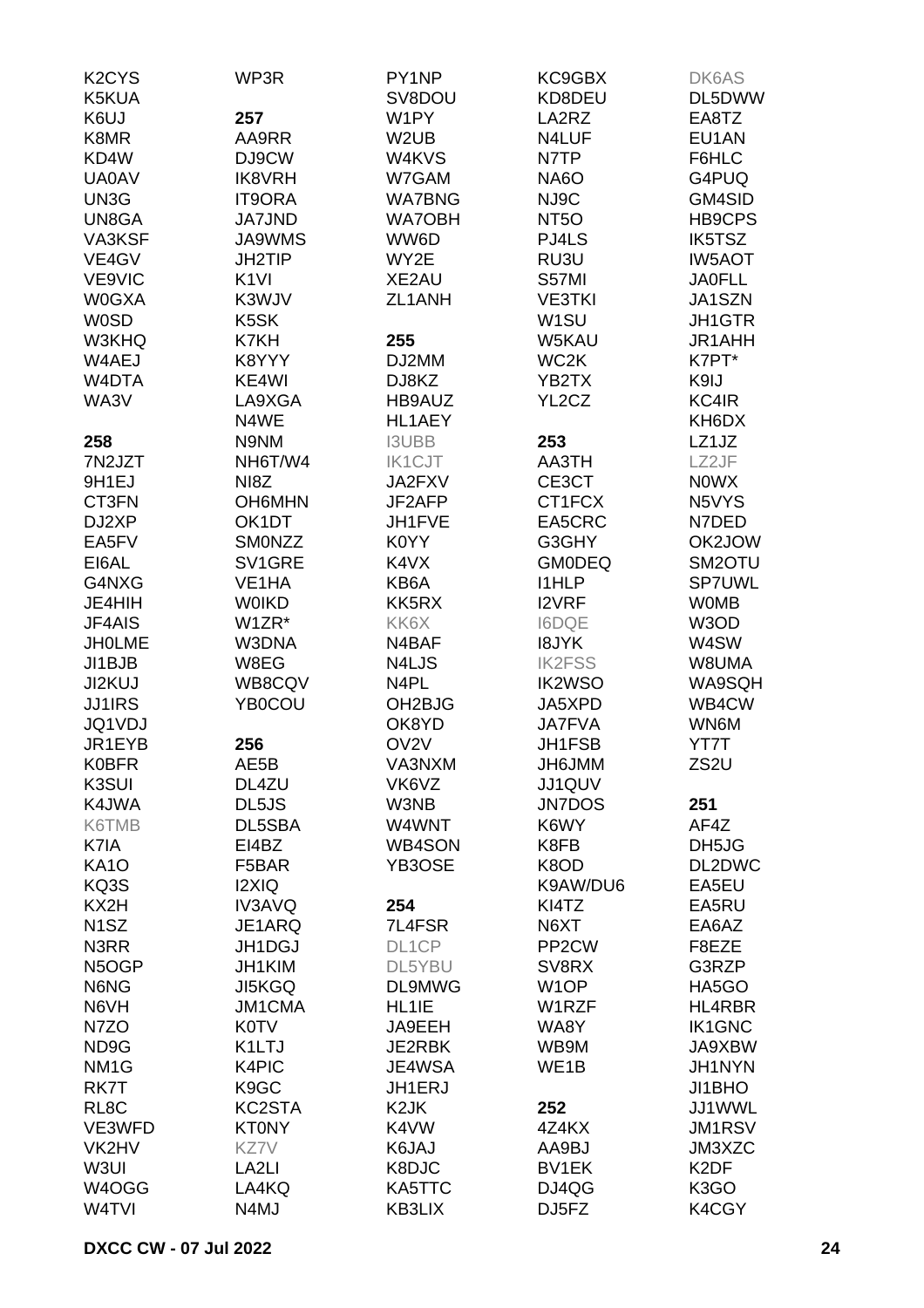K2CYS
K5KUA
K6UJ
K8MR
KD4W
UA0AV
UN3G
UN8GA
VA3KSF
VE4GV
VE9VIC
W0GXA
W0SD
W3KHQ
W4AEJ
W4DTA
WA3V

**258**
7N2JZT
9H1EJ
CT3FN
DJ2XP
EA5FV
EI6AL
G4NXG
JE4HIH
JF4AIS
JH0LME
JI1BJB
JI2KUJ
JJ1IRS
JQ1VDJ
JR1EYB
K0BFR
K3SUI
K4JWA
K6TMB
K7IA
KA1O
KQ3S
KX2H
N1SZ
N3RR
N5OGP
N6NG
N6VH
N7ZO
ND9G
NM1G
RK7T
RL8C
VE3WFD
VK2HV
W3UI
W4OGG
W4TVI

WP3R

**257**
AA9RR
DJ9CW
IK8VRH
IT9ORA
JA7JND
JA9WMS
JH2TIP
K1VI
K3WJV
K5SK
K7KH
K8YYY
KE4WI
LA9XGA
N4WE
N9NM
NH6T/W4
NI8Z
OH6MHN
OK1DT
SM0NZZ
SV1GRE
VE1HA
W0IKD
W1ZR*
W3DNA
W8EG
WB8CQV
YB0COU

**256**
AE5B
DL4ZU
DL5JS
DL5SBA
EI4BZ
F5BAR
I2XIQ
IV3AVQ
JE1ARQ
JH1DGJ
JH1KIM
JI5KGQ
JM1CMA
K0TV
K1LTJ
K4PIC
K9GC
KC2STA
KT0NY
KZ7V
LA2LI
LA4KQ
N4MJ

PY1NP
SV8DOU
W1PY
W2UB
W4KVS
W7GAM
WA7BNG
WA7OBH
WW6D
WY2E
XE2AU
ZL1ANH

**255**
DJ2MM
DJ8KZ
HB9AUZ
HL1AEY
I3UBB
IK1CJT
JA2FXV
JF2AFP
JH1FVE
K0YY
K4VX
KB6A
KK5RX
KK6X
N4BAF
N4LJS
N4PL
OH2BJG
OK8YD
OV2V
VA3NXM
VK6VZ
W3NB
W4WNT
WB4SON
YB3OSE

**254**
7L4FSR
DL1CP
DL5YBU
DL9MWG
HL1IE
JA9EEH
JE2RBK
JE4WSA
JH1ERJ
K2JK
K4VW
K6JAJ
K8DJC
KA5TTC
KB3LIX

KC9GBX
KD8DEU
LA2RZ
N4LUF
N7TP
NA6O
NJ9C
NT5O
PJ4LS
RU3U
S57MI
VE3TKI
W1SU
W5KAU
WC2K
YB2TX
YL2CZ

**253**
AA3TH
CE3CT
CT1FCX
EA5CRC
G3GHY
GM0DEQ
I1HLP
I2VRF
I6DQE
I8JYK
IK2FSS
IK2WSO
JA5XPD
JA7FVA
JH1FSB
JH6JMM
JJ1QUV
JN7DOS
K6WY
K8FB
K8OD
K9AW/DU6
KI4TZ
N6XT
PP2CW
SV8RX
W1OP
W1RZF
WA8Y
WB9M
WE1B

**252**
4Z4KX
AA9BJ
BV1EK
DJ4QG
DJ5FZ

DK6AS
DL5DWW
EA8TZ
EU1AN
F6HLC
G4PUQ
GM4SID
HB9CPS
IK5TSZ
IW5AOT
JA0FLL
JA1SZN
JH1GTR
JR1AHH
K7PT*
K9IJ
KC4IR
KH6DX
LZ1JZ
LZ2JF
N0WX
N5VYS
N7DED
OK2JOW
SM2OTU
SP7UWL
W0MB
W3OD
W4SW
W8UMA
WA9SQH
WB4CW
WN6M
YT7T
ZS2U

**251**
AF4Z
DH5JG
DL2DWC
EA5EU
EA5RU
EA6AZ
F8EZE
G3RZP
HA5GO
HL4RBR
IK1GNC
JA9XBW
JH1NYN
JI1BHO
JJ1WWL
JM1RSV
JM3XZC
K2DF
K3GO
K4CGY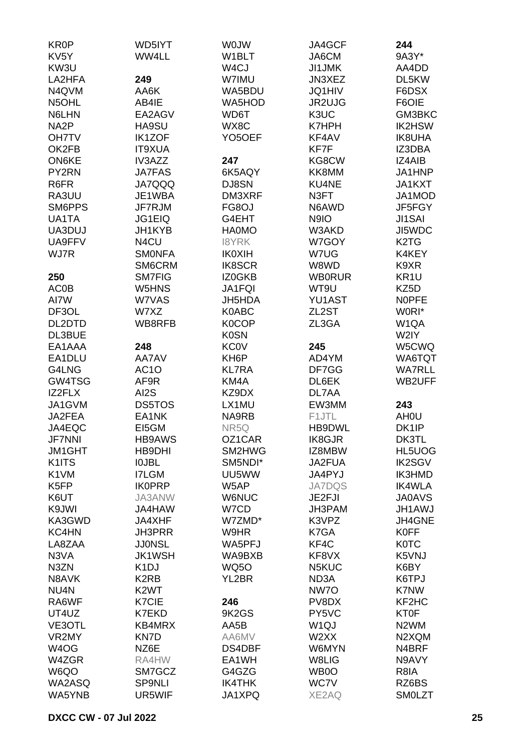KR0P
KV5Y
KW3U
LA2HFA
N4QVM
N5OHL
N6LHN
NA2P
OH7TV
OK2FB
ON6KE
PY2RN
R6FR
RA3UU
SM6PPS
UA1TA
UA3DUJ
UA9FFV
WJ7R

**250**
AC0B
AI7W
DF3OL
DL2DTD
DL3BUE
EA1AAA
EA1DLU
G4LNG
GW4TSG
IZ2FLX
JA1GVM
JA2FEA
JA4EQC
JF7NNI
JM1GHT
K1ITS
K1VM
K5FP
K6UT
K9JWI
KA3GWD
KC4HN
LA8ZAA
N3VA
N3ZN
N8AVK
NU4N
RA6WF
UT4UZ
VE3OTL
VR2MY
W4OG
W4ZGR
W6QO
WA2ASQ
WA5YNB

WD5IYT
WW4LL

**249**
AA6K
AB4IE
EA2AGV
HA9SU
IK1ZOF
IT9XUA
IV3AZZ
JA7FAS
JA7QQQ
JE1WBA
JF7RJM
JG1EIQ
JH1KYB
N4CU
SM0NFA
SM6CRM
SM7FIG
W5HNS
W7VAS
W7XZ
WB8RFB

**248**
AA7AV
AC1O
AF9R
AI2S
DS5TOS
EA1NK
EI5GM
HB9AWS
HB9DHI
I0JBL
I7LGM
IK0PRP
JA3ANW
JA4HAW
JA4XHF
JH3PRR
JJ0NSL
JK1WSH
K1DJ
K2RB
K2WT
K7CIE
K7EKD
KB4MRX
KN7D
NZ6E
RA4HW
SM7GCZ
SP9NLI
UR5WIF

W0JW
W1BLT
W4CJ
W7IMU
WA5BDU
WA5HOD
WD6T
WX8C
YO5OEF

**247**
6K5AQY
DJ8SN
DM3XRF
FG8OJ
G4EHT
HA0MO
I8YRK
IK0XIH
IK8SCR
IZ0GKB
JA1FQI
JH5HDA
K0ABC
K0COP
K0SN
KC0V
KH6P
KL7RA
KM4A
KZ9DX
LX1MU
NA9RB
NR5Q
OZ1CAR
SM2HWG
SM5NDI*
UU5WW
W5AP
W6NUC
W7CD
W7ZMD*
W9HR
WA5PFJ
WA9BXB
WQ5O
YL2BR

**246**
9K2GS
AA5B
AA6MV
DS4DBF
EA1WH
G4GZG
IK4THK
JA1XPQ

JA4GCF
JA6CM
JI1JMK
JN3XEZ
JQ1HIV
JR2UJG
K3UC
K7HPH
KF4AV
KF7F
KG8CW
KK8MM
KU4NE
N3FT
N6AWD
N9IO
W3AKD
W7GOY
W7UG
W8WD
WB0RUR
WT9U
YU1AST
ZL2ST
ZL3GA

**245**
AD4YM
DF7GG
DL6EK
DL7AA
EW3MM
F1JTL
HB9DWL
IK8GJR
IZ8MBW
JA2FUA
JA4PYJ
JA7DQS
JE2FJI
JH3PAM
K3VPZ
K7GA
KF4C
KF8VX
N5KUC
ND3A
NW7O
PV8DX
PY5VC
W1QJ
W2XX
W6MYN
W8LIG
WB0O
WC7V
XE2AQ

**244**
9A3Y*
AA4DD
DL5KW
F6DSX
F6OIE
GM3BKC
IK2HSW
IK8UHA
IZ3DBA
IZ4AIB
JA1HNP
JA1KXT
JA1MOD
JF5FGY
JI1SAI
JI5WDC
K2TG
K4KEY
K9XR
KR1U
KZ5D
N0PFE
W0RI*
W1QA
W2IY
W5CWQ
WA6TQT
WA7RLL
WB2UFF

**243**
AH0U
DK1IP
DK3TL
HL5UOG
IK2SGV
IK3HMD
IK4WLA
JA0AVS
JH1AWJ
JH4GNE
K0FF
K0TC
K5VNJ
K6BY
K6TPJ
K7NW
KF2HC
KT0F
N2WM
N2XQM
N4BRF
N9AVY
R8IA
RZ6BS
SM0LZT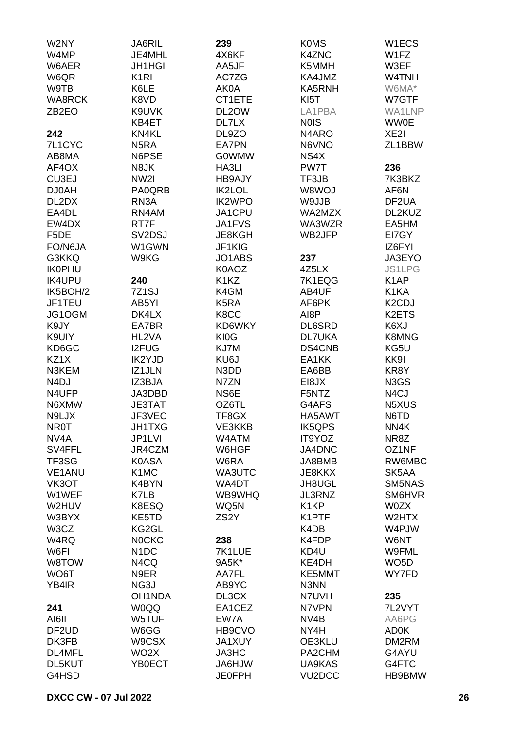W2NY
W4MP
W6AER
W6QR
W9TB
WA8RCK
ZB2EO

**242**
7L1CYC
AB8MA
AF4OX
CU3EJ
DJ0AH
DL2DX
EA4DL
EW4DX
F5DE
FO/N6JA
G3KKQ
IK0PHU
IK4UPU
IK5BOH/2
JF1TEU
JG1OGM
K9JY
K9UIY
KD6GC
KZ1X
N3KEM
N4DJ
N4UFP
N6XMW
N9LJX
NR0T
NV4A
SV4FFL
TF3SG
VE1ANU
VK3OT
W1WEF
W2HUV
W3BYX
W3CZ
W4RQ
W6FI
W8TOW
WO6T
YB4IR

**241**
AI6II
DF2UD
DK3FB
DL4MFL
DL5KUT
G4HSD

JA6RIL
JE4MHL
JH1HGI
K1RI
K6LE
K8VD
K9UVK
KB4ET
KN4KL
N5RA
N6PSE
N8JK
NW2I
PA0QRB
RN3A
RN4AM
RT7F
SV2DSJ
W1GWN
W9KG

**240**
7Z1SJ
AB5YI
DK4LX
EA7BR
HL2VA
I2FUG
IK2YJD
IZ1JLN
IZ3BJA
JA3DBD
JE3TAT
JF3VEC
JH1TXG
JP1LVI
JR4CZM
K0ASA
K1MC
K4BYN
K7LB
K8ESQ
KE5TD
KG2GL
N0CKC
N1DC
N4CQ
N9ER
NG3J
OH1NDA
W0QQ
W5TUF
W6GG
W9CSX
WO2X
YB0ECT

**239**
4X6KF
AA5JF
AC7ZG
AK0A
CT1ETE
DL2OW
DL7LX
DL9ZO
EA7PN
G0WMW
HA3LI
HB9AJY
IK2LOL
IK2WPO
JA1CPU
JA1FVS
JE8KGH
JF1KIG
JO1ABS
K0AOZ
K1KZ
K4GM
K5RA
K8CC
KD6WKY
KI0G
KJ7M
KU6J
N3DD
N7ZN
NS6E
OZ6TL
TF8GX
VE3KKB
W4ATM
W6HGF
W6RA
WA3UTC
WA4DT
WB9WHQ
WQ5N
ZS2Y

**238**
7K1LUE
9A5K*
AA7FL
AB9YC
DL3CX
EA1CEZ
EW7A
HB9CVO
JA1XUY
JA3HC
JA6HJW
JE0FPH

K0MS
K4ZNC
K5MMH
KA4JMZ
KA5RNH
KI5T
LA1PBA
N0IS
N4ARO
N6VNO
NS4X
PW7T
TF3JB
W8WOJ
W9JJB
WA2MZX
WA3WZR
WB2JFP

**237**
4Z5LX
7K1EQG
AB4UF
AF6PK
AI8P
DL6SRD
DL7UKA
DS4CNB
EA1KK
EA6BB
EI8JX
F5NTZ
G4AFS
HA5AWT
IK5QPS
IT9YOZ
JA4DNC
JA8BMB
JE8KKX
JH8UGL
JL3RNZ
K1KP
K1PTF
K4DB
K4FDP
KD4U
KE4DH
KE5MMT
N3NN
N7UVH
N7VPN
NV4B
NY4H
OE3KLU
PA2CHM
UA9KAS
VU2DCC

W1ECS
W1FZ
W3EF
W4TNH
W6MA*
W7GTF
WA1LNP
WW0E
XE2I
ZL1BBW

**236**
7K3BKZ
AF6N
DF2UA
DL2KUZ
EA5HM
EI7GY
IZ6FYI
JA3EYO
JS1LPG
K1AP
K1KA
K2CDJ
K2ETS
K6XJ
K8MNG
KG5U
KK9I
KR8Y
N3GS
N4CJ
N5XUS
N6TD
NN4K
NR8Z
OZ1NF
RW6MBC
SK5AA
SM5NAS
SM6HVR
W0ZX
W2HTX
W4PJW
W6NT
W9FML
WO5D
WY7FD

**235**
7L2VYT
AA6PG
AD0K
DM2RM
G4AYU
G4FTC
HB9BMW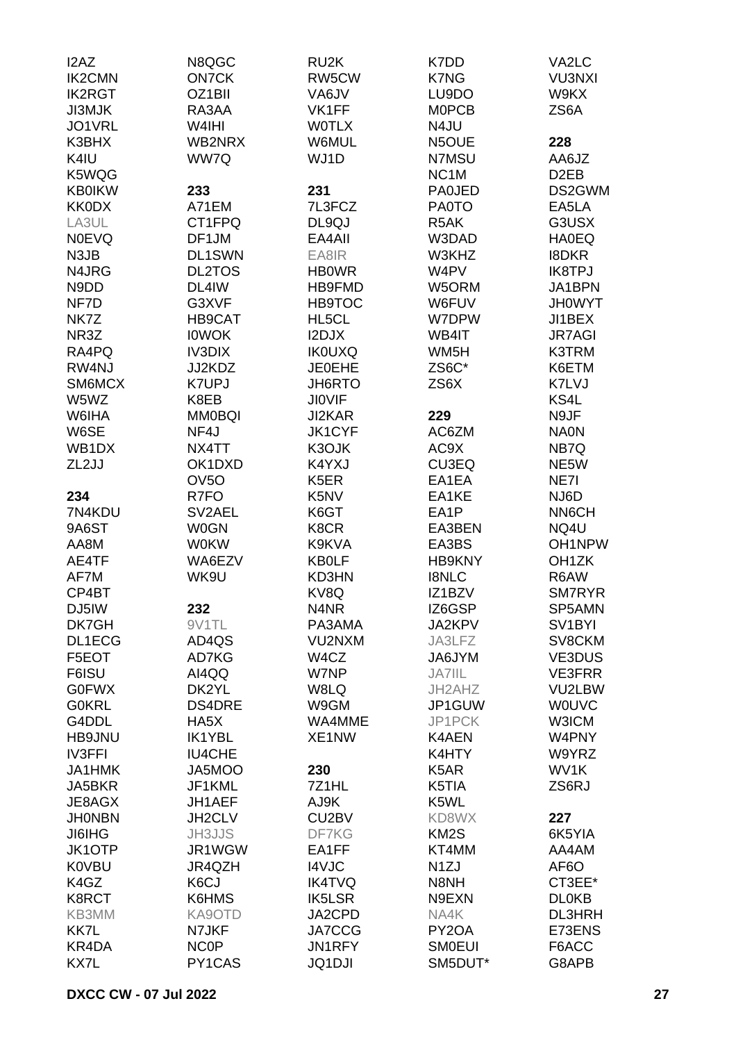I2AZ
IK2CMN
IK2RGT
JI3MJK
JO1VRL
K3BHX
K4IU
K5WQG
KB0IKW
KK0DX
LA3UL
N0EVQ
N3JB
N4JRG
N9DD
NF7D
NK7Z
NR3Z
RA4PQ
RW4NJ
SM6MCX
W5WZ
W6IHA
W6SE
WB1DX
ZL2JJ

**234**
7N4KDU
9A6ST
AA8M
AE4TF
AF7M
CP4BT
DJ5IW
DK7GH
DL1ECG
F5EOT
F6ISU
G0FWX
G0KRL
G4DDL
HB9JNU
IV3FFI
JA1HMK
JA5BKR
JE8AGX
JH0NBN
JI6IHG
JK1OTP
K0VBU
K4GZ
K8RCT
KB3MM
KK7L
KR4DA
KX7L

N8QGC
ON7CK
OZ1BII
RA3AA
W4IHI
WB2NRX
WW7Q

**233**
A71EM
CT1FPQ
DF1JM
DL1SWN
DL2TOS
DL4IW
G3XVF
HB9CAT
I0WOK
IV3DIX
JJ2KDZ
K7UPJ
K8EB
MM0BQI
NF4J
NX4TT
OK1DXD
OV5O
R7FO
SV2AEL
W0GN
W0KW
WA6EZV
WK9U

**232**
9V1TL
AD4QS
AD7KG
AI4QQ
DK2YL
DS4DRE
HA5X
IK1YBL
IU4CHE
JA5MOO
JF1KML
JH1AEF
JH2CLV
JH3JJS
JR1WGW
JR4QZH
K6CJ
K6HMS
KA9OTD
N7JKF
NC0P
PY1CAS

RU2K
RW5CW
VA6JV
VK1FF
W0TLX
W6MUL
WJ1D

**231**
7L3FCZ
DL9QJ
EA4AII
EA8IR
HB0WR
HB9FMD
HB9TOC
HL5CL
I2DJX
IK0UXQ
JE0EHE
JH6RTO
JI0VIF
JI2KAR
JK1CYF
K3OJK
K4YXJ
K5ER
K5NV
K6GT
K8CR
K9KVA
KB0LF
KD3HN
KV8Q
N4NR
PA3AMA
VU2NXM
W4CZ
W7NP
W8LQ
W9GM
WA4MME
XE1NW

**230**
7Z1HL
AJ9K
CU2BV
DF7KG
EA1FF
I4VJC
IK4TVQ
IK5LSR
JA2CPD
JA7CCG
JN1RFY
JQ1DJI

K7DD
K7NG
LU9DO
M0PCB
N4JU
N5OUE
N7MSU
NC1M
PA0JED
PA0TO
R5AK
W3DAD
W3KHZ
W4PV
W5ORM
W6FUV
W7DPW
WB4IT
WM5H
ZS6C*
ZS6X

**229**
AC6ZM
AC9X
CU3EQ
EA1EA
EA1KE
EA1P
EA3BEN
EA3BS
HB9KNY
I8NLC
IZ1BZV
IZ6GSP
JA2KPV
JA3LFZ
JA6JYM
JA7IIL
JH2AHZ
JP1GUW
JP1PCK
K4AEN
K4HTY
K5AR
K5TIA
K5WL
KD8WX
KM2S
KT4MM
N1ZJ
N8NH
N9EXN
NA4K
PY2OA
SM0EUI
SM5DUT*

VA2LC
VU3NXI
W9KX
ZS6A

**228**
AA6JZ
D2EB
DS2GWM
EA5LA
G3USX
HA0EQ
I8DKR
IK8TPJ
JA1BPN
JH0WYT
JI1BEX
JR7AGI
K3TRM
K6ETM
K7LVJ
KS4L
N9JF
NA0N
NB7Q
NE5W
NE7I
NJ6D
NN6CH
NQ4U
OH1NPW
OH1ZK
R6AW
SM7RYR
SP5AMN
SV1BYI
SV8CKM
VE3DUS
VE3FRR
VU2LBW
W0UVC
W3ICM
W4PNY
W9YRZ
WV1K
ZS6RJ

**227**
6K5YIA
AA4AM
AF6O
CT3EE*
DL0KB
DL3HRH
E73ENS
F6ACC
G8APB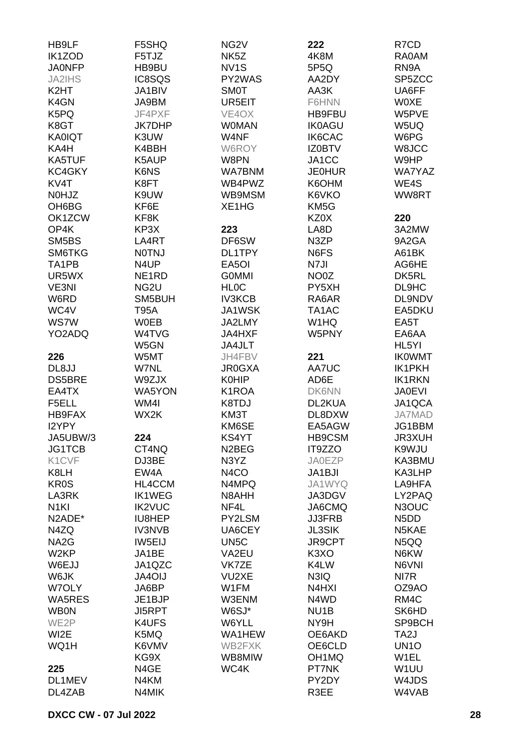HB9LF
IK1ZOD
JA0NFP
JA2IHS
K2HT
K4GN
K5PQ
K8GT
KA0IQT
KA4H
KA5TUF
KC4GKY
KV4T
N0HJZ
OH6BG
OK1ZCW
OP4K
SM5BS
SM6TKG
TA1PB
UR5WX
VE3NI
W6RD
WC4V
WS7W
YO2ADQ

**226**

DL8JJ
DS5BRE
EA4TX
F5ELL
HB9FAX
I2YPY
JA5UBW/3
JG1TCB
K1CVF
K8LH
KR0S
LA3RK
N1KI
N2ADE*
N4ZQ
NA2G
W2KP
W6EJJ
W6JK
W7OLY
WA5RES
WB0N
WE2P
WI2E
WQ1H

**225**

DL1MEV
DL4ZAB
F5SHQ
F5TJZ
HB9BU
IC8SQS
JA1BIV
JA9BM
JF4PXF
JK7DHP
K3UW
K4BBH
K5AUP
K6NS
K8FT
K9UW
KF6E
KF8K
KP3X
LA4RT
N0TNJ
N4UP
NE1RD
NG2U
SM5BUH
T95A
W0EB
W4TVG
W5GN
W5MT
W7NL
W9ZJX
WA5YON
WM4I
WX2K

**224**

CT4NQ
DJ3BE
EW4A
HL4CCM
IK1WEG
IK2VUC
IU8HEP
IV3NVB
IW5EIJ
JA1BE
JA1QZC
JA4OIJ
JA6BP
JE1BJP
JI5RPT
K4UFS
K5MQ
K6VMV
KG9X
N4GE
N4KM
N4MIK
NG2V
NK5Z
NV1S
PY2WAS
SM0T
UR5EIT
VE4OX
W0MAN
W4NF
W6ROY
W8PN
WA7BNM
WB4PWZ
WB9MSM
XE1HG

**223**

DF6SW
DL1TPY
EA5OI
G0MMI
HL0C
IV3KCB
JA1WSK
JA2LMY
JA4HXF
JA4JLT
JH4FBV
JR0GXA
K0HIP
K1ROA
K8TDJ
KM3T
KM6SE
KS4YT
N2BEG
N3YZ
N4CO
N4MPQ
N8AHH
NF4L
PY2LSM
UA6CEY
UN5C
VA2EU
VK7ZE
VU2XE
W1FM
W3ENM
W6SJ*
W6YLL
WA1HEW
WB2FXK
WB8MIW
WC4K

**222**

4K8M
5P5Q
AA2DY
AA3K
F6HNN
HB9FBU
IK0AGU
IK6CAC
IZ0BTV
JA1CC
JE0HUR
K6OHM
K6VKO
KM5G
KZ0X
LA8D
N3ZP
N6FS
N7JI
NO0Z
PY5XH
RA6AR
TA1AC
W1HQ
W5PNY

**221**

AA7UC
AD6E
DK6NN
DL2KUA
DL8DXW
EA5AGW
HB9CSM
IT9ZZO
JA0EZP
JA1BJI
JA1WYQ
JA3DGV
JA6CMQ
JJ3FRB
JL3SIK
JR9CPT
K3XO
K4LW
N3IQ
N4HXI
N4WD
NU1B
NY9H
OE6AKD
OE6CLD
OH1MQ
PT7NK
PY2DY
R3EE
R7CD
RA0AM
RN9A
SP5ZCC
UA6FF
W0XE
W5PVE
W5UQ
W6PG
W8JCC
W9HP
WA7YAZ
WE4S
WW8RT

**220**

3A2MW
9A2GA
A61BK
AG6HE
DK5RL
DL9HC
DL9NDV
EA5DKU
EA5T
EA6AA
HL5YI
IK0WMT
IK1PKH
IK1RKN
JA0EVI
JA1QCA
JA7MAD
JG1BBM
JR3XUH
K9WJU
KA3BMU
KA3LHP
LA9HFA
LY2PAQ
N3OUC
N5DD
N5KAE
N5QQ
N6KW
N6VNI
NI7R
OZ9AO
RM4C
SK6HD
SP9BCH
TA2J
UN1O
W1EL
W1UU
W4JDS
W4VAB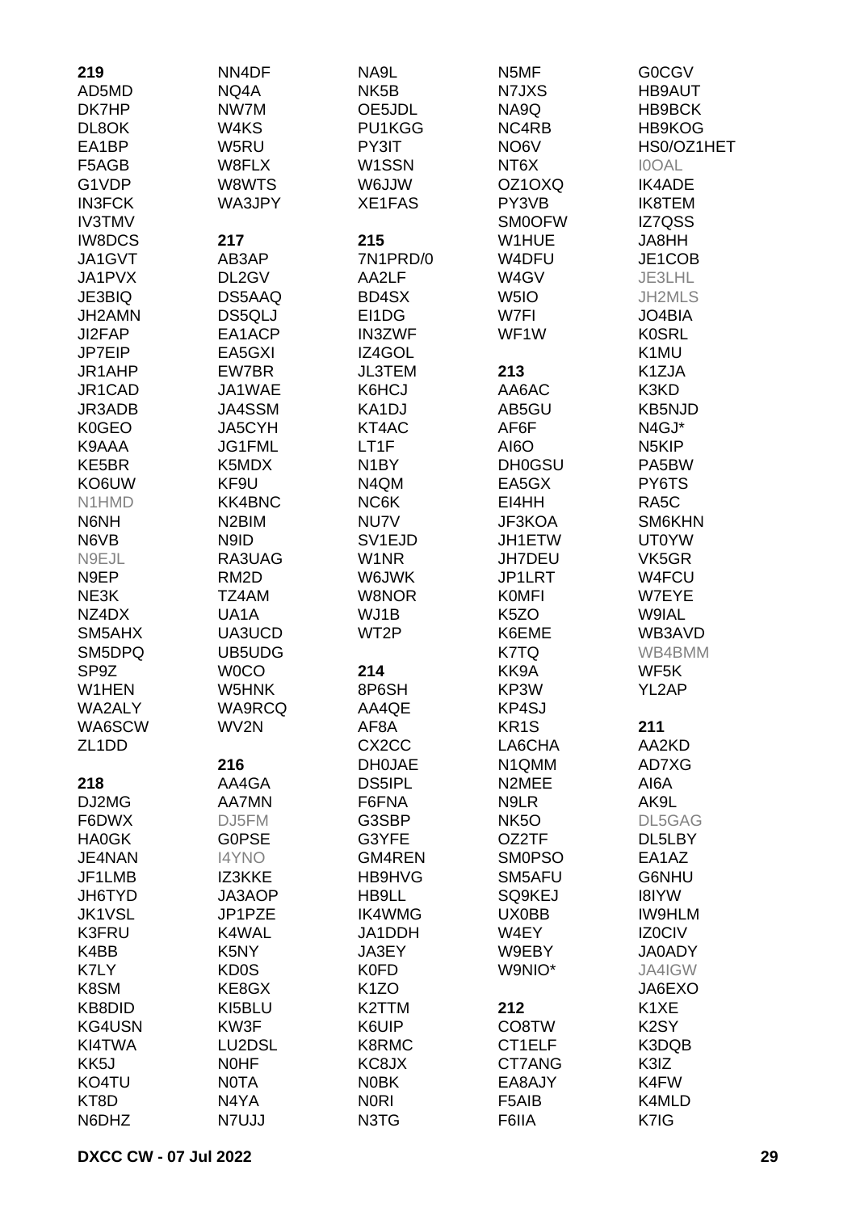**219**
AD5MD
DK7HP
DL8OK
EA1BP
F5AGB
G1VDP
IN3FCK
IV3TMV
IW8DCS
JA1GVT
JA1PVX
JE3BIQ
JH2AMN
JI2FAP
JP7EIP
JR1AHP
JR1CAD
JR3ADB
K0GEO
K9AAA
KE5BR
KO6UW
N1HMD
N6NH
N6VB
N9EJL
N9EP
NE3K
NZ4DX
SM5AHX
SM5DPQ
SP9Z
W1HEN
WA2ALY
WA6SCW
ZL1DD

**218**
DJ2MG
F6DWX
HA0GK
JE4NAN
JF1LMB
JH6TYD
JK1VSL
K3FRU
K4BB
K7LY
K8SM
KB8DID
KG4USN
KI4TWA
KK5J
KO4TU
KT8D
N6DHZ
NN4DF
NQ4A
NW7M
W4KS
W5RU
W8FLX
W8WTS
WA3JPY

**217**
AB3AP
DL2GV
DS5AAQ
DS5QLJ
EA1ACP
EA5GXI
EW7BR
JA1WAE
JA4SSM
JA5CYH
JG1FML
K5MDX
KF9U
KK4BNC
N2BIM
N9ID
RA3UAG
RM2D
TZ4AM
UA1A
UA3UCD
UB5UDG
W0CO
W5HNK
WA9RCQ
WV2N

**216**
AA4GA
AA7MN
DJ5FM
G0PSE
I4YNO
IZ3KKE
JA3AOP
JP1PZE
K4WAL
K5NY
KD0S
KE8GX
KI5BLU
KW3F
LU2DSL
N0HF
N0TA
N4YA
N7UJJ
NA9L
NK5B
OE5JDL
PU1KGG
PY3IT
W1SSN
W6JJW
XE1FAS

**215**
7N1PRD/0
AA2LF
BD4SX
EI1DG
IN3ZWF
IZ4GOL
JL3TEM
K6HCJ
KA1DJ
KT4AC
LT1F
N1BY
N4QM
NC6K
NU7V
SV1EJD
W1NR
W6JWK
W8NOR
WJ1B
WT2P

**214**
8P6SH
AA4QE
AF8A
CX2CC
DH0JAE
DS5IPL
F6FNA
G3SBP
G3YFE
GM4REN
HB9HVG
HB9LL
IK4WMG
JA1DDH
JA3EY
K0FD
K1ZO
K2TTM
K6UIP
K8RMC
KC8JX
N0BK
N0RI
N3TG
N5MF
N7JXS
NA9Q
NC4RB
NO6V
NT6X
OZ1OXQ
PY3VB
SM0OFW
W1HUE
W4DFU
W4GV
W5IO
W7FI
WF1W

**213**
AA6AC
AB5GU
AF6F
AI6O
DH0GSU
EA5GX
EI4HH
JF3KOA
JH1ETW
JH7DEU
JP1LRT
K0MFI
K5ZO
K6EME
K7TQ
KK9A
KP3W
KP4SJ
KR1S
LA6CHA
N1QMM
N2MEE
N9LR
NK5O
OZ2TF
SM0PSO
SM5AFU
SQ9KEJ
UX0BB
W4EY
W9EBY
W9NIO*

**212**
CO8TW
CT1ELF
CT7ANG
EA8AJY
F5AIB
F6IIA
G0CGV
HB9AUT
HB9BCK
HB9KOG
HS0/OZ1HET
I0OAL
IK4ADE
IK8TEM
IZ7QSS
JA8HH
JE1COB
JE3LHL
JH2MLS
JO4BIA
K0SRL
K1MU
K1ZJA
K3KD
KB5NJD
N4GJ*
N5KIP
PA5BW
PY6TS
RA5C
SM6KHN
UT0YW
VK5GR
W4FCU
W7EYE
W9IAL
WB3AVD
WB4BMM
WF5K
YL2AP

**211**
AA2KD
AD7XG
AI6A
AK9L
DL5GAG
DL5LBY
EA1AZ
G6NHU
I8IYW
IW9HLM
IZ0CIV
JA0ADY
JA4IGW
JA6EXO
K1XE
K2SY
K3DQB
K3IZ
K4FW
K4MLD
K7IG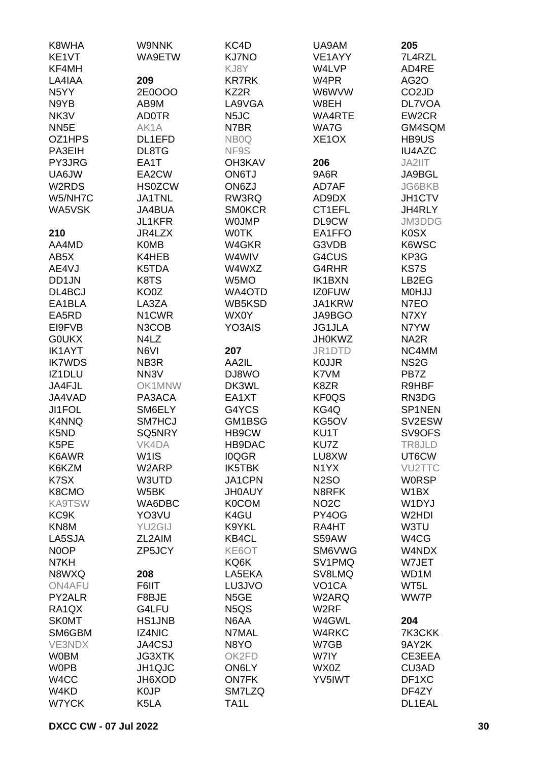K8WHA
KE1VT
KF4MH
LA4IAA
N5YY
N9YB
NK3V
NN5E
OZ1HPS
PA3EIH
PY3JRG
UA6JW
W2RDS
W5/NH7C
WA5VSK

**210**
AA4MD
AB5X
AE4VJ
DD1JN
DL4BCJ
EA1BLA
EA5RD
EI9FVB
G0UKX
IK1AYT
IK7WDS
IZ1DLU
JA4FJL
JA4VAD
JI1FOL
K4NNQ
K5ND
K5PE
K6AWR
K6KZM
K7SX
K8CMO
KA9TSW
KC9K
KN8M
LA5SJA
N0OP
N7KH
N8WXQ
ON4AFU
PY2ALR
RA1QX
SK0MT
SM6GBM
VE3NDX
W0BM
W0PB
W4CC
W4KD
W7YCK

W9NNK
WA9ETW

**209**
2E0OOO
AB9M
AD0TR
AK1A
DL1EFD
DL8TG
EA1T
EA2CW
HS0ZCW
JA1TNL
JA4BUA
JL1KFR
JR4LZX
K0MB
K4HEB
K5TDA
K8TS
KO0Z
LA3ZA
N1CWR
N3COB
N4LZ
N6VI
NB3R
NN3V
OK1MNW
PA3ACA
SM6ELY
SM7HCJ
SQ5NRY
VK4DA
W1IS
W2ARP
W3UTD
W5BK
WA6DBC
YO3VU
YU2GIJ
ZL2AIM
ZP5JCY

**208**
F6IIT
F8BJE
G4LFU
HS1JNB
IZ4NIC
JA4CSJ
JG3XTK
JH1QJC
JH6XOD
K0JP
K5LA

KC4D
KJ7NO
KJ8Y
KR7RK
KZ2R
LA9VGA
N5JC
N7BR
NB0Q
NF9S
OH3KAV
ON6TJ
ON6ZJ
RW3RQ
SM0KCR
W0JMP
W0TK
W4GKR
W4WIV
W4WXZ
W5MO
WA4OTD
WB5KSD
WX0Y
YO3AIS

**207**
AA2IL
DJ8WO
DK3WL
EA1XT
G4YCS
GM1BSG
HB9CW
HB9DAC
I0QGR
IK5TBK
JA1CPN
JH0AUY
K0COM
K4GU
K9YKL
KB4CL
KE6OT
KQ6K
LA5EKA
LU3JVO
N5GE
N5QS
N6AA
N7MAL
N8YO
OK2FD
ON6LY
ON7FK
SM7LZQ
TA1L

UA9AM
VE1AYY
W4LVP
W4PR
W6WVW
W8EH
WA4RTE
WA7G
XE1OX

**206**
9A6R
AD7AF
AD9DX
CT1EFL
DL9CW
EA1FFO
G3VDB
G4CUS
G4RHR
IK1BXN
IZ0FUW
JA1KRW
JA9BGO
JG1JLA
JH0KWZ
JR1DTD
K0JJR
K7VM
K8ZR
KF0QS
KG4Q
KG5OV
KU1T
KU7Z
LU8XW
N1YX
N2SO
N8RFK
NO2C
PY4OG
RA4HT
S59AW
SM6VWG
SV1PMQ
SV8LMQ
VO1CA
W2ARQ
W2RF
W4GWL
W4RKC
W7GB
W7IY
WX0Z
YV5IWT

**205**
7L4RZL
AD4RE
AG2O
CO2JD
DL7VOA
EW2CR
GM4SQM
HB9US
IU4AZC
JA2IIT
JA9BGL
JG6BKB
JH1CTV
JH4RLY
JM3DDG
K0SX
K6WSC
KP3G
KS7S
LB2EG
M0HJJ
N7EO
N7XY
N7YW
NA2R
NC4MM
NS2G
PB7Z
R9HBF
RN3DG
SP1NEN
SV2ESW
SV9OFS
TR8JLD
UT6CW
VU2TTC
W0RSP
W1BX
W1DYJ
W2HDI
W3TU
W4CG
W4NDX
W7JET
WD1M
WT5L
WW7P

**204**
7K3CKK
9AY2K
CE3EEA
CU3AD
DF1XC
DF4ZY
DL1EAL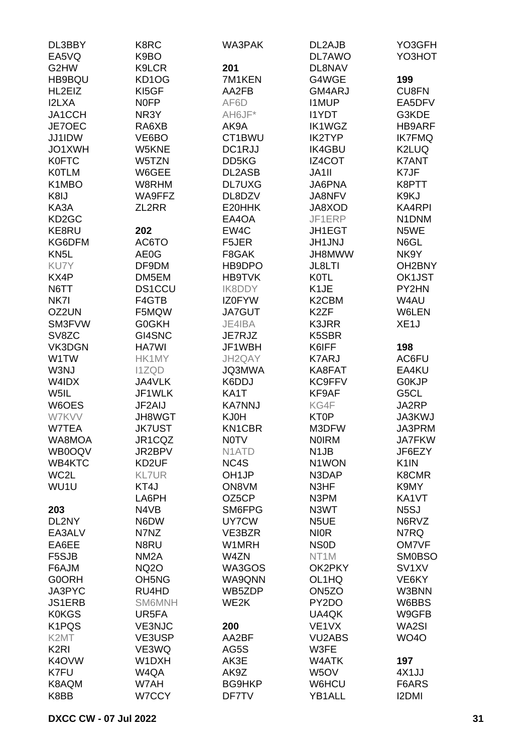DL3BBY
EA5VQ
G2HW
HB9BQU
HL2EIZ
I2LXA
JA1CCH
JE7OEC
JJ1IDW
JO1XWH
K0FTC
K0TLM
K1MBO
K8IJ
KA3A
KD2GC
KE8RU
KG6DFM
KN5L
KU7Y
KX4P
N6TT
NK7I
OZ2UN
SM3FVW
SV8ZC
VK3DGN
W1TW
W3NJ
W4IDX
W5IL
W6OES
W7KVV
W7TEA
WA8MOA
WB0OQV
WB4KTC
WC2L
WU1U

**203**
DL2NY
EA3ALV
EA6EE
F5SJB
F6AJM
G0ORH
JA3PYC
JS1ERB
K0KGS
K1PQS
K2MT
K2RI
K4OVW
K7FU
K8AQM
K8BB
K8RC
K9BO
K9LCR
KD1OG
KI5GF
N0FP
NR3Y
RA6XB
VE6BO
W5KNE
W5TZN
W6GEE
W8RHM
WA9FFZ
ZL2RR

**202**
AC6TO
AE0G
DF9DM
DM5EM
DS1CCU
F4GTB
F5MQW
G0GKH
GI4SNC
HA7WI
HK1MY
I1ZQD
JA4VLK
JF1WLK
JF2AIJ
JH8WGT
JK7UST
JR1CQZ
JR2BPV
KD2UF
KL7UR
KT4J
LA6PH
N4VB
N6DW
N7NZ
N8RU
NM2A
NQ2O
OH5NG
RU4HD
SM6MNH
UR5FA
VE3NJC
VE3USP
VE3WQ
W1DXH
W4QA
W7AH
W7CCY
WA3PAK

**201**
7M1KEN
AA2FB
AF6D
AH6JF*
AK9A
CT1BWU
DC1RJJ
DD5KG
DL2ASB
DL7UXG
DL8DZV
E20HHK
EA4OA
EW4C
F5JER
F8GAK
HB9DPO
HB9TVK
IK8DDY
IZ0FYW
JA7GUT
JE4IBA
JE7RJZ
JF1WBH
JH2QAY
JQ3MWA
K6DDJ
KA1T
KA7NNJ
KJ0H
KN1CBR
N0TV
N1ATD
NC4S
OH1JP
ON8VM
OZ5CP
SM6FPG
UY7CW
VE3BZR
W1MRH
W4ZN
WA3GOS
WA9QNN
WB5ZDP
WE2K

**200**
AA2BF
AG5S
AK3E
AK9Z
BG9HKP
DF7TV
DL2AJB
DL7AWO
DL8NAV
G4WGE
GM4ARJ
I1MUP
I1YDT
IK1WGZ
IK2TYP
IK4GBU
IZ4COT
JA1II
JA6PNA
JA8NFV
JA8XOD
JF1ERP
JH1EGT
JH1JNJ
JH8MWW
JL8LTI
K0TL
K1JE
K2CBM
K2ZF
K3JRR
K5SBR
K6IFF
K7ARJ
KA8FAT
KC9FFV
KF9AF
KG4F
KT0P
M3DFW
N0IRM
N1JB
N1WON
N3DAP
N3HF
N3PM
N3WT
N5UE
NI0R
NS0D
NT1M
OK2PKY
OL1HQ
ON5ZO
PY2DO
UA4QK
VE1VX
VU2ABS
W3FE
W4ATK
W5OV
W6HCU
YB1ALL
YO3GFH
YO3HOT

**199**
CU8FN
EA5DFV
G3KDE
HB9ARF
IK7FMQ
K2LUQ
K7ANT
K7JF
K8PTT
K9KJ
KA4RPI
N1DNM
N5WE
N6GL
NK9Y
OH2BNY
OK1JST
PY2HN
W4AU
W6LEN
XE1J

**198**
AC6FU
EA4KU
G0KJP
G5CL
JA2RP
JA3KWJ
JA3PRM
JA7FKW
JF6EZY
K1IN
K8CMR
K9MY
KA1VT
N5SJ
N6RVZ
N7RQ
OM7VF
SM0BSO
SV1XV
VE6KY
W3BNN
W6BBS
W9GFB
WA2SI
WO4O

**197**
4X1JJ
F6ARS
I2DMI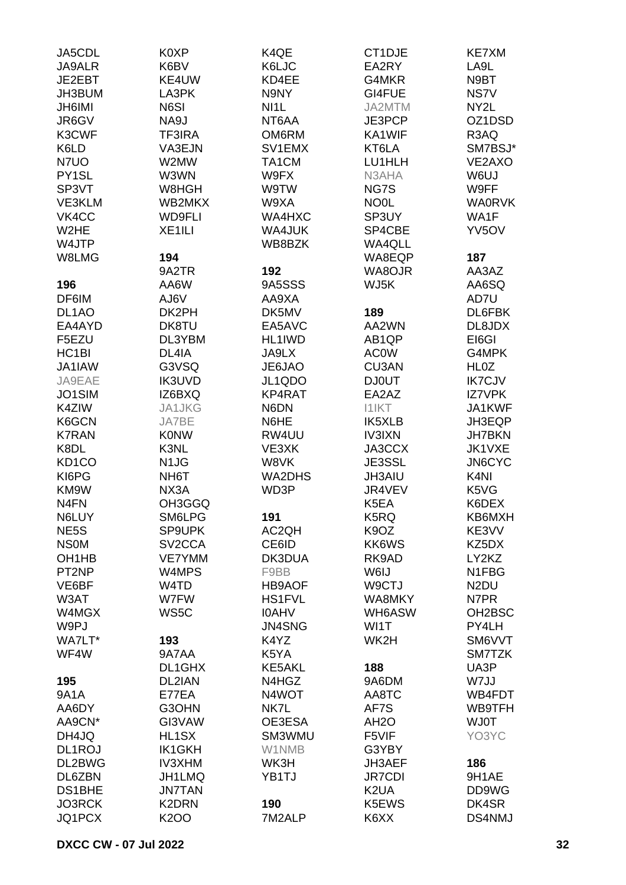JA5CDL
JA9ALR
JE2EBT
JH3BUM
JH6IMI
JR6GV
K3CWF
K6LD
N7UO
PY1SL
SP3VT
VE3KLM
VK4CC
W2HE
W4JTP
W8LMG

**196**
DF6IM
DL1AO
EA4AYD
F5EZU
HC1BI
JA1IAW
JA9EAE
JO1SIM
K4ZIW
K6GCN
K7RAN
K8DL
KD1CO
KI6PG
KM9W
N4FN
N6LUY
NE5S
NS0M
OH1HB
PT2NP
VE6BF
W3AT
W4MGX
W9PJ
WA7LT*
WF4W

**195**
9A1A
AA6DY
AA9CN*
DH4JQ
DL1ROJ
DL2BWG
DL6ZBN
DS1BHE
JO3RCK
JQ1PCX

K0XP
K6BV
KE4UW
LA3PK
N6SI
NA9J
TF3IRA
VA3EJN
W2MW
W3WN
W8HGH
WB2MKX
WD9FLI
XE1ILI

**194**
9A2TR
AA6W
AJ6V
DK2PH
DK8TU
DL3YBM
DL4IA
G3VSQ
IK3UVD
IZ6BXQ
JA1JKG
JA7BE
K0NW
K3NL
N1JG
NH6T
NX3A
OH3GGQ
SM6LPG
SP9UPK
SV2CCA
VE7YMM
W4MPS
W4TD
W7FW
WS5C

**193**
9A7AA
DL1GHX
DL2IAN
E77EA
G3OHN
GI3VAW
HL1SX
IK1GKH
IV3XHM
JH1LMQ
JN7TAN
K2DRN
K2OO

K4QE
K6LJC
KD4EE
N9NY
NI1L
NT6AA
OM6RM
SV1EMX
TA1CM
W9FX
W9TW
W9XA
WA4HXC
WA4JUK
WB8BZK

**192**
9A5SSS
AA9XA
DK5MV
EA5AVC
HL1IWD
JA9LX
JE6JAO
JL1QDO
KP4RAT
N6DN
N6HE
RW4UU
VE3XK
W8VK
WA2DHS
WD3P

**191**
AC2QH
CE6ID
DK3DUA
F9BB
HB9AOF
HS1FVL
I0AHV
JN4SNG
K4YZ
K5YA
KE5AKL
N4HGZ
N4WOT
NK7L
OE3ESA
SM3WMU
W1NMB
WK3H
YB1TJ

**190**
7M2ALP

CT1DJE
EA2RY
G4MKR
GI4FUE
JA2MTM
JE3PCP
KA1WIF
KT6LA
LU1HLH
N3AHA
NG7S
NO0L
SP3UY
SP4CBE
WA4QLL
WA8EQP
WA8OJR
WJ5K

**189**
AA2WN
AB1QP
AC0W
CU3AN
DJ0UT
EA2AZ
I1IKT
IK5XLB
IV3IXN
JA3CCX
JE3SSL
JH3AIU
JR4VEV
K5EA
K5RQ
K9OZ
KK6WS
RK9AD
W6IJ
W9CTJ
WA8MKY
WH6ASW
WI1T
WK2H

**188**
9A6DM
AA8TC
AF7S
AH2O
F5VIF
G3YBY
JH3AEF
JR7CDI
K2UA
K5EWS
K6XX

KE7XM
LA9L
N9BT
NS7V
NY2L
OZ1DSD
R3AQ
SM7BSJ*
VE2AXO
W6UJ
W9FF
WA0RVK
WA1F
YV5OV

**187**
AA3AZ
AA6SQ
AD7U
DL6FBK
DL8JDX
EI6GI
G4MPK
HL0Z
IK7CJV
IZ7VPK
JA1KWF
JH3EQP
JH7BKN
JK1VXE
JN6CYC
K4NI
K5VG
K6DEX
KB6MXH
KE3VV
KZ5DX
LY2KZ
N1FBG
N2DU
N7PR
OH2BSC
PY4LH
SM6VVT
SM7TZK
UA3P
W7JJ
WB4FDT
WB9TFH
WJ0T
YO3YC

**186**
9H1AE
DD9WG
DK4SR
DS4NMJ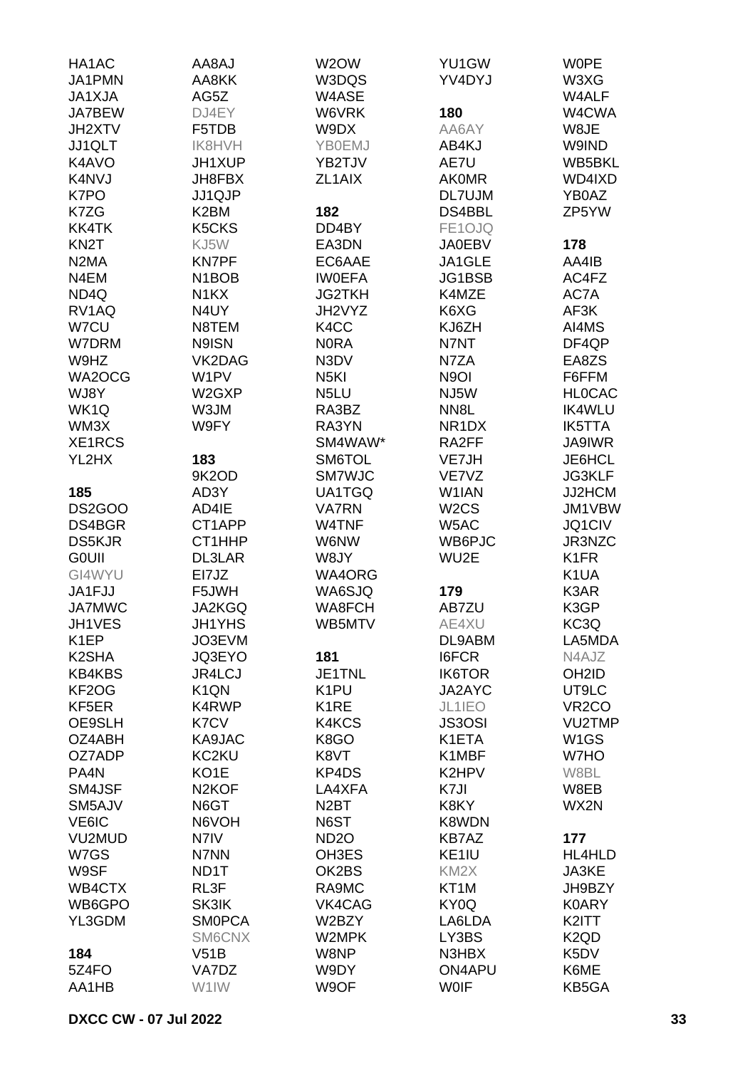HA1AC
JA1PMN
JA1XJA
JA7BEW
JH2XTV
JJ1QLT
K4AVO
K4NVJ
K7PO
K7ZG
KK4TK
KN2T
N2MA
N4EM
ND4Q
RV1AQ
W7CU
W7DRM
W9HZ
WA2OCG
WJ8Y
WK1Q
WM3X
XE1RCS
YL2HX

**185**
DS2GOO
DS4BGR
DS5KJR
G0UII
GI4WYU
JA1FJJ
JA7MWC
JH1VES
K1EP
K2SHA
KB4KBS
KF2OG
KF5ER
OE9SLH
OZ4ABH
OZ7ADP
PA4N
SM4JSF
SM5AJV
VE6IC
VU2MUD
W7GS
W9SF
WB4CTX
WB6GPO
YL3GDM

**184**
5Z4FO
AA1HB
AA8AJ
AA8KK
AG5Z
DJ4EY
F5TDB
IK8HVH
JH1XUP
JH8FBX
JJ1QJP
K2BM
K5CKS
KJ5W
KN7PF
N1BOB
N1KX
N4UY
N8TEM
N9ISN
VK2DAG
W1PV
W2GXP
W3JM
W9FY

**183**
9K2OD
AD3Y
AD4IE
CT1APP
CT1HHP
DL3LAR
EI7JZ
F5JWH
JA2KGQ
JH1YHS
JO3EVM
JQ3EYO
JR4LCJ
K1QN
K4RWP
K7CV
KA9JAC
KC2KU
KO1E
N2KOF
N6GT
N6VOH
N7IV
N7NN
ND1T
RL3F
SK3IK
SM0PCA
SM6CNX
V51B
VA7DZ
W1IW
W2OW
W3DQS
W4ASE
W6VRK
W9DX
YB0EMJ
YB2TJV
ZL1AIX

**182**
DD4BY
EA3DN
EC6AAE
IW0EFA
JG2TKH
JH2VYZ
K4CC
N0RA
N3DV
N5KI
N5LU
RA3BZ
RA3YN
SM4WAW*
SM6TOL
SM7WJC
UA1TGQ
VA7RN
W4TNF
W6NW
W8JY
WA4ORG
WA6SJQ
WA8FCH
WB5MTV

**181**
JE1TNL
K1PU
K1RE
K4KCS
K8GO
K8VT
KP4DS
LA4XFA
N2BT
N6ST
ND2O
OH3ES
OK2BS
RA9MC
VK4CAG
W2BZY
W2MPK
W8NP
W9DY
W9OF
YU1GW
YV4DYJ

**180**
AA6AY
AB4KJ
AE7U
AK0MR
DL7UJM
DS4BBL
FE1OJQ
JA0EBV
JA1GLE
JG1BSB
K4MZE
K6XG
KJ6ZH
N7NT
N7ZA
N9OI
NJ5W
NN8L
NR1DX
RA2FF
VE7JH
VE7VZ
W1IAN
W2CS
W5AC
WB6PJC
WU2E

**179**
AB7ZU
AE4XU
DL9ABM
I6FCR
IK6TOR
JA2AYC
JL1IEO
JS3OSI
K1ETA
K1MBF
K2HPV
K7JI
K8KY
K8WDN
KB7AZ
KE1IU
KM2X
KT1M
KY0Q
LA6LDA
LY3BS
N3HBX
ON4APU
W0IF
W0PE
W3XG
W4ALF
W4CWA
W8JE
W9IND
WB5BKL
WD4IXD
YB0AZ
ZP5YW

**178**
AA4IB
AC4FZ
AC7A
AF3K
AI4MS
DF4QP
EA8ZS
F6FFM
HL0CAC
IK4WLU
IK5TTA
JA9IWR
JE6HCL
JG3KLF
JJ2HCM
JM1VBW
JQ1CIV
JR3NZC
K1FR
K1UA
K3AR
K3GP
KC3Q
LA5MDA
N4AJZ
OH2ID
UT9LC
VR2CO
VU2TMP
W1GS
W7HO
W8BL
W8EB
WX2N

**177**
HL4HLD
JA3KE
JH9BZY
K0ARY
K2ITT
K2QD
K5DV
K6ME
KB5GA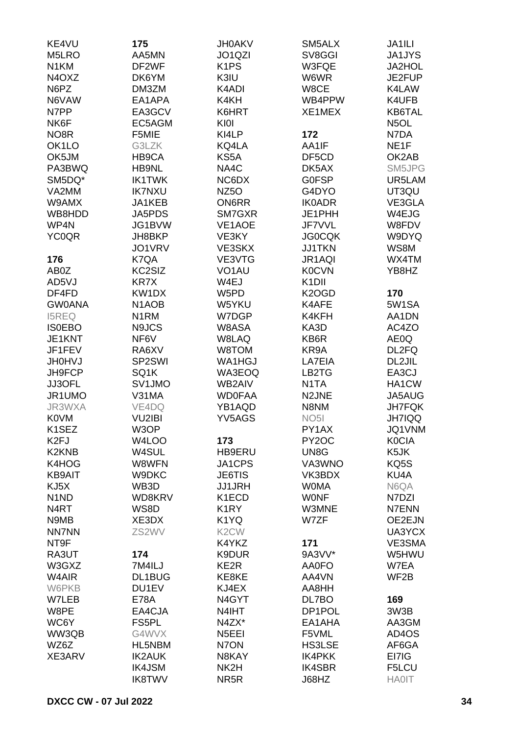KE4VU
M5LRO
N1KM
N4OXZ
N6PZ
N6VAW
N7PP
NK6F
NO8R
OK1LO
OK5JM
PA3BWQ
SM5DQ*
VA2MM
W9AMX
WB8HDD
WP4N
YC0QR

**176**

AB0Z
AD5VJ
DF4FD
GW0ANA
I5REQ
IS0EBO
JE1KNT
JF1FEV
JH0HVJ
JH9FCP
JJ3OFL
JR1UMO
JR3WXA
K0VM
K1SEZ
K2FJ
K2KNB
K4HOG
KB9AIT
KJ5X
N1ND
N4RT
N9MB
NN7NN
NT9F
RA3UT
W3GXZ
W4AIR
W6PKB
W7LEB
W8PE
WC6Y
WW3QB
WZ6Z
XE3ARV

**175**

AA5MN
DF2WF
DK6YM
DM3ZM
EA1APA
EA3GCV
EC5AGM
F5MIE
G3LZK
HB9CA
HB9NL
IK1TWK
IK7NXU
JA1KEB
JA5PDS
JG1BVW
JH8BKP
JO1VRV
K7QA
KC2SIZ
KR7X
KW1DX
N1AOB
N1RM
N9JCS
NF6V
RA6XV
SP2SWI
SQ1K
SV1JMO
V31MA
VE4DQ
VU2IBI
W3OP
W4LOO
W4SUL
W8WFN
W9DKC
WB3D
WD8KRV
WS8D
XE3DX
ZS2WV

**174**

7M4ILJ
DL1BUG
DU1EV
E78A
EA4CJA
FS5PL
G4WVX
HL5NBM
IK2AUK
IK4JSM
IK8TWV

JH0AKV
JO1QZI
K1PS
K3IU
K4ADI
K4KH
K6HRT
KI0I
KI4LP
KQ4LA
KS5A
NA4C
NC6DX
NZ5O
ON6RR
SM7GXR
VE1AOE
VE3KY
VE3SKX
VE3VTG
VO1AU
W4EJ
W5PD
W5YKU
W7DGP
W8ASA
W8LAQ
W8TOM
WA1HGJ
WA3EOQ
WB2AIV
WD0FAA
YB1AQD
YV5AGS

**173**

HB9ERU
JA1CPS
JE6TIS
JJ1JRH
K1ECD
K1RY
K1YQ
K2CW
K4YKZ
K9DUR
KE2R
KE8KE
KJ4EX
N4GYT
N4IHT
N4ZX*
N5EEI
N7ON
N8KAY
NK2H
NR5R

SM5ALX
SV8GGI
W3FQE
W6WR
W8CE
WB4PPW
XE1MEX

**172**

AA1IF
DF5CD
DK5AX
G0FSP
G4DYO
IK0ADR
JE1PHH
JF7VVL
JG0CQK
JJ1TKN
JR1AQI
K0CVN
K1DII
K2OGD
K4AFE
K4KFH
KA3D
KB6R
KR9A
LA7EIA
LB2TG
N1TA
N2JNE
N8NM
NO5I
PY1AX
PY2OC
UN8G
VA3WNO
VK3BDX
W0MA
W0NF
W3MNE
W7ZF

**171**

9A3VV*
AA0FO
AA4VN
AA8HH
DL7BO
DP1POL
EA1AHA
F5VML
HS3LSE
IK4PKK
IK4SBR
J68HZ

JA1ILI
JA1JYS
JA2HOL
JE2FUP
K4LAW
K4UFB
KB6TAL
N5OL
N7DA
NE1F
OK2AB
SM5JPG
UR5LAM
UT3QU
VE3GLA
W4EJG
W8FDV
W9DYQ
WS8M
WX4TM
YB8HZ

**170**

5W1SA
AA1DN
AC4ZO
AE0Q
DL2FQ
DL2JIL
EA3CJ
HA1CW
JA5AUG
JH7FQK
JH7IQQ
JQ1VNM
K0CIA
K5JK
KQ5S
KU4A
N6QA
N7DZI
N7ENN
OE2EJN
UA3YCX
VE3SMA
W5HWU
W7EA
WF2B

**169**

3W3B
AA3GM
AD4OS
AF6GA
EI7IG
F5LCU
HA0IT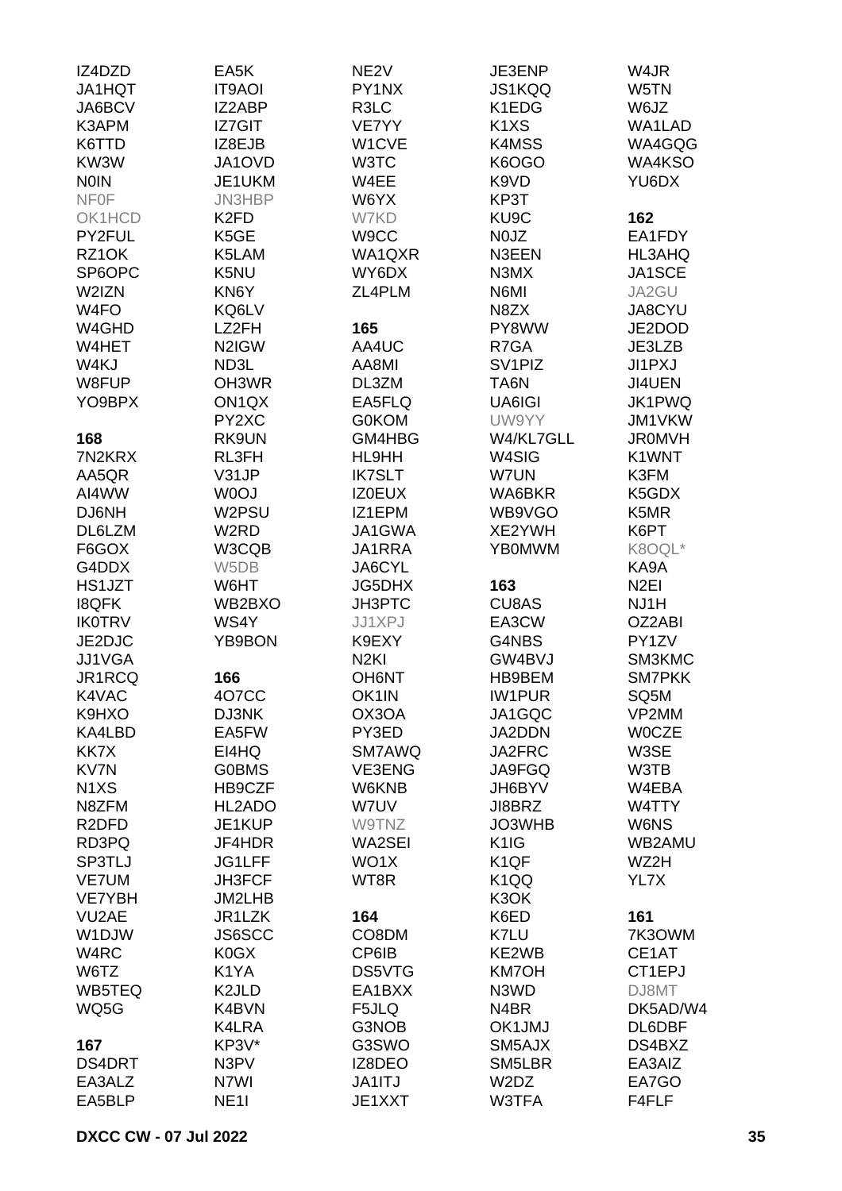IZ4DZD
JA1HQT
JA6BCV
K3APM
K6TTD
KW3W
N0IN
NF0F
OK1HCD
PY2FUL
RZ1OK
SP6OPC
W2IZN
W4FO
W4GHD
W4HET
W4KJ
W8FUP
YO9BPX

**168**
7N2KRX
AA5QR
AI4WW
DJ6NH
DL6LZM
F6GOX
G4DDX
HS1JZT
I8QFK
IK0TRV
JE2DJC
JJ1VGA
JR1RCQ
K4VAC
K9HXO
KA4LBD
KK7X
KV7N
N1XS
N8ZFM
R2DFD
RD3PQ
SP3TLJ
VE7UM
VE7YBH
VU2AE
W1DJW
W4RC
W6TZ
WB5TEQ
WQ5G

**167**
DS4DRT
EA3ALZ
EA5BLP

EA5K
IT9AOI
IZ2ABP
IZ7GIT
IZ8EJB
JA1OVD
JE1UKM
JN3HBP
K2FD
K5GE
K5LAM
K5NU
KN6Y
KQ6LV
LZ2FH
N2IGW
ND3L
OH3WR
ON1QX
PY2XC
RK9UN
RL3FH
V31JP
W0OJ
W2PSU
W2RD
W3CQB
W5DB
W6HT
WB2BXO
WS4Y
YB9BON

**166**
4O7CC
DJ3NK
EA5FW
EI4HQ
G0BMS
HB9CZF
HL2ADO
JE1KUP
JF4HDR
JG1LFF
JH3FCF
JM2LHB
JR1LZK
JS6SCC
K0GX
K1YA
K2JLD
K4BVN
K4LRA
KP3V*
N3PV
N7WI
NE1I

NE2V
PY1NX
R3LC
VE7YY
W1CVE
W3TC
W4EE
W6YX
W7KD
W9CC
WA1QXR
WY6DX
ZL4PLM

**165**
AA4UC
AA8MI
DL3ZM
EA5FLQ
G0KOM
GM4HBG
HL9HH
IK7SLT
IZ0EUX
IZ1EPM
JA1GWA
JA1RRA
JA6CYL
JG5DHX
JH3PTC
JJ1XPJ
K9EXY
N2KI
OH6NT
OK1IN
OX3OA
PY3ED
SM7AWQ
VE3ENG
W6KNB
W7UV
W9TNZ
WA2SEI
WO1X
WT8R

**164**
CO8DM
CP6IB
DS5VTG
EA1BXX
F5JLQ
G3NOB
G3SWO
IZ8DEO
JA1ITJ
JE1XXT

JE3ENP
JS1KQQ
K1EDG
K1XS
K4MSS
K6OGO
K9VD
KP3T
KU9C
N0JZ
N3EEN
N3MX
N6MI
N8ZX
PY8WW
R7GA
SV1PIZ
TA6N
UA6IGI
UW9YY
W4/KL7GLL
W4SIG
W7UN
WA6BKR
WB9VGO
XE2YWH
YB0MWM

**163**
CU8AS
EA3CW
G4NBS
GW4BVJ
HB9BEM
IW1PUR
JA1GQC
JA2DDN
JA2FRC
JA9FGQ
JH6BYV
JI8BRZ
JO3WHB
K1IG
K1QF
K1QQ
K3OK
K6ED
K7LU
KE2WB
KM7OH
N3WD
N4BR
OK1JMJ
SM5AJX
SM5LBR
W2DZ
W3TFA

W4JR
W5TN
W6JZ
WA1LAD
WA4GQG
WA4KSO
YU6DX

**162**
EA1FDY
HL3AHQ
JA1SCE
JA2GU
JA8CYU
JE2DOD
JE3LZB
JI1PXJ
JI4UEN
JK1PWQ
JM1VKW
JR0MVH
K1WNT
K3FM
K5GDX
K5MR
K6PT
K8OQL*
KA9A
N2EI
NJ1H
OZ2ABI
PY1ZV
SM3KMC
SM7PKK
SQ5M
VP2MM
W0CZE
W3SE
W3TB
W4EBA
W4TTY
W6NS
WB2AMU
WZ2H
YL7X

**161**
7K3OWM
CE1AT
CT1EPJ
DJ8MT
DK5AD/W4
DL6DBF
DS4BXZ
EA3AIZ
EA7GO
F4FLF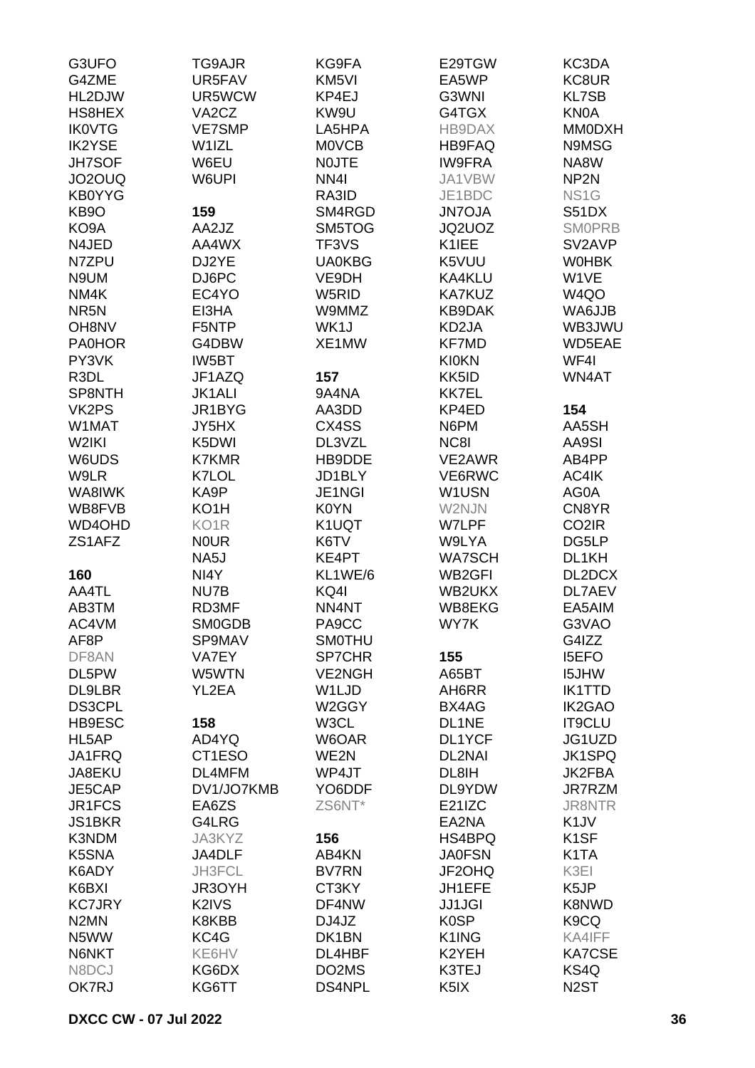G3UFO
G4ZME
HL2DJW
HS8HEX
IK0VTG
IK2YSE
JH7SOF
JO2OUQ
KB0YYG
KB9O
KO9A
N4JED
N7ZPU
N9UM
NM4K
NR5N
OH8NV
PA0HOR
PY3VK
R3DL
SP8NTH
VK2PS
W1MAT
W2IKI
W6UDS
W9LR
WA8IWK
WB8FVB
WD4OHD
ZS1AFZ

**160**

AA4TL
AB3TM
AC4VM
AF8P
DF8AN
DL5PW
DL9LBR
DS3CPL
HB9ESC
HL5AP
JA1FRQ
JA8EKU
JE5CAP
JR1FCS
JS1BKR
K3NDM
K5SNA
K6ADY
K6BXI
KC7JRY
N2MN
N5WW
N6NKT
N8DCJ
OK7RJ
TG9AJR
UR5FAV
UR5WCW
VA2CZ
VE7SMP
W1IZL
W6EU
W6UPI

**159**

AA2JZ
AA4WX
DJ2YE
DJ6PC
EC4YO
EI3HA
F5NTP
G4DBW
IW5BT
JF1AZQ
JK1ALI
JR1BYG
JY5HX
K5DWI
K7KMR
K7LOL
KA9P
KO1H
KO1R
N0UR
NA5J
NI4Y
NU7B
RD3MF
SM0GDB
SP9MAV
VA7EY
W5WTN
YL2EA

**158**

AD4YQ
CT1ESO
DL4MFM
DV1/JO7KMB
EA6ZS
G4LRG
JA3KYZ
JA4DLF
JH3FCL
JR3OYH
K2IVS
K8KBB
KC4G
KE6HV
KG6DX
KG6TT
KG9FA
KM5VI
KP4EJ
KW9U
LA5HPA
M0VCB
N0JTE
NN4I
RA3ID
SM4RGD
SM5TOG
TF3VS
UA0KBG
VE9DH
W5RID
W9MMZ
WK1J
XE1MW

**157**

9A4NA
AA3DD
CX4SS
DL3VZL
HB9DDE
JD1BLY
JE1NGI
K0YN
K1UQT
K6TV
KE4PT
KL1WE/6
KQ4I
NN4NT
PA9CC
SM0THU
SP7CHR
VE2NGH
W1LJD
W2GGY
W3CL
W6OAR
WE2N
WP4JT
YO6DDF
ZS6NT*

**156**

AB4KN
BV7RN
CT3KY
DF4NW
DJ4JZ
DK1BN
DL4HBF
DO2MS
DS4NPL
E29TGW
EA5WP
G3WNI
G4TGX
HB9DAX
HB9FAQ
IW9FRA
JA1VBW
JE1BDC
JN7OJA
JQ2UOZ
K1IEE
K5VUU
KA4KLU
KA7KUZ
KB9DAK
KD2JA
KF7MD
KI0KN
KK5ID
KK7EL
KP4ED
N6PM
NC8I
VE2AWR
VE6RWC
W1USN
W2NJN
W7LPF
W9LYA
WA7SCH
WB2GFI
WB2UKX
WB8EKG
WY7K

**155**

A65BT
AH6RR
BX4AG
DL1NE
DL1YCF
DL2NAI
DL8IH
DL9YDW
E21IZC
EA2NA
HS4BPQ
JA0FSN
JF2OHQ
JH1EFE
JJ1JGI
K0SP
K1ING
K2YEH
K3TEJ
K5IX
KC3DA
KC8UR
KL7SB
KN0A
MM0DXH
N9MSG
NA8W
NP2N
NS1G
S51DX
SM0PRB
SV2AVP
W0HBK
W1VE
W4QO
WA6JJB
WB3JWU
WD5EAE
WF4I
WN4AT

**154**

AA5SH
AA9SI
AB4PP
AC4IK
AG0A
CN8YR
CO2IR
DG5LP
DL1KH
DL2DCX
DL7AEV
EA5AIM
G3VAO
G4IZZ
I5EFO
I5JHW
IK1TTD
IK2GAO
IT9CLU
JG1UZD
JK1SPQ
JK2FBA
JR7RZM
JR8NTR
K1JV
K1SF
K1TA
K3EI
K5JP
K8NWD
K9CQ
KA4IFF
KA7CSE
KS4Q
N2ST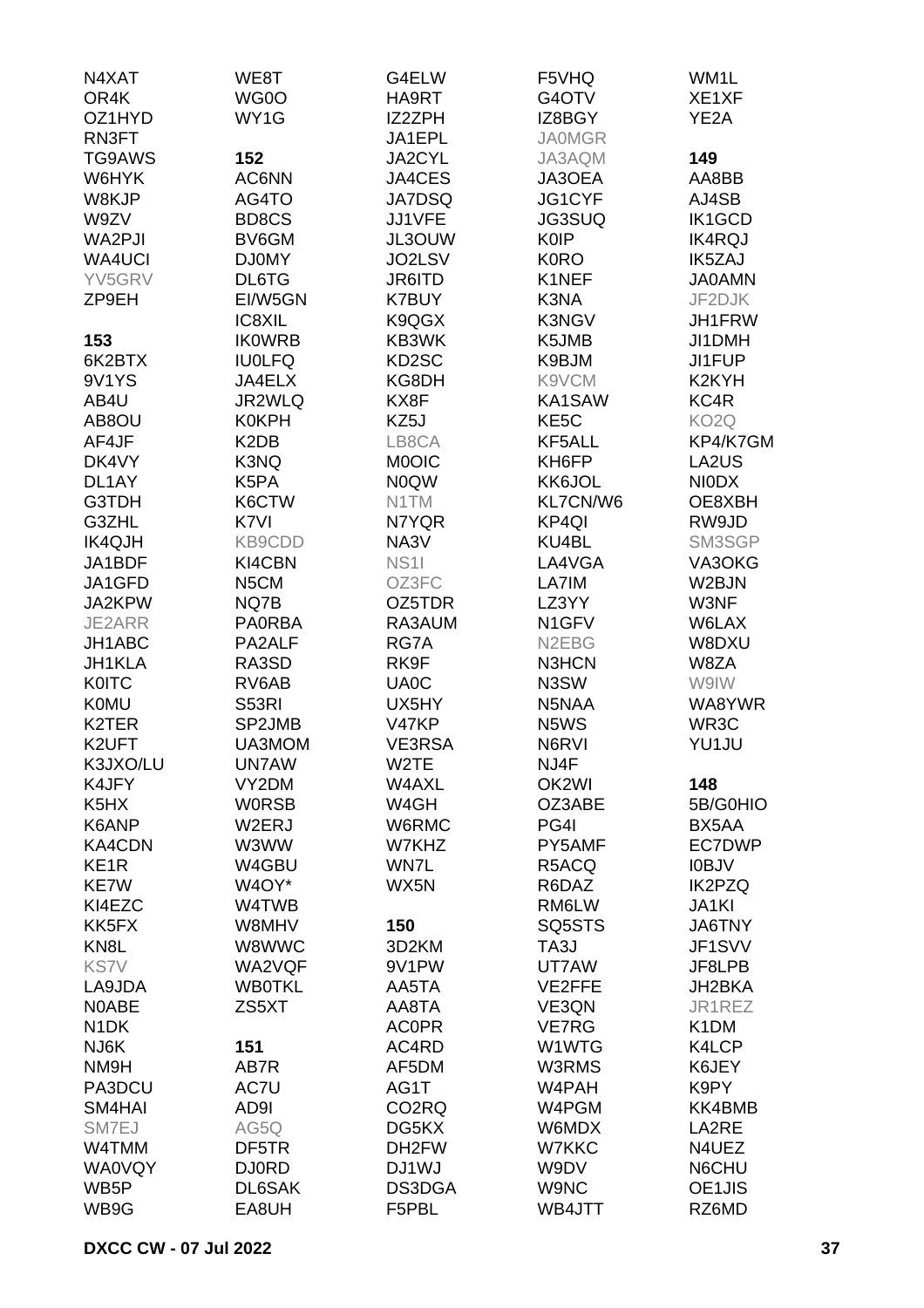N4XAT
OR4K
OZ1HYD
RN3FT
TG9AWS
W6HYK
W8KJP
W9ZV
WA2PJI
WA4UCI
YV5GRV
ZP9EH

**153**

6K2BTX
9V1YS
AB4U
AB8OU
AF4JF
DK4VY
DL1AY
G3TDH
G3ZHL
IK4QJH
JA1BDF
JA1GFD
JA2KPW
JE2ARR
JH1ABC
JH1KLA
K0ITC
K0MU
K2TER
K2UFT
K3JXO/LU
K4JFY
K5HX
K6ANP
KA4CDN
KE1R
KE7W
KI4EZC
KK5FX
KN8L
KS7V
LA9JDA
N0ABE
N1DK
NJ6K
NM9H
PA3DCU
SM4HAI
SM7EJ
W4TMM
WA0VQY
WB5P
WB9G

WE8T
WG0O
WY1G

**152**

AC6NN
AG4TO
BD8CS
BV6GM
DJ0MY
DL6TG
EI/W5GN
IC8XIL
IK0WRB
IU0LFQ
JA4ELX
JR2WLQ
K0KPH
K2DB
K3NQ
K5PA
K6CTW
K7VI
KB9CDD
KI4CBN
N5CM
NQ7B
PA0RBA
PA2ALF
RA3SD
RV6AB
S53RI
SP2JMB
UA3MOM
UN7AW
VY2DM
W0RSB
W2ERJ
W3WW
W4GBU
W4OY*
W4TWB
W8MHV
W8WWC
WA2VQF
WB0TKL
ZS5XT

**151**

AB7R
AC7U
AD9I
AG5Q
DF5TR
DJ0RD
DL6SAK
EA8UH

G4ELW
HA9RT
IZ2ZPH
JA1EPL
JA2CYL
JA4CES
JA7DSQ
JJ1VFE
JL3OUW
JO2LSV
JR6ITD
K7BUY
K9QGX
KB3WK
KD2SC
KG8DH
KX8F
KZ5J
LB8CA
M0OIC
N0QW
N1TM
N7YQR
NA3V
NS1I
OZ3FC
OZ5TDR
RA3AUM
RG7A
RK9F
UA0C
UX5HY
V47KP
VE3RSA
W2TE
W4AXL
W4GH
W6RMC
W7KHZ
WN7L
WX5N

**150**

3D2KM
9V1PW
AA5TA
AA8TA
AC0PR
AC4RD
AF5DM
AG1T
CO2RQ
DG5KX
DH2FW
DJ1WJ
DS3DGA
F5PBL

F5VHQ
G4OTV
IZ8BGY
JA0MGR
JA3AQM
JA3OEA
JG1CYF
JG3SUQ
K0IP
K0RO
K1NEF
K3NA
K3NGV
K5JMB
K9BJM
K9VCM
KA1SAW
KE5C
KF5ALL
KH6FP
KK6JOL
KL7CN/W6
KP4QI
KU4BL
LA4VGA
LA7IM
LZ3YY
N1GFV
N2EBG
N3HCN
N3SW
N5NAA
N5WS
N6RVI
NJ4F
OK2WI
OZ3ABE
PG4I
PY5AMF
R5ACQ
R6DAZ
RM6LW
SQ5STS
TA3J
UT7AW
VE2FFE
VE3QN
VE7RG
W1WTG
W3RMS
W4PAH
W4PGM
W6MDX
W7KKC
W9DV
W9NC
WB4JTT

WM1L
XE1XF
YE2A

**149**

AA8BB
AJ4SB
IK1GCD
IK4RQJ
IK5ZAJ
JA0AMN
JF2DJK
JH1FRW
JI1DMH
JI1FUP
K2KYH
KC4R
KO2Q
KP4/K7GM
LA2US
NI0DX
OE8XBH
RW9JD
SM3SGP
VA3OKG
W2BJN
W3NF
W6LAX
W8DXU
W8ZA
W9IW
WA8YWR
WR3C
YU1JU

**148**

5B/G0HIO
BX5AA
EC7DWP
I0BJV
IK2PZQ
JA1KI
JA6TNY
JF1SVV
JF8LPB
JH2BKA
JR1REZ
K1DM
K4LCP
K6JEY
K9PY
KK4BMB
LA2RE
N4UEZ
N6CHU
OE1JIS
RZ6MD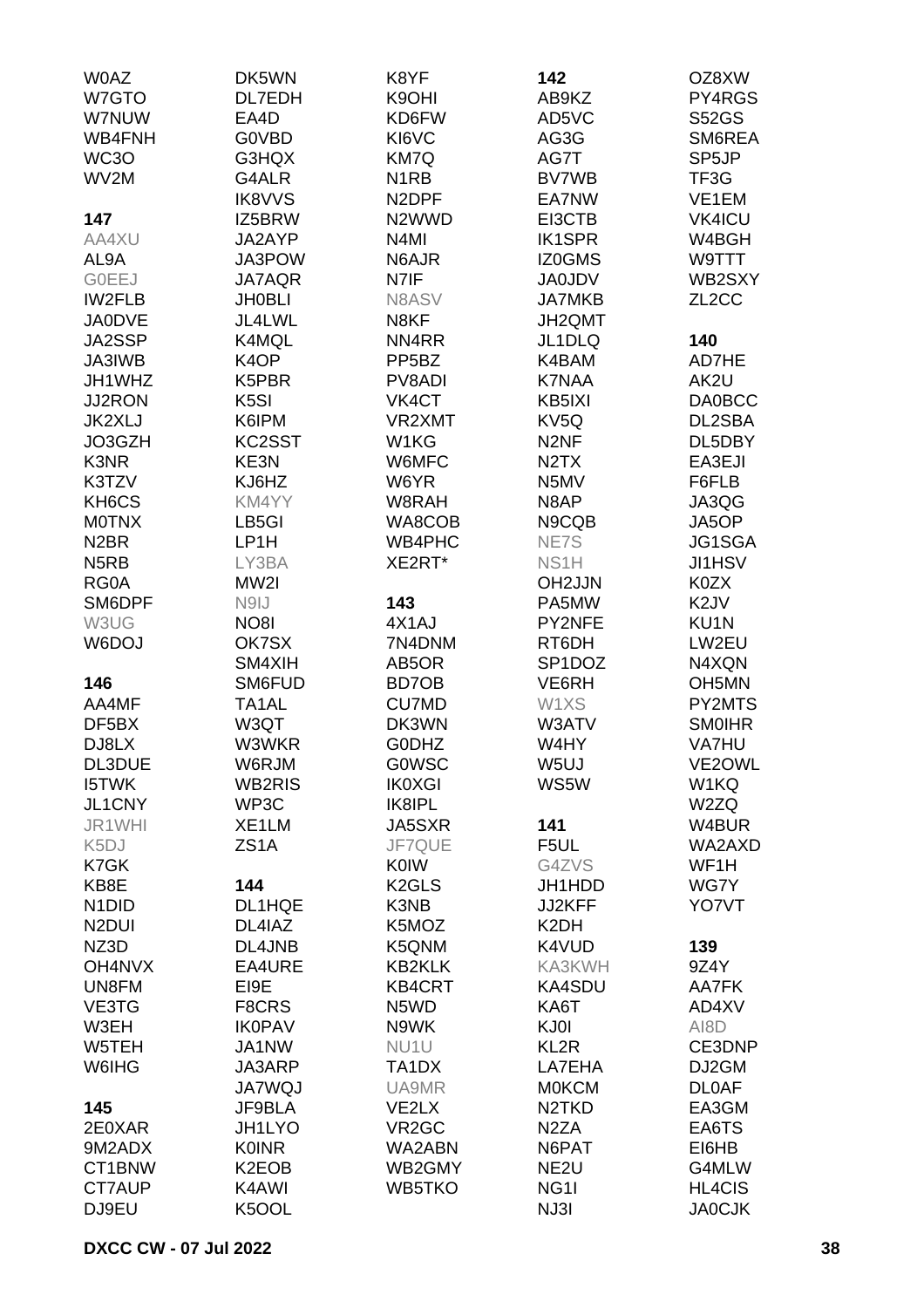W0AZ
W7GTO
W7NUW
WB4FNH
WC3O
WV2M

**147**
AA4XU
AL9A
G0EEJ
IW2FLB
JA0DVE
JA2SSP
JA3IWB
JH1WHZ
JJ2RON
JK2XLJ
JO3GZH
K3NR
K3TZV
KH6CS
M0TNX
N2BR
N5RB
RG0A
SM6DPF
W3UG
W6DOJ

**146**
AA4MF
DF5BX
DJ8LX
DL3DUE
I5TWK
JL1CNY
JR1WHI
K5DJ
K7GK
KB8E
N1DID
N2DUI
NZ3D
OH4NVX
UN8FM
VE3TG
W3EH
W5TEH
W6IHG

**145**
2E0XAR
9M2ADX
CT1BNW
CT7AUP
DJ9EU
DK5WN
DL7EDH
EA4D
G0VBD
G3HQX
G4ALR
IK8VVS
IZ5BRW
JA2AYP
JA3POW
JA7AQR
JH0BLI
JL4LWL
K4MQL
K4OP
K5PBR
K5SI
K6IPM
KC2SST
KE3N
KJ6HZ
KM4YY
LB5GI
LP1H
LY3BA
MW2I
N9IJ
NO8I
OK7SX
SM4XIH
SM6FUD
TA1AL
W3QT
W3WKR
W6RJM
WB2RIS
WP3C
XE1LM
ZS1A

**144**
DL1HQE
DL4IAZ
DL4JNB
EA4URE
EI9E
F8CRS
IK0PAV
JA1NW
JA3ARP
JA7WQJ
JF9BLA
JH1LYO
K0INR
K2EOB
K4AWI
K5OOL
K8YF
K9OHI
KD6FW
KI6VC
KM7Q
N1RB
N2DPF
N2WWD
N4MI
N6AJR
N7IF
N8ASV
N8KF
NN4RR
PP5BZ
PV8ADI
VK4CT
VR2XMT
W1KG
W6MFC
W6YR
W8RAH
WA8COB
WB4PHC
XE2RT*

**143**
4X1AJ
7N4DNM
AB5OR
BD7OB
CU7MD
DK3WN
G0DHZ
G0WSC
IK0XGI
IK8IPL
JA5SXR
JF7QUE
K0IW
K2GLS
K3NB
K5MOZ
K5QNM
KB2KLK
KB4CRT
N5WD
N9WK
NU1U
TA1DX
UA9MR
VE2LX
VR2GC
WA2ABN
WB2GMY
WB5TKO

**142**
AB9KZ
AD5VC
AG3G
AG7T
BV7WB
EA7NW
EI3CTB
IK1SPR
IZ0GMS
JA0JDV
JA7MKB
JH2QMT
JL1DLQ
K4BAM
K7NAA
KB5IXI
KV5Q
N2NF
N2TX
N5MV
N8AP
N9CQB
NE7S
NS1H
OH2JJN
PA5MW
PY2NFE
RT6DH
SP1DOZ
VE6RH
W1XS
W3ATV
W4HY
W5UJ
WS5W

**141**
F5UL
G4ZVS
JH1HDD
JJ2KFF
K2DH
K4VUD
KA3KWH
KA4SDU
KA6T
KJ0I
KL2R
LA7EHA
M0KCM
N2TKD
N2ZA
N6PAT
NE2U
NG1I
NJ3I
OZ8XW
PY4RGS
S52GS
SM6REA
SP5JP
TF3G
VE1EM
VK4ICU
W4BGH
W9TTT
WB2SXY
ZL2CC

**140**
AD7HE
AK2U
DA0BCC
DL2SBA
DL5DBY
EA3EJI
F6FLB
JA3QG
JA5OP
JG1SGA
JI1HSV
K0ZX
K2JV
KU1N
LW2EU
N4XQN
OH5MN
PY2MTS
SM0IHR
VA7HU
VE2OWL
W1KQ
W2ZQ
W4BUR
WA2AXD
WF1H
WG7Y
YO7VT

**139**
9Z4Y
AA7FK
AD4XV
AI8D
CE3DNP
DJ2GM
DL0AF
EA3GM
EA6TS
EI6HB
G4MLW
HL4CIS
JA0CJK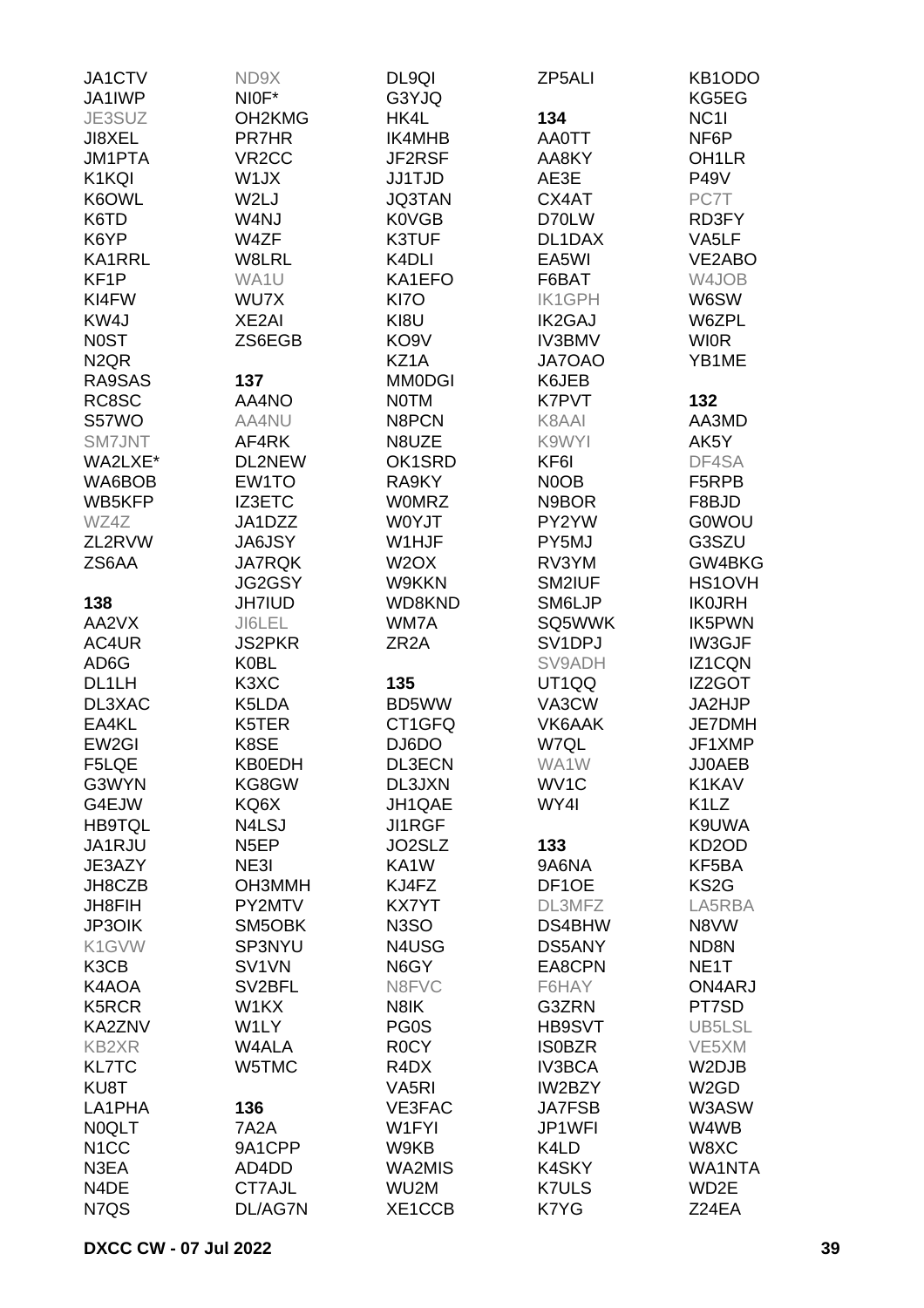JA1CTV
JA1IWP
JE3SUZ
JI8XEL
JM1PTA
K1KQI
K6OWL
K6TD
K6YP
KA1RRL
KF1P
KI4FW
KW4J
N0ST
N2QR
RA9SAS
RC8SC
S57WO
SM7JNT
WA2LXE*
WA6BOB
WB5KFP
WZ4Z
ZL2RVW
ZS6AA

**138**
AA2VX
AC4UR
AD6G
DL1LH
DL3XAC
EA4KL
EW2GI
F5LQE
G3WYN
G4EJW
HB9TQL
JA1RJU
JE3AZY
JH8CZB
JH8FIH
JP3OIK
K1GVW
K3CB
K4AOA
K5RCR
KA2ZNV
KB2XR
KL7TC
KU8T
LA1PHA
N0QLT
N1CC
N3EA
N4DE
N7QS

ND9X
NI0F*
OH2KMG
PR7HR
VR2CC
W1JX
W2LJ
W4NJ
W4ZF
W8LRL
WA1U
WU7X
XE2AI
ZS6EGB

**137**
AA4NO
AA4NU
AF4RK
DL2NEW
EW1TO
IZ3ETC
JA1DZZ
JA6JSY
JA7RQK
JG2GSY
JH7IUD
JI6LEL
JS2PKR
K0BL
K3XC
K5LDA
K5TER
K8SE
KB0EDH
KG8GW
KQ6X
N4LSJ
N5EP
NE3I
OH3MMH
PY2MTV
SM5OBK
SP3NYU
SV1VN
SV2BFL
W1KX
W1LY
W4ALA
W5TMC

**136**
7A2A
9A1CPP
AD4DD
CT7AJL
DL/AG7N

DL9QI
G3YJQ
HK4L
IK4MHB
JF2RSF
JJ1TJD
JQ3TAN
K0VGB
K3TUF
K4DLI
KA1EFO
KI7O
KI8U
KO9V
KZ1A
MM0DGI
N0TM
N8PCN
N8UZE
OK1SRD
RA9KY
W0MRZ
W0YJT
W1HJF
W2OX
W9KKN
WD8KND
WM7A
ZR2A

**135**
BD5WW
CT1GFQ
DJ6DO
DL3ECN
DL3JXN
JH1QAE
JI1RGF
JO2SLZ
KA1W
KJ4FZ
KX7YT
N3SO
N4USG
N6GY
N8FVC
N8IK
PG0S
R0CY
R4DX
VA5RI
VE3FAC
W1FYI
W9KB
WA2MIS
WU2M
XE1CCB

ZP5ALI

**134**
AA0TT
AA8KY
AE3E
CX4AT
D70LW
DL1DAX
EA5WI
F6BAT
IK1GPH
IK2GAJ
IV3BMV
JA7OAO
K6JEB
K7PVT
K8AAI
K9WYI
KF6I
N0OB
N9BOR
PY2YW
PY5MJ
RV3YM
SM2IUF
SM6LJP
SQ5WWK
SV1DPJ
SV9ADH
UT1QQ
VA3CW
VK6AAK
W7QL
WA1W
WV1C
WY4I

**133**
9A6NA
DF1OE
DL3MFZ
DS4BHW
DS5ANY
EA8CPN
F6HAY
G3ZRN
HB9SVT
IS0BZR
IV3BCA
IW2BZY
JA7FSB
JP1WFI
K4LD
K4SKY
K7ULS
K7YG

KB1ODO
KG5EG
NC1I
NF6P
OH1LR
P49V
PC7T
RD3FY
VA5LF
VE2ABO
W4JOB
W6SW
W6ZPL
WI0R
YB1ME

**132**
AA3MD
AK5Y
DF4SA
F5RPB
F8BJD
G0WOU
G3SZU
GW4BKG
HS1OVH
IK0JRH
IK5PWN
IW3GJF
IZ1CQN
IZ2GOT
JA2HJP
JE7DMH
JF1XMP
JJ0AEB
K1KAV
K1LZ
K9UWA
KD2OD
KF5BA
KS2G
LA5RBA
N8VW
ND8N
NE1T
ON4ARJ
PT7SD
UB5LSL
VE5XM
W2DJB
W2GD
W3ASW
W4WB
W8XC
WA1NTA
WD2E
Z24EA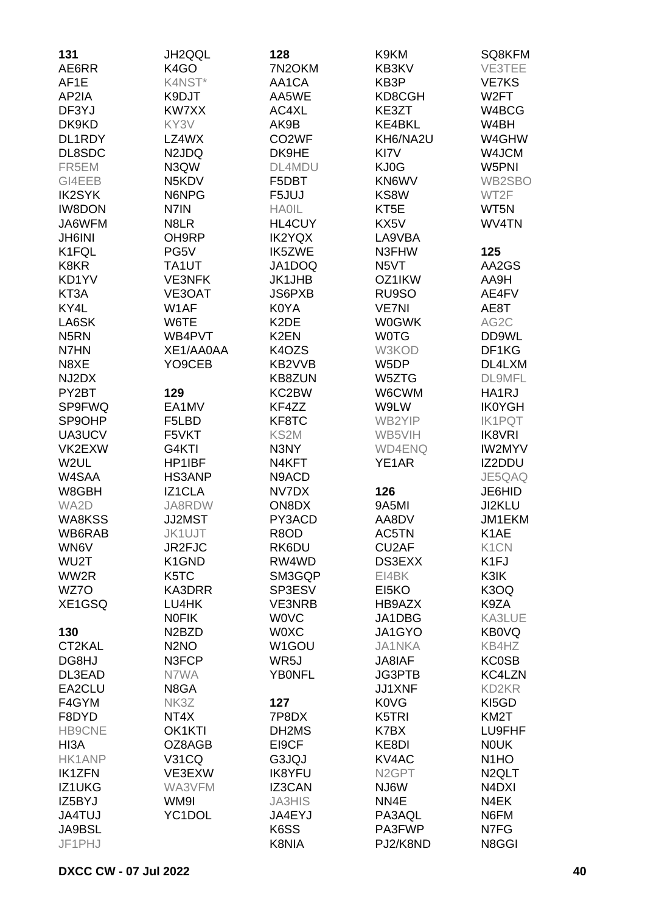**131**
AE6RR
AF1E
AP2IA
DF3YJ
DK9KD
DL1RDY
DL8SDC
FR5EM
GI4EEB
IK2SYK
IW8DON
JA6WFM
JH6INI
K1FQL
K8KR
KD1YV
KT3A
KY4L
LA6SK
N5RN
N7HN
N8XE
NJ2DX
PY2BT
SP9FWQ
SP9OHP
UA3UCV
VK2EXW
W2UL
W4SAA
W8GBH
WA2D
WA8KSS
WB6RAB
WN6V
WU2T
WW2R
WZ7O
XE1GSQ

**130**
CT2KAL
DG8HJ
DL3EAD
EA2CLU
F4GYM
F8DYD
HB9CNE
HI3A
HK1ANP
IK1ZFN
IZ1UKG
IZ5BYJ
JA4TUJ
JA9BSL
JF1PHJ
JH2QQL
K4GO
K4NST*
K9DJT
KW7XX
KY3V
LZ4WX
N2JDQ
N3QW
N5KDV
N6NPG
N7IN
N8LR
OH9RP
PG5V
TA1UT
VE3NFK
VE3OAT
W1AF
W6TE
WB4PVT
XE1/AA0AA
YO9CEB

**129**
EA1MV
F5LBD
F5VKT
G4KTI
HP1IBF
HS3ANP
IZ1CLA
JA8RDW
JJ2MST
JK1UJT
JR2FJC
K1GND
K5TC
KA3DRR
LU4HK
N0FIK
N2BZD
N2NO
N3FCP
N7WA
N8GA
NK3Z
NT4X
OK1KTI
OZ8AGB
V31CQ
VE3EXW
WA3VFM
WM9I
YC1DOL

**128**
7N2OKM
AA1CA
AA5WE
AC4XL
AK9B
CO2WF
DK9HE
DL4MDU
F5DBT
F5JUJ
HA0IL
HL4CUY
IK2YQX
IK5ZWE
JA1DOQ
JK1JHB
JS6PXB
K0YA
K2DE
K2EN
K4OZS
KB2VVB
KB8ZUN
KC2BW
KF4ZZ
KF8TC
KS2M
N3NY
N4KFT
N9ACD
NV7DX
ON8DX
PY3ACD
R8OD
RK6DU
RW4WD
SM3GQP
SP3ESV
VE3NRB
W0VC
W0XC
W1GOU
WR5J
YB0NFL

**127**
7P8DX
DH2MS
EI9CF
G3JQJ
IK8YFU
IZ3CAN
JA3HIS
JA4EYJ
K6SS
K8NIA
K9KM
KB3KV
KB3P
KD8CGH
KE3ZT
KE4BKL
KH6/NA2U
KI7V
KJ0G
KN6WV
KS8W
KT5E
KX5V
LA9VBA
N3FHW
N5VT
OZ1IKW
RU9SO
VE7NI
W0GWK
W0TG
W3KOD
W5DP
W5ZTG
W6CWM
W9LW
WB2YIP
WB5VIH
WD4ENQ
YE1AR

**126**
9A5MI
AA8DV
AC5TN
CU2AF
DS3EXX
EI4BK
EI5KO
HB9AZX
JA1DBG
JA1GYO
JA1NKA
JA8IAF
JG3PTB
JJ1XNF
K0VG
K5TRI
K7BX
KE8DI
KV4AC
N2GPT
NJ6W
NN4E
PA3AQL
PA3FWP
PJ2/K8ND
SQ8KFM
VE3TEE
VE7KS
W2FT
W4BCG
W4BH
W4GHW
W4JCM
W5PNI
WB2SBO
WT2F
WT5N
WV4TN

**125**
AA2GS
AA9H
AE4FV
AE8T
AG2C
DD9WL
DF1KG
DL4LXM
DL9MFL
HA1RJ
IK0YGH
IK1PQT
IK8VRI
IW2MYV
IZ2DDU
JE5QAQ
JE6HID
JI2KLU
JM1EKM
K1AE
K1CN
K1FJ
K3IK
K3OQ
K9ZA
KA3LUE
KB0VQ
KB4HZ
KC0SB
KC4LZN
KD2KR
KI5GD
KM2T
LU9FHF
N0UK
N1HO
N2QLT
N4DXI
N4EK
N6FM
N7FG
N8GGI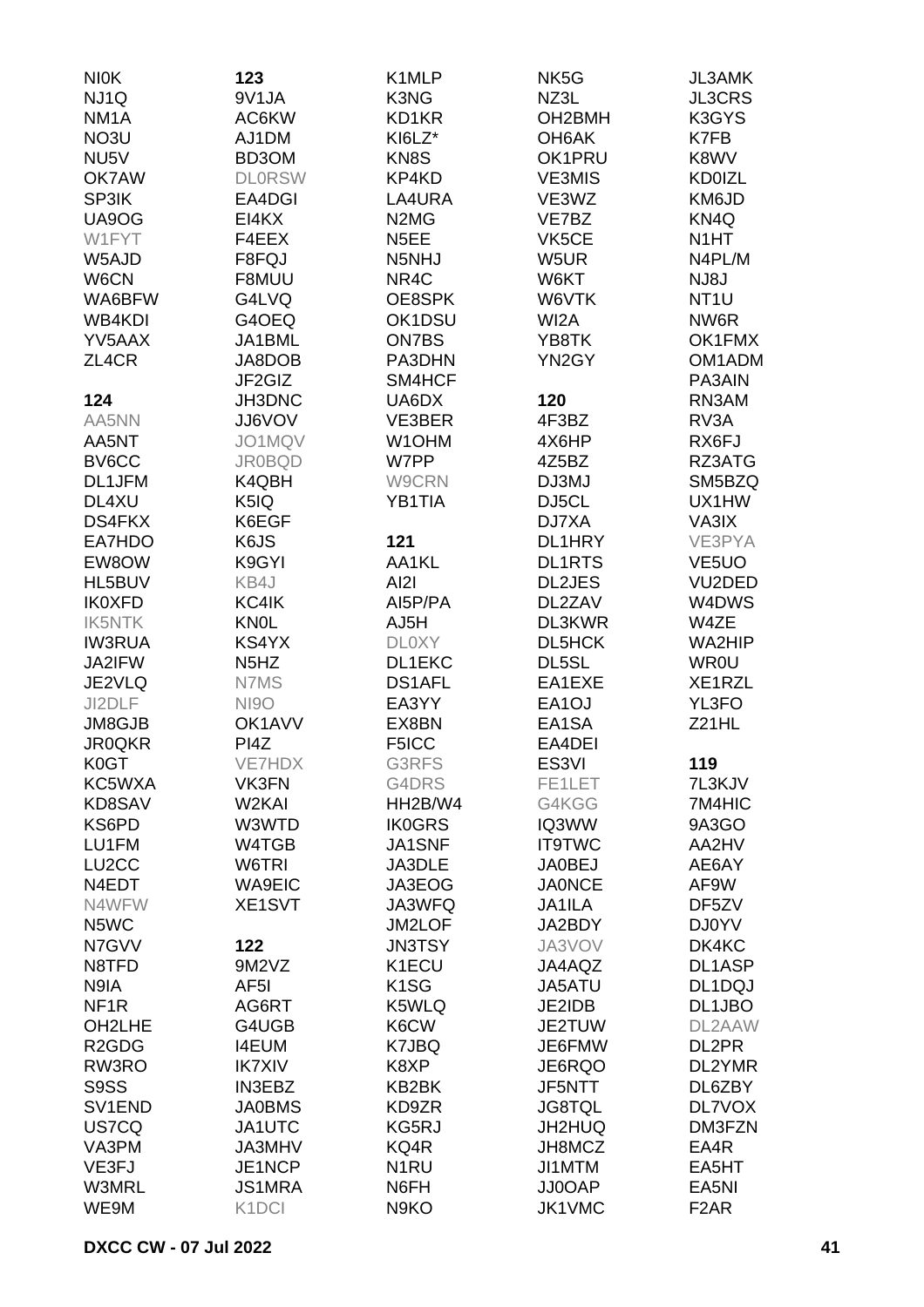NI0K
NJ1Q
NM1A
NO3U
NU5V
OK7AW
SP3IK
UA9OG
W1FYT
W5AJD
W6CN
WA6BFW
WB4KDI
YV5AAX
ZL4CR

**124**

AA5NN
AA5NT
BV6CC
DL1JFM
DL4XU
DS4FKX
EA7HDO
EW8OW
HL5BUV
IK0XFD
IK5NTK
IW3RUA
JA2IFW
JE2VLQ
JI2DLF
JM8GJB
JR0QKR
K0GT
KC5WXA
KD8SAV
KS6PD
LU1FM
LU2CC
N4EDT
N4WFW
N5WC
N7GVV
N8TFD
N9IA
NF1R
OH2LHE
R2GDG
RW3RO
S9SS
SV1END
US7CQ
VA3PM
VE3FJ
W3MRL
WE9M

**123**

9V1JA
AC6KW
AJ1DM
BD3OM
DL0RSW
EA4DGI
EI4KX
F4EEX
F8FQJ
F8MUU
G4LVQ
G4OEQ
JA1BML
JA8DOB
JF2GIZ
JH3DNC
JJ6VOV
JO1MQV
JR0BQD
K4QBH
K5IQ
K6EGF
K6JS
K9GYI
KB4J
KC4IK
KN0L
KS4YX
N5HZ
N7MS
NI9O
OK1AVV
PI4Z
VE7HDX
VK3FN
W2KAI
W3WTD
W4TGB
W6TRI
WA9EIC
XE1SVT

**122**

9M2VZ
AF5I
AG6RT
G4UGB
I4EUM
IK7XIV
IN3EBZ
JA0BMS
JA1UTC
JA3MHV
JE1NCP
JS1MRA
K1DCI

K1MLP
K3NG
KD1KR
KI6LZ*
KN8S
KP4KD
LA4URA
N2MG
N5EE
N5NHJ
NR4C
OE8SPK
OK1DSU
ON7BS
PA3DHN
SM4HCF
UA6DX
VE3BER
W1OHM
W7PP
W9CRN
YB1TIA

**121**

AA1KL
AI2I
AI5P/PA
AJ5H
DL0XY
DL1EKC
DS1AFL
EA3YY
EX8BN
F5ICC
G3RFS
G4DRS
HH2B/W4
IK0GRS
JA1SNF
JA3DLE
JA3EOG
JA3WFQ
JM2LOF
JN3TSY
K1ECU
K1SG
K5WLQ
K6CW
K7JBQ
K8XP
KB2BK
KD9ZR
KG5RJ
KQ4R
N1RU
N6FH
N9KO

NK5G
NZ3L
OH2BMH
OH6AK
OK1PRU
VE3MIS
VE3WZ
VE7BZ
VK5CE
W5UR
W6KT
W6VTK
WI2A
YB8TK
YN2GY

**120**

4F3BZ
4X6HP
4Z5BZ
DJ3MJ
DJ5CL
DJ7XA
DL1HRY
DL1RTS
DL2JES
DL2ZAV
DL3KWR
DL5HCK
DL5SL
EA1EXE
EA1OJ
EA1SA
EA4DEI
ES3VI
FE1LET
G4KGG
IQ3WW
IT9TWC
JA0BEJ
JA0NCE
JA1ILA
JA2BDY
JA3VOV
JA4AQZ
JA5ATU
JE2IDB
JE2TUW
JE6FMW
JE6RQO
JF5NTT
JG8TQL
JH2HUQ
JH8MCZ
JI1MTM
JJ0OAP
JK1VMC

JL3AMK
JL3CRS
K3GYS
K7FB
K8WV
KD0IZL
KM6JD
KN4Q
N1HT
N4PL/M
NJ8J
NT1U
NW6R
OK1FMX
OM1ADM
PA3AIN
RN3AM
RV3A
RX6FJ
RZ3ATG
SM5BZQ
UX1HW
VA3IX
VE3PYA
VE5UO
VU2DED
W4DWS
W4ZE
WA2HIP
WR0U
XE1RZL
YL3FO
Z21HL

**119**

7L3KJV
7M4HIC
9A3GO
AA2HV
AE6AY
AF9W
DF5ZV
DJ0YV
DK4KC
DL1ASP
DL1DQJ
DL1JBO
DL2AAW
DL2PR
DL2YMR
DL6ZBY
DL7VOX
DM3FZN
EA4R
EA5HT
EA5NI
F2AR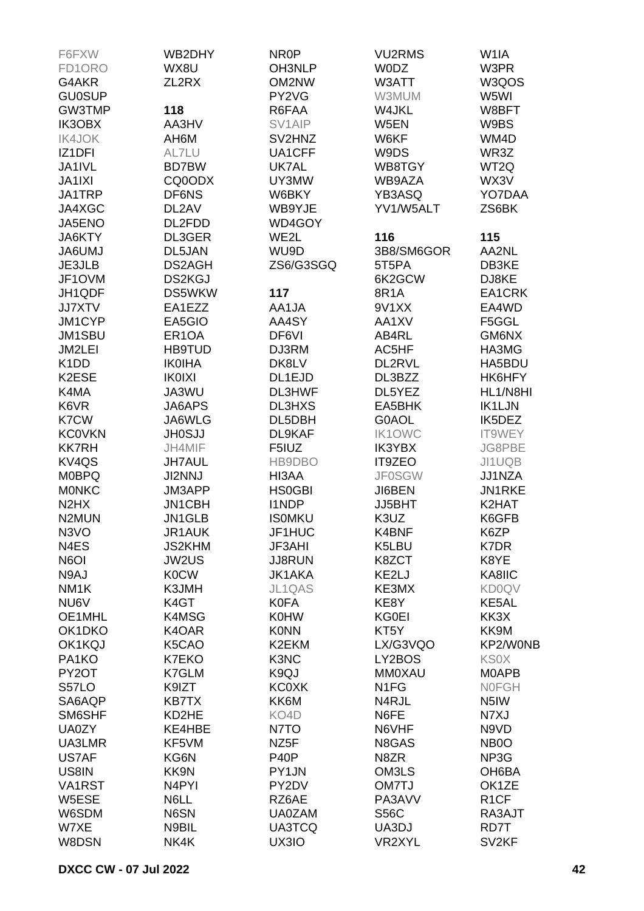F6FXW
FD1ORO
G4AKR
GU0SUP
GW3TMP
IK3OBX
IK4JOK
IZ1DFI
JA1IVL
JA1IXI
JA1TRP
JA4XGC
JA5ENO
JA6KTY
JA6UMJ
JE3JLB
JF1OVM
JH1QDF
JJ7XTV
JM1CYP
JM1SBU
JM2LEI
K1DD
K2ESE
K4MA
K6VR
K7CW
KC0VKN
KK7RH
KV4QS
M0BPQ
M0NKC
N2HX
N2MUN
N3VO
N4ES
N6OI
N9AJ
NM1K
NU6V
OE1MHL
OK1DKO
OK1KQJ
PA1KO
PY2OT
S57LO
SA6AQP
SM6SHF
UA0ZY
UA3LMR
US7AF
US8IN
VA1RST
W5ESE
W6SDM
W7XE
W8DSN

WB2DHY
WX8U
ZL2RX

**118**

AA3HV
AH6M
AL7LU
BD7BW
CQ0ODX
DF6NS
DL2AV
DL2FDD
DL3GER
DL5JAN
DS2AGH
DS2KGJ
DS5WKW
EA1EZZ
EA5GIO
ER1OA
HB9TUD
IK0IHA
IK0IXI
JA3WU
JA6APS
JA6WLG
JH0SJJ
JH4MIF
JH7AUL
JI2NNJ
JM3APP
JN1CBH
JN1GLB
JR1AUK
JS2KHM
JW2US
K0CW
K3JMH
K4GT
K4MSG
K4OAR
K5CAO
K7EKO
K7GLM
K9IZT
KB7TX
KD2HE
KE4HBE
KF5VM
KG6N
KK9N
N4PYI
N6LL
N6SN
N9BIL
NK4K

NR0P
OH3NLP
OM2NW
PY2VG
R6FAA
SV1AIP
SV2HNZ
UA1CFF
UK7AL
UY3MW
W6BKY
WB9YJE
WD4GOY
WE2L
WU9D
ZS6/G3SGQ

**117**

AA1JA
AA4SY
DF6VI
DJ3RM
DK8LV
DL1EJD
DL3HWF
DL3HXS
DL5DBH
DL9KAF
F5IUZ
HB9DBO
HI3AA
HS0GBI
I1NDP
IS0MKU
JF1HUC
JF3AHI
JJ8RUN
JK1AKA
JL1QAS
K0FA
K0HW
K0NN
K2EKM
K3NC
K9QJ
KC0XK
KK6M
KO4D
N7TO
NZ5F
P40P
PY1JN
PY2DV
RZ6AE
UA0ZAM
UA3TCQ
UX3IO

VU2RMS
W0DZ
W3ATT
W3MUM
W4JKL
W5EN
W6KF
W9DS
WB8TGY
WB9AZA
YB3ASQ
YV1/W5ALT

**116**

3B8/SM6GOR
5T5PA
6K2GCW
8R1A
9V1XX
AA1XV
AB4RL
AC5HF
DL2RVL
DL3BZZ
DL5YEZ
EA5BHK
G0AOL
IK1OWC
IK3YBX
IT9ZEO
JF0SGW
JI6BEN
JJ5BHT
K3UZ
K4BNF
K5LBU
K8ZCT
KE2LJ
KE3MX
KE8Y
KG0EI
KT5Y
LX/G3VQO
LY2BOS
MM0XAU
N1FG
N4RJL
N6FE
N6VHF
N8GAS
N8ZR
OM3LS
OM7TJ
PA3AVV
S56C
UA3DJ
VR2XYL

W1IA
W3PR
W3QOS
W5WI
W8BFT
W9BS
WM4D
WR3Z
WT2Q
WX3V
YO7DAA
ZS6BK

**115**

AA2NL
DB3KE
DJ8KE
EA1CRK
EA4WD
F5GGL
GM6NX
HA3MG
HA5BDU
HK6HFY
HL1/N8HI
IK1LJN
IK5DEZ
IT9WEY
JG8PBE
JI1UQB
JJ1NZA
JN1RKE
K2HAT
K6GFB
K6ZP
K7DR
K8YE
KA8IIC
KD0QV
KE5AL
KK3X
KK9M
KP2/W0NB
KS0X
M0APB
N0FGH
N5IW
N7XJ
N9VD
NB0O
NP3G
OH6BA
OK1ZE
R1CF
RA3AJT
RD7T
SV2KF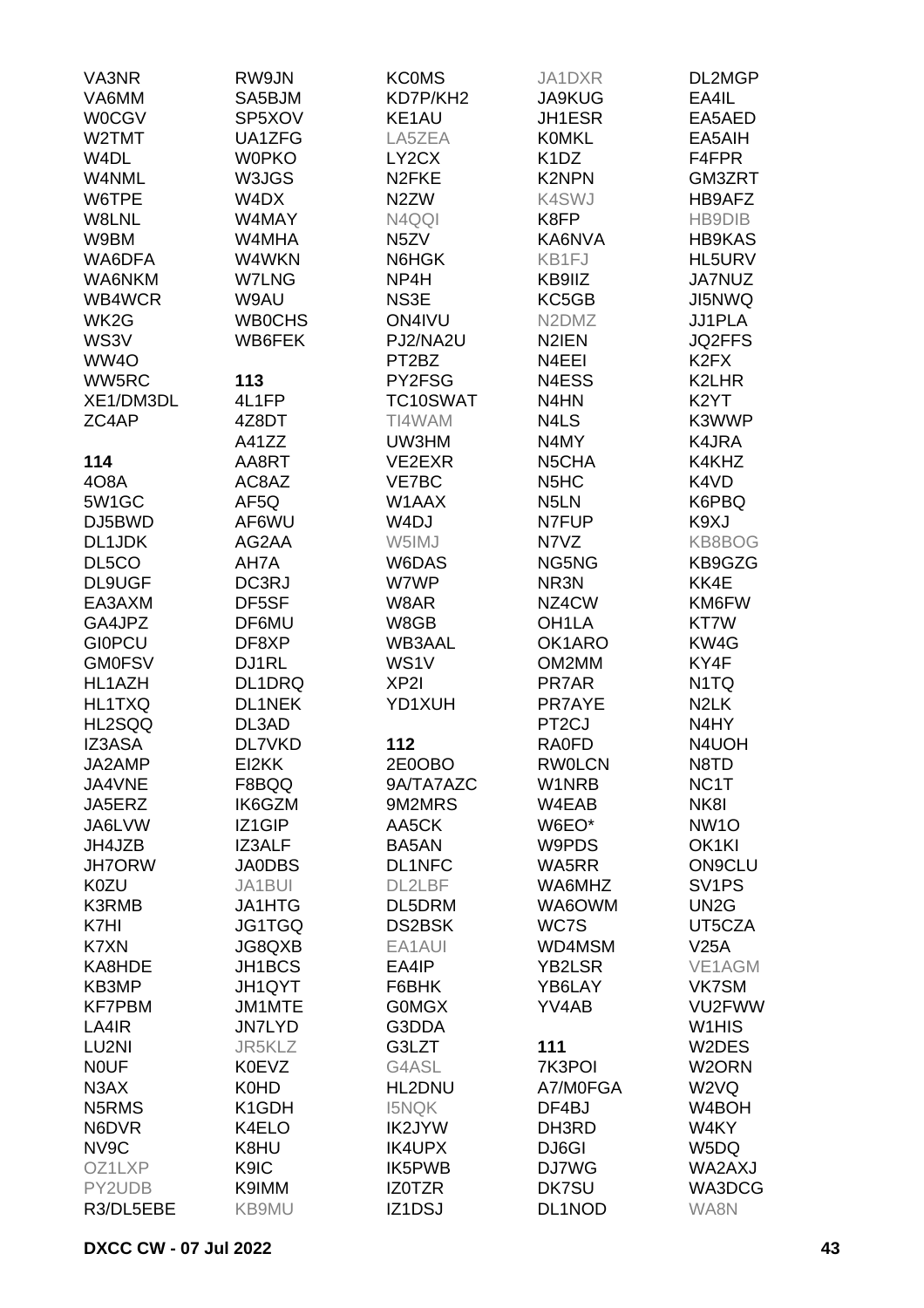VA3NR
VA6MM
W0CGV
W2TMT
W4DL
W4NML
W6TPE
W8LNL
W9BM
WA6DFA
WA6NKM
WB4WCR
WK2G
WS3V
WW4O
WW5RC
XE1/DM3DL
ZC4AP

**114**

4O8A
5W1GC
DJ5BWD
DL1JDK
DL5CO
DL9UGF
EA3AXM
GA4JPZ
GI0PCU
GM0FSV
HL1AZH
HL1TXQ
HL2SQQ
IZ3ASA
JA2AMP
JA4VNE
JA5ERZ
JA6LVW
JH4JZB
JH7ORW
K0ZU
K3RMB
K7HI
K7XN
KA8HDE
KB3MP
KF7PBM
LA4IR
LU2NI
N0UF
N3AX
N5RMS
N6DVR
NV9C
OZ1LXP
PY2UDB
R3/DL5EBE
RW9JN
SA5BJM
SP5XOV
UA1ZFG
W0PKO
W3JGS
W4DX
W4MAY
W4MHA
W4WKN
W7LNG
W9AU
WB0CHS
WB6FEK

**113**

4L1FP
4Z8DT
A41ZZ
AA8RT
AC8AZ
AF5Q
AF6WU
AG2AA
AH7A
DC3RJ
DF5SF
DF6MU
DF8XP
DJ1RL
DL1DRQ
DL1NEK
DL3AD
DL7VKD
EI2KK
F8BQQ
IK6GZM
IZ1GIP
IZ3ALF
JA0DBS
JA1BUI
JA1HTG
JG1TGQ
JG8QXB
JH1BCS
JH1QYT
JM1MTE
JN7LYD
JR5KLZ
K0EVZ
K0HD
K1GDH
K4ELO
K8HU
K9IC
K9IMM
KB9MU
KC0MS
KD7P/KH2
KE1AU
LA5ZEA
LY2CX
N2FKE
N2ZW
N4QQI
N5ZV
N6HGK
NP4H
NS3E
ON4IVU
PJ2/NA2U
PT2BZ
PY2FSG
TC10SWAT
TI4WAM
UW3HM
VE2EXR
VE7BC
W1AAX
W4DJ
W5IMJ
W6DAS
W7WP
W8AR
W8GB
WB3AAL
WS1V
XP2I
YD1XUH

**112**

2E0OBO
9A/TA7AZC
9M2MRS
AA5CK
BA5AN
DL1NFC
DL2LBF
DL5DRM
DS2BSK
EA1AUI
EA4IP
F6BHK
G0MGX
G3DDA
G3LZT
G4ASL
HL2DNU
I5NQK
IK2JYW
IK4UPX
IK5PWB
IZ0TZR
IZ1DSJ
JA1DXR
JA9KUG
JH1ESR
K0MKL
K1DZ
K2NPN
K4SWJ
K8FP
KA6NVA
KB1FJ
KB9IIZ
KC5GB
N2DMZ
N2IEN
N4EEI
N4ESS
N4HN
N4LS
N4MY
N5CHA
N5HC
N5LN
N7FUP
N7VZ
NG5NG
NR3N
NZ4CW
OH1LA
OK1ARO
OM2MM
PR7AR
PR7AYE
PT2CJ
RA0FD
RW0LCN
W1NRB
W4EAB
W6EO*
W9PDS
WA5RR
WA6MHZ
WA6OWM
WC7S
WD4MSM
YB2LSR
YB6LAY
YV4AB

**111**

7K3POI
A7/M0FGA
DF4BJ
DH3RD
DJ6GI
DJ7WG
DK7SU
DL1NOD
DL2MGP
EA4IL
EA5AED
EA5AIH
F4FPR
GM3ZRT
HB9AFZ
HB9DIB
HB9KAS
HL5URV
JA7NUZ
JI5NWQ
JJ1PLA
JQ2FFS
K2FX
K2LHR
K2YT
K3WWP
K4JRA
K4KHZ
K4VD
K6PBQ
K9XJ
KB8BOG
KB9GZG
KK4E
KM6FW
KT7W
KW4G
KY4F
N1TQ
N2LK
N4HY
N4UOH
N8TD
NC1T
NK8I
NW1O
OK1KI
ON9CLU
SV1PS
UN2G
UT5CZA
V25A
VE1AGM
VK7SM
VU2FWW
W1HIS
W2DES
W2ORN
W2VQ
W4BOH
W4KY
W5DQ
WA2AXJ
WA3DCG
WA8N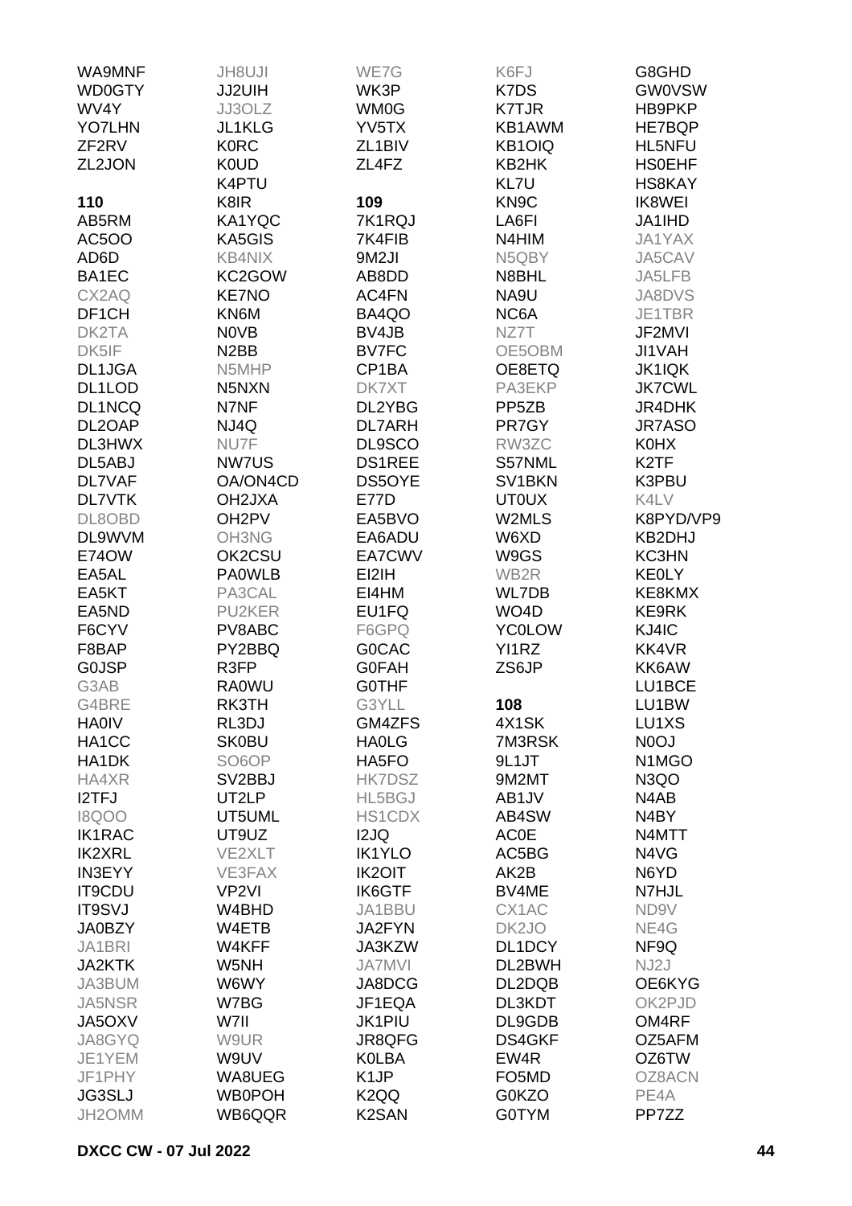WA9MNF
WD0GTY
WV4Y
YO7LHN
ZF2RV
ZL2JON

**110**

AB5RM
AC5OO
AD6D
BA1EC
CX2AQ
DF1CH
DK2TA
DK5IF
DL1JGA
DL1LOD
DL1NCQ
DL2OAP
DL3HWX
DL5ABJ
DL7VAF
DL7VTK
DL8OBD
DL9WVM
E74OW
EA5AL
EA5KT
EA5ND
F6CYV
F8BAP
G0JSP
G3AB
G4BRE
HA0IV
HA1CC
HA1DK
HA4XR
I2TFJ
I8QOO
IK1RAC
IK2XRL
IN3EYY
IT9CDU
IT9SVJ
JA0BZY
JA1BRI
JA2KTK
JA3BUM
JA5NSR
JA5OXV
JA8GYQ
JE1YEM
JF1PHY
JG3SLJ
JH2OMM
JH8UJI
JJ2UIH
JJ3OLZ
JL1KLG
K0RC
K0UD
K4PTU
K8IR
KA1YQC
KA5GIS
KB4NIX
KC2GOW
KE7NO
KN6M
N0VB
N2BB
N5MHP
N5NXN
N7NF
NJ4Q
NU7F
NW7US
OA/ON4CD
OH2JXA
OH2PV
OH3NG
OK2CSU
PA0WLB
PA3CAL
PU2KER
PV8ABC
PY2BBQ
R3FP
RA0WU
RK3TH
RL3DJ
SK0BU
SO6OP
SV2BBJ
UT2LP
UT5UML
UT9UZ
VE2XLT
VE3FAX
VP2VI
W4BHD
W4ETB
W4KFF
W5NH
W6WY
W7BG
W7II
W9UR
W9UV
WA8UEG
WB0POH
WB6QQR
WE7G
WK3P
WM0G
YV5TX
ZL1BIV
ZL4FZ

**109**

7K1RQJ
7K4FIB
9M2JI
AB8DD
AC4FN
BA4QO
BV4JB
BV7FC
CP1BA
DK7XT
DL2YBG
DL7ARH
DL9SCO
DS1REE
DS5OYE
E77D
EA5BVO
EA6ADU
EA7CWV
EI2IH
EI4HM
EU1FQ
F6GPQ
G0CAC
G0FAH
G0THF
G3YLL
GM4ZFS
HA0LG
HA5FO
HK7DSZ
HL5BGJ
HS1CDX
I2JQ
IK1YLO
IK2OIT
IK6GTF
JA1BBU
JA2FYN
JA3KZW
JA7MVI
JA8DCG
JF1EQA
JK1PIU
JR8QFG
K0LBA
K1JP
K2QQ
K2SAN
K6FJ
K7DS
K7TJR
KB1AWM
KB1OIQ
KB2HK
KL7U
KN9C
LA6FI
N4HIM
N5QBY
N8BHL
NA9U
NC6A
NZ7T
OE5OBM
OE8ETQ
PA3EKP
PP5ZB
PR7GY
RW3ZC
S57NML
SV1BKN
UT0UX
W2MLS
W6XD
W9GS
WB2R
WL7DB
WO4D
YC0LOW
YI1RZ
ZS6JP

**108**

4X1SK
7M3RSK
9L1JT
9M2MT
AB1JV
AB4SW
AC0E
AC5BG
AK2B
BV4ME
CX1AC
DK2JO
DL1DCY
DL2BWH
DL2DQB
DL3KDT
DL9GDB
DS4GKF
EW4R
FO5MD
G0KZO
G0TYM
G8GHD
GW0VSW
HB9PKP
HE7BQP
HL5NFU
HS0EHF
HS8KAY
IK8WEI
JA1IHD
JA1YAX
JA5CAV
JA5LFB
JA8DVS
JE1TBR
JF2MVI
JI1VAH
JK1IQK
JK7CWL
JR4DHK
JR7ASO
K0HX
K2TF
K3PBU
K4LV
K8PYD/VP9
KB2DHJ
KC3HN
KE0LY
KE8KMX
KE9RK
KJ4IC
KK4VR
KK6AW
LU1BCE
LU1BW
LU1XS
N0OJ
N1MGO
N3QO
N4AB
N4BY
N4MTT
N4VG
N6YD
N7HJL
ND9V
NE4G
NF9Q
NJ2J
OE6KYG
OK2PJD
OM4RF
OZ5AFM
OZ6TW
OZ8ACN
PE4A
PP7ZZ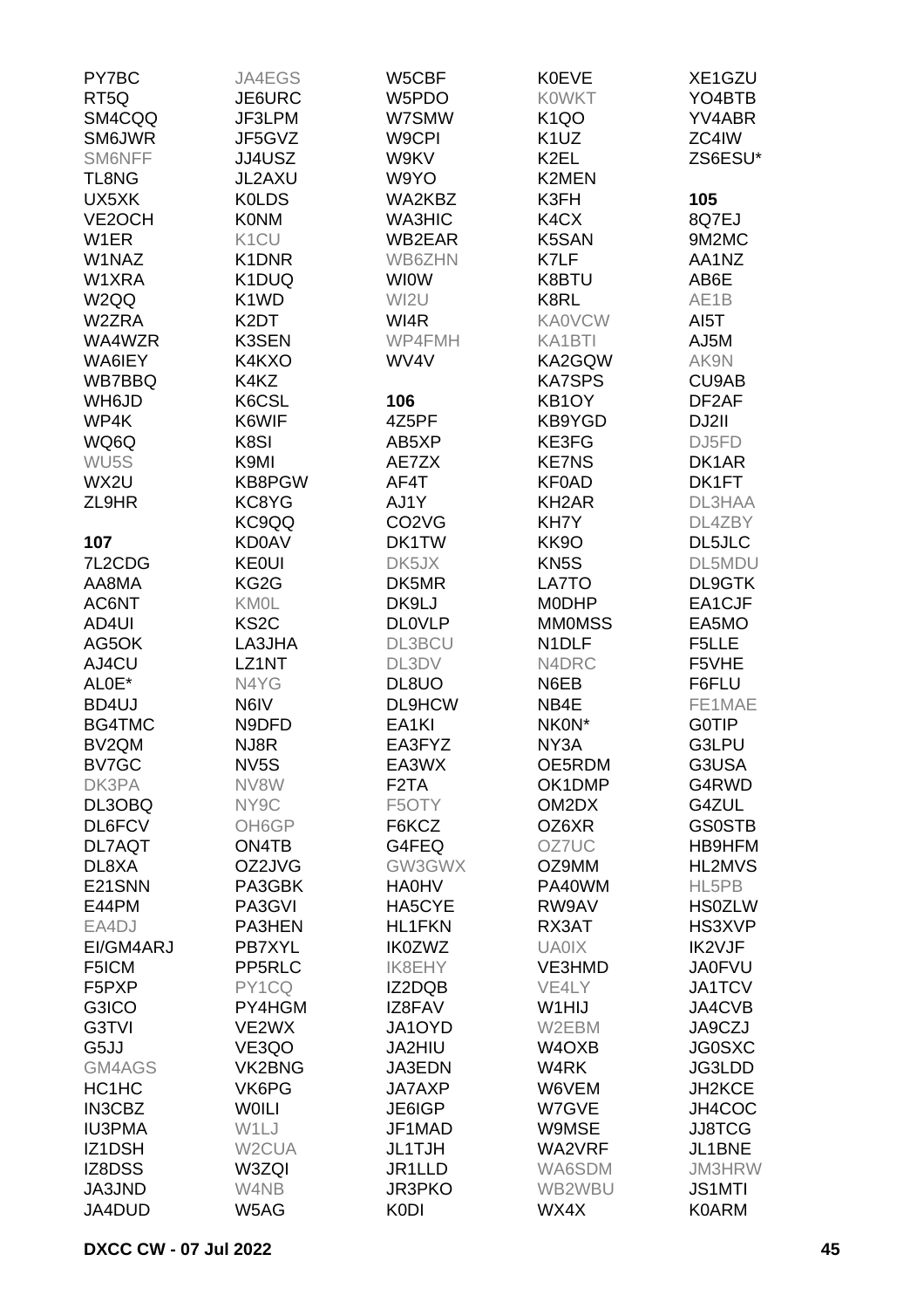PY7BC
RT5Q
SM4CQQ
SM6JWR
SM6NFF
TL8NG
UX5XK
VE2OCH
W1ER
W1NAZ
W1XRA
W2QQ
W2ZRA
WA4WZR
WA6IEY
WB7BBQ
WH6JD
WP4K
WQ6Q
WU5S
WX2U
ZL9HR

**107**

7L2CDG
AA8MA
AC6NT
AD4UI
AG5OK
AJ4CU
AL0E*
BD4UJ
BG4TMC
BV2QM
BV7GC
DK3PA
DL3OBQ
DL6FCV
DL7AQT
DL8XA
E21SNN
E44PM
EA4DJ
EI/GM4ARJ
F5ICM
F5PXP
G3ICO
G3TVI
G5JJ
GM4AGS
HC1HC
IN3CBZ
IU3PMA
IZ1DSH
IZ8DSS
JA3JND
JA4DUD

JA4EGS
JE6URC
JF3LPM
JF5GVZ
JJ4USZ
JL2AXU
K0LDS
K0NM
K1CU
K1DNR
K1DUQ
K1WD
K2DT
K3SEN
K4KXO
K4KZ
K6CSL
K6WIF
K8SI
K9MI
KB8PGW
KC8YG
KC9QQ
KD0AV
KE0UI
KG2G
KM0L
KS2C
LA3JHA
LZ1NT
N4YG
N6IV
N9DFD
NJ8R
NV5S
NV8W
NY9C
OH6GP
ON4TB
OZ2JVG
PA3GBK
PA3GVI
PA3HEN
PB7XYL
PP5RLC
PY1CQ
PY4HGM
VE2WX
VE3QO
VK2BNG
VK6PG
W0ILI
W1LJ
W2CUA
W3ZQI
W4NB
W5AG

W5CBF
W5PDO
W7SMW
W9CPI
W9KV
W9YO
WA2KBZ
WA3HIC
WB2EAR
WB6ZHN
WI0W
WI2U
WI4R
WP4FMH
WV4V

**106**

4Z5PF
AB5XP
AE7ZX
AF4T
AJ1Y
CO2VG
DK1TW
DK5JX
DK5MR
DK9LJ
DL0VLP
DL3BCU
DL3DV
DL8UO
DL9HCW
EA1KI
EA3FYZ
EA3WX
F2TA
F5OTY
F6KCZ
G4FEQ
GW3GWX
HA0HV
HA5CYE
HL1FKN
IK0ZWZ
IK8EHY
IZ2DQB
IZ8FAV
JA1OYD
JA2HIU
JA3EDN
JA7AXP
JE6IGP
JF1MAD
JL1TJH
JR1LLD
JR3PKO
K0DI

K0EVE
K0WKT
K1QO
K1UZ
K2EL
K2MEN
K3FH
K4CX
K5SAN
K7LF
K8BTU
K8RL
KA0VCW
KA1BTI
KA2GQW
KA7SPS
KB1OY
KB9YGD
KE3FG
KE7NS
KF0AD
KH2AR
KH7Y
KK9O
KN5S
LA7TO
M0DHP
MM0MSS
N1DLF
N4DRC
N6EB
NB4E
NK0N*
NY3A
OE5RDM
OK1DMP
OM2DX
OZ6XR
OZ7UC
OZ9MM
PA40WM
RW9AV
RX3AT
UA0IX
VE3HMD
VE4LY
W1HIJ
W2EBM
W4OXB
W4RK
W6VEM
W7GVE
W9MSE
WA2VRF
WA6SDM
WB2WBU
WX4X

XE1GZU
YO4BTB
YV4ABR
ZC4IW
ZS6ESU*

**105**

8Q7EJ
9M2MC
AA1NZ
AB6E
AE1B
AI5T
AJ5M
AK9N
CU9AB
DF2AF
DJ2II
DJ5FD
DK1AR
DK1FT
DL3HAA
DL4ZBY
DL5JLC
DL5MDU
DL9GTK
EA1CJF
EA5MO
F5LLE
F5VHE
F6FLU
FE1MAE
G0TIP
G3LPU
G3USA
G4RWD
G4ZUL
GS0STB
HB9HFM
HL2MVS
HL5PB
HS0ZLW
HS3XVP
IK2VJF
JA0FVU
JA1TCV
JA4CVB
JA9CZJ
JG0SXC
JG3LDD
JH2KCE
JH4COC
JJ8TCG
JL1BNE
JM3HRW
JS1MTI
K0ARM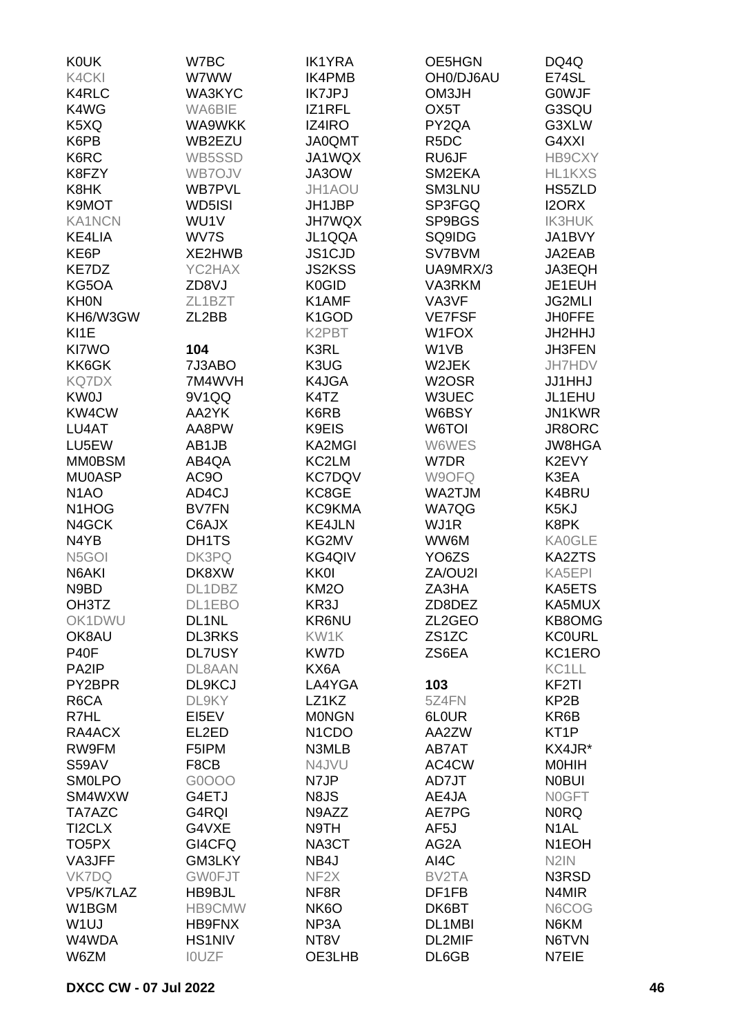K0UK
K4CKI
K4RLC
K4WG
K5XQ
K6PB
K6RC
K8FZY
K8HK
K9MOT
KA1NCN
KE4LIA
KE6P
KE7DZ
KG5OA
KH0N
KH6/W3GW
KI1E
KI7WO
KK6GK
KQ7DX
KW0J
KW4CW
LU4AT
LU5EW
MM0BSM
MU0ASP
N1AO
N1HOG
N4GCK
N4YB
N5GOI
N6AKI
N9BD
OH3TZ
OK1DWU
OK8AU
P40F
PA2IP
PY2BPR
R6CA
R7HL
RA4ACX
RW9FM
S59AV
SM0LPO
SM4WXW
TA7AZC
TI2CLX
TO5PX
VA3JFF
VK7DQ
VP5/K7LAZ
W1BGM
W1UJ
W4WDA
W6ZM

W7BC
W7WW
WA3KYC
WA6BIE
WA9WKK
WB2EZU
WB5SSD
WB7OJV
WB7PVL
WD5ISI
WU1V
WV7S
XE2HWB
YC2HAX
ZD8VJ
ZL1BZT
ZL2BB

**104**

7J3ABO
7M4WVH
9V1QQ
AA2YK
AA8PW
AB1JB
AB4QA
AC9O
AD4CJ
BV7FN
C6AJX
DH1TS
DK3PQ
DK8XW
DL1DBZ
DL1EBO
DL1NL
DL3RKS
DL7USY
DL8AAN
DL9KCJ
DL9KY
EI5EV
EL2ED
F5IPM
F8CB
G0OOO
G4ETJ
G4RQI
G4VXE
GI4CFQ
GM3LKY
GW0FJT
HB9BJL
HB9CMW
HB9FNX
HS1NIV
I0UZF

IK1YRA
IK4PMB
IK7JPJ
IZ1RFL
IZ4IRO
JA0QMT
JA1WQX
JA3OW
JH1AOU
JH1JBP
JH7WQX
JL1QQA
JS1CJD
JS2KSS
K0GID
K1AMF
K1GOD
K2PBT
K3RL
K3UG
K4JGA
K4TZ
K6RB
K9EIS
KA2MGI
KC2LM
KC7DQV
KC8GE
KC9KMA
KE4JLN
KG2MV
KG4QIV
KK0I
KM2O
KR3J
KR6NU
KW1K
KW7D
KX6A
LA4YGA
LZ1KZ
M0NGN
N1CDO
N3MLB
N4JVU
N7JP
N8JS
N9AZZ
N9TH
NA3CT
NB4J
NF2X
NF8R
NK6O
NP3A
NT8V
OE3LHB

OE5HGN
OH0/DJ6AU
OM3JH
OX5T
PY2QA
R5DC
RU6JF
SM2EKA
SM3LNU
SP3FGQ
SP9BGS
SQ9IDG
SV7BVM
UA9MRX/3
VA3RKM
VA3VF
VE7FSF
W1FOX
W1VB
W2JEK
W2OSR
W3UEC
W6BSY
W6TOI
W6WES
W7DR
W9OFQ
WA2TJM
WA7QG
WJ1R
WW6M
YO6ZS
ZA/OU2I
ZA3HA
ZD8DEZ
ZL2GEO
ZS1ZC
ZS6EA

**103**

5Z4FN
6L0UR
AA2ZW
AB7AT
AC4CW
AD7JT
AE4JA
AE7PG
AF5J
AG2A
AI4C
BV2TA
DF1FB
DK6BT
DL1MBI
DL2MIF
DL6GB

DQ4Q
E74SL
G0WJF
G3SQU
G3XLW
G4XXI
HB9CXY
HL1KXS
HS5ZLD
I2ORX
IK3HUK
JA1BVY
JA2EAB
JA3EQH
JE1EUH
JG2MLI
JH0FFE
JH2HHJ
JH3FEN
JH7HDV
JJ1HHJ
JL1EHU
JN1KWR
JR8ORC
JW8HGA
K2EVY
K3EA
K4BRU
K5KJ
K8PK
KA0GLE
KA2ZTS
KA5EPI
KA5ETS
KA5MUX
KB8OMG
KC0URL
KC1ERO
KC1LL
KF2TI
KP2B
KR6B
KT1P
KX4JR*
M0HIH
N0BUI
N0GFT
N0RQ
N1AL
N1EOH
N2IN
N3RSD
N4MIR
N6COG
N6KM
N6TVN
N7EIE

**DXCC CW - 07 Jul 2022**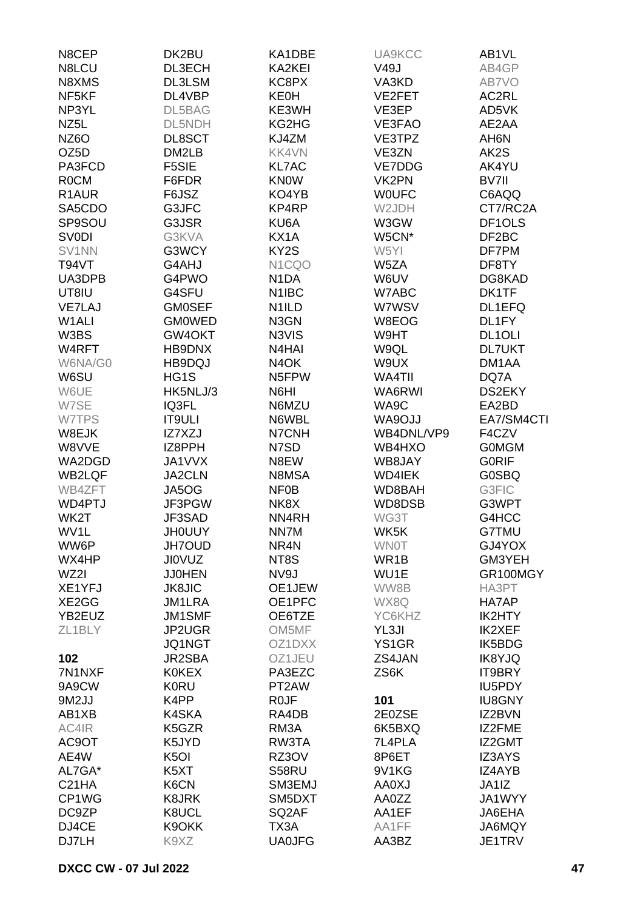N8CEP
N8LCU
N8XMS
NF5KF
NP3YL
NZ5L
NZ6O
OZ5D
PA3FCD
R0CM
R1AUR
SA5CDO
SP9SOU
SV0DI
SV1NN
T94VT
UA3DPB
UT8IU
VE7LAJ
W1ALI
W3BS
W4RFT
W6NA/G0
W6SU
W6UE
W7SE
W7TPS
W8EJK
W8VVE
WA2DGD
WB2LQF
WB4ZFT
WD4PTJ
WK2T
WV1L
WW6P
WX4HP
WZ2I
XE1YFJ
XE2GG
YB2EUZ
ZL1BLY

**102**

7N1NXF
9A9CW
9M2JJ
AB1XB
AC4IR
AC9OT
AE4W
AL7GA*
C21HA
CP1WG
DC9ZP
DJ4CE
DJ7LH
DK2BU
DL3ECH
DL3LSM
DL4VBP
DL5BAG
DL5NDH
DL8SCT
DM2LB
F5SIE
F6FDR
F6JSZ
G3JFC
G3JSR
G3KVA
G3WCY
G4AHJ
G4PWO
G4SFU
GM0SEF
GM0WED
GW4OKT
HB9DNX
HB9DQJ
HG1S
HK5NLJ/3
IQ3FL
IT9ULI
IZ7XZJ
IZ8PPH
JA1VVX
JA2CLN
JA5OG
JF3PGW
JF3SAD
JH0UUY
JH7OUD
JI0VUZ
JJ0HEN
JK8JIC
JM1LRA
JM1SMF
JP2UGR
JQ1NGT
JR2SBA
K0KEX
K0RU
K4PP
K4SKA
K5GZR
K5JYD
K5OI
K5XT
K6CN
K8JRK
K8UCL
K9OKK
K9XZ
KA1DBE
KA2KEI
KC8PX
KE0H
KE3WH
KG2HG
KJ4ZM
KK4VN
KL7AC
KN0W
KO4YB
KP4RP
KU6A
KX1A
KY2S
N1CQO
N1DA
N1IBC
N1ILD
N3GN
N3VIS
N4HAI
N4OK
N5FPW
N6HI
N6MZU
N6WBL
N7CNH
N7SD
N8EW
N8MSA
NF0B
NK8X
NN4RH
NN7M
NR4N
NT8S
NV9J
OE1JEW
OE1PFC
OE6TZE
OM5MF
OZ1DXX
OZ1JEU
PA3EZC
PT2AW
R0JF
RA4DB
RM3A
RW3TA
RZ3OV
S58RU
SM3EMJ
SM5DXT
SQ2AF
TX3A
UA0JFG
UA9KCC
V49J
VA3KD
VE2FET
VE3EP
VE3FAO
VE3TPZ
VE3ZN
VE7DDG
VK2PN
W0UFC
W2JDH
W3GW
W5CN*
W5YI
W5ZA
W6UV
W7ABC
W7WSV
W8EOG
W9HT
W9QL
W9UX
WA4TII
WA6RWI
WA9C
WA9OJJ
WB4DNL/VP9
WB4HXO
WB8JAY
WD4IEK
WD8BAH
WD8DSB
WG3T
WK5K
WN0T
WR1B
WU1E
WW8B
WX8Q
YC6KHZ
YL3JI
YS1GR
ZS4JAN
ZS6K

**101**

2E0ZSE
6K5BXQ
7L4PLA
8P6ET
9V1KG
AA0XJ
AA0ZZ
AA1EF
AA1FF
AA3BZ
AB1VL
AB4GP
AB7VO
AC2RL
AD5VK
AE2AA
AH6N
AK2S
AK4YU
BV7II
C6AQQ
CT7/RC2A
DF1OLS
DF2BC
DF7PM
DF8TY
DG8KAD
DK1TF
DL1EFQ
DL1FY
DL1OLI
DL7UKT
DM1AA
DQ7A
DS2EKY
EA2BD
EA7/SM4CTI
F4CZV
G0MGM
G0RIF
G0SBQ
G3FIC
G3WPT
G4HCC
G7TMU
GJ4YOX
GM3YEH
GR100MGY
HA3PT
HA7AP
IK2HTY
IK2XEF
IK5BDG
IK8YJQ
IT9BRY
IU5PDY
IU8GNY
IZ2BVN
IZ2FME
IZ2GMT
IZ3AYS
IZ4AYB
JA1IZ
JA1WYY
JA6EHA
JA6MQY
JE1TRV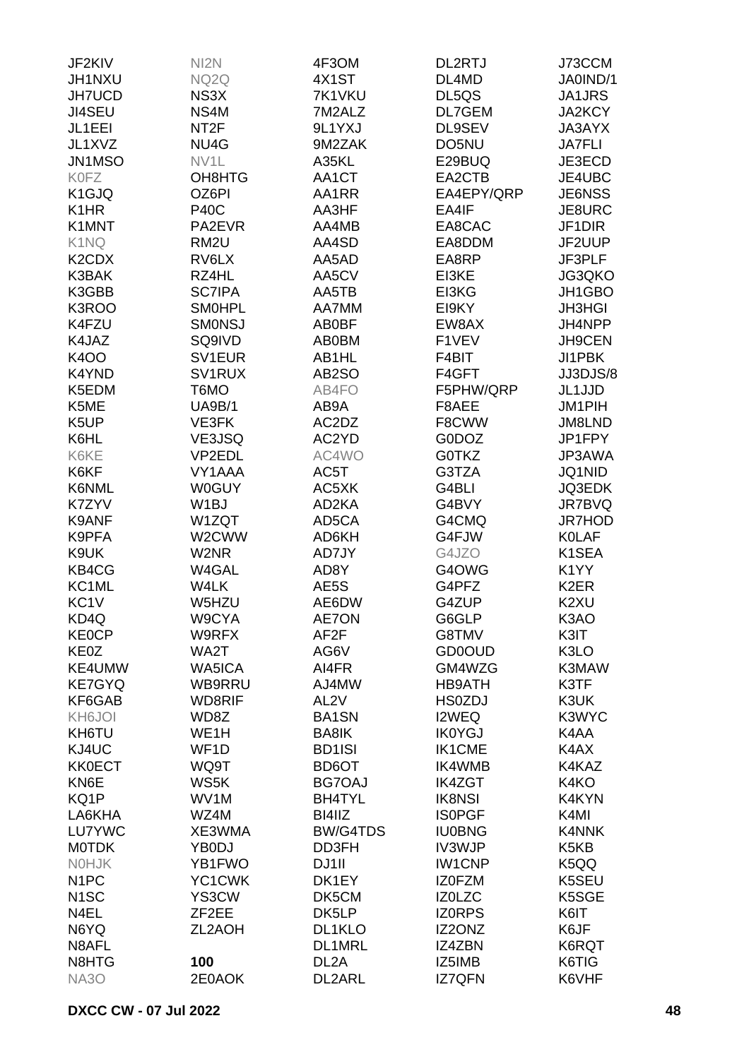JF2KIV
JH1NXU
JH7UCD
JI4SEU
JL1EEI
JL1XVZ
JN1MSO
K0FZ
K1GJQ
K1HR
K1MNT
K1NQ
K2CDX
K3BAK
K3GBB
K3ROO
K4FZU
K4JAZ
K4OO
K4YND
K5EDM
K5ME
K5UP
K6HL
K6KE
K6KF
K6NML
K7ZYV
K9ANF
K9PFA
K9UK
KB4CG
KC1ML
KC1V
KD4Q
KE0CP
KE0Z
KE4UMW
KE7GYQ
KF6GAB
KH6JOI
KH6TU
KJ4UC
KK0ECT
KN6E
KQ1P
LA6KHA
LU7YWC
M0TDK
N0HJK
N1PC
N1SC
N4EL
N6YQ
N8AFL
N8HTG
NA3O

NI2N
NQ2Q
NS3X
NS4M
NT2F
NU4G
NV1L
OH8HTG
OZ6PI
P40C
PA2EVR
RM2U
RV6LX
RZ4HL
SC7IPA
SM0HPL
SM0NSJ
SQ9IVD
SV1EUR
SV1RUX
T6MO
UA9B/1
VE3FK
VE3JSQ
VP2EDL
VY1AAA
W0GUY
W1BJ
W1ZQT
W2CWW
W2NR
W4GAL
W4LK
W5HZU
W9CYA
W9RFX
WA2T
WA5ICA
WB9RRU
WD8RIF
WD8Z
WE1H
WF1D
WQ9T
WS5K
WV1M
WZ4M
XE3WMA
YB0DJ
YB1FWO
YC1CWK
YS3CW
ZF2EE
ZL2AOH

**100**
2E0AOK

4F3OM
4X1ST
7K1VKU
7M2ALZ
9L1YXJ
9M2ZAK
A35KL
AA1CT
AA1RR
AA3HF
AA4MB
AA4SD
AA5AD
AA5CV
AA5TB
AA7MM
AB0BF
AB0BM
AB1HL
AB2SO
AB4FO
AB9A
AC2DZ
AC2YD
AC4WO
AC5T
AC5XK
AD2KA
AD5CA
AD6KH
AD7JY
AD8Y
AE5S
AE6DW
AE7ON
AF2F
AG6V
AI4FR
AJ4MW
AL2V
BA1SN
BA8IK
BD1ISI
BD6OT
BG7OAJ
BH4TYL
BI4IIZ
BW/G4TDS
DD3FH
DJ1II
DK1EY
DK5CM
DK5LP
DL1KLO
DL1MRL
DL2A
DL2ARL

DL2RTJ
DL4MD
DL5QS
DL7GEM
DL9SEV
DO5NU
E29BUQ
EA2CTB
EA4EPY/QRP
EA4IF
EA8CAC
EA8DDM
EA8RP
EI3KE
EI3KG
EI9KY
EW8AX
F1VEV
F4BIT
F4GFT
F5PHW/QRP
F8AEE
F8CWW
G0DOZ
G0TKZ
G3TZA
G4BLI
G4BVY
G4CMQ
G4FJW
G4JZO
G4OWG
G4PFZ
G4ZUP
G6GLP
G8TMV
GD0OUD
GM4WZG
HB9ATH
HS0ZDJ
I2WEQ
IK0YGJ
IK1CME
IK4WMB
IK4ZGT
IK8NSI
IS0PGF
IU0BNG
IV3WJP
IW1CNP
IZ0FZM
IZ0LZC
IZ0RPS
IZ2ONZ
IZ4ZBN
IZ5IMB
IZ7QFN

J73CCM
JA0IND/1
JA1JRS
JA2KCY
JA3AYX
JA7FLI
JE3ECD
JE4UBC
JE6NSS
JE8URC
JF1DIR
JF2UUP
JF3PLF
JG3QKO
JH1GBO
JH3HGI
JH4NPP
JH9CEN
JI1PBK
JJ3DJS/8
JL1JJD
JM1PIH
JM8LND
JP1FPY
JP3AWA
JQ1NID
JQ3EDK
JR7BVQ
JR7HOD
K0LAF
K1SEA
K1YY
K2ER
K2XU
K3AO
K3IT
K3LO
K3MAW
K3TF
K3UK
K3WYC
K4AA
K4AX
K4KAZ
K4KO
K4KYN
K4MI
K4NNK
K5KB
K5QQ
K5SEU
K5SGE
K6IT
K6JF
K6RQT
K6TIG
K6VHF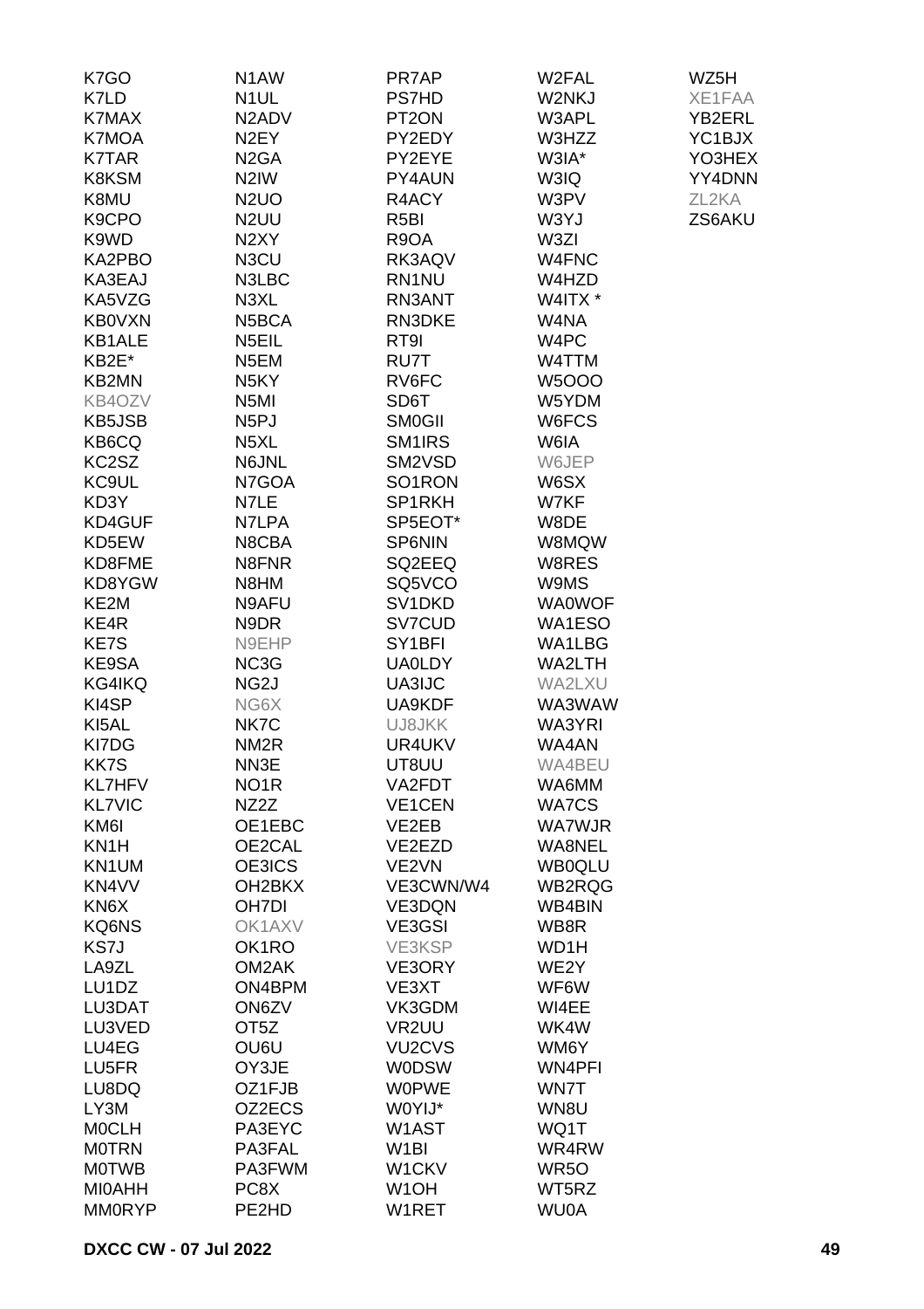K7GO
K7LD
K7MAX
K7MOA
K7TAR
K8KSM
K8MU
K9CPO
K9WD
KA2PBO
KA3EAJ
KA5VZG
KB0VXN
KB1ALE
KB2E*
KB2MN
KB4OZV
KB5JSB
KB6CQ
KC2SZ
KC9UL
KD3Y
KD4GUF
KD5EW
KD8FME
KD8YGW
KE2M
KE4R
KE7S
KE9SA
KG4IKQ
KI4SP
KI5AL
KI7DG
KK7S
KL7HFV
KL7VIC
KM6I
KN1H
KN1UM
KN4VV
KN6X
KQ6NS
KS7J
LA9ZL
LU1DZ
LU3DAT
LU3VED
LU4EG
LU5FR
LU8DQ
LY3M
M0CLH
M0TRN
M0TWB
MI0AHH
MM0RYP
N1AW
N1UL
N2ADV
N2EY
N2GA
N2IW
N2UO
N2UU
N2XY
N3CU
N3LBC
N3XL
N5BCA
N5EIL
N5EM
N5KY
N5MI
N5PJ
N5XL
N6JNL
N7GOA
N7LE
N7LPA
N8CBA
N8FNR
N8HM
N9AFU
N9DR
N9EHP
NC3G
NG2J
NG6X
NK7C
NM2R
NN3E
NO1R
NZ2Z
OE1EBC
OE2CAL
OE3ICS
OH2BKX
OH7DI
OK1AXV
OK1RO
OM2AK
ON4BPM
ON6ZV
OT5Z
OU6U
OY3JE
OZ1FJB
OZ2ECS
PA3EYC
PA3FAL
PA3FWM
PC8X
PE2HD
PR7AP
PS7HD
PT2ON
PY2EDY
PY2EYE
PY4AUN
R4ACY
R5BI
R9OA
RK3AQV
RN1NU
RN3ANT
RN3DKE
RT9I
RU7T
RV6FC
SD6T
SM0GII
SM1IRS
SM2VSD
SO1RON
SP1RKH
SP5EOT*
SP6NIN
SQ2EEQ
SQ5VCO
SV1DKD
SV7CUD
SY1BFI
UA0LDY
UA3IJC
UA9KDF
UJ8JKK
UR4UKV
UT8UU
VA2FDT
VE1CEN
VE2EB
VE2EZD
VE2VN
VE3CWN/W4
VE3DQN
VE3GSI
VE3KSP
VE3ORY
VE3XT
VK3GDM
VR2UU
VU2CVS
W0DSW
W0PWE
W0YIJ*
W1AST
W1BI
W1CKV
W1OH
W1RET
W2FAL
W2NKJ
W3APL
W3HZZ
W3IA*
W3IQ
W3PV
W3YJ
W3ZI
W4FNC
W4HZD
W4ITX *
W4NA
W4PC
W4TTM
W5OOO
W5YDM
W6FCS
W6IA
W6JEP
W6SX
W7KF
W8DE
W8MQW
W8RES
W9MS
WA0WOF
WA1ESO
WA1LBG
WA2LTH
WA2LXU
WA3WAW
WA3YRI
WA4AN
WA4BEU
WA6MM
WA7CS
WA7WJR
WA8NEL
WB0QLU
WB2RQG
WB4BIN
WB8R
WD1H
WE2Y
WF6W
WI4EE
WK4W
WM6Y
WN4PFI
WN7T
WN8U
WQ1T
WR4RW
WR5O
WT5RZ
WU0A
WZ5H
XE1FAA
YB2ERL
YC1BJX
YO3HEX
YY4DNN
ZL2KA
ZS6AKU